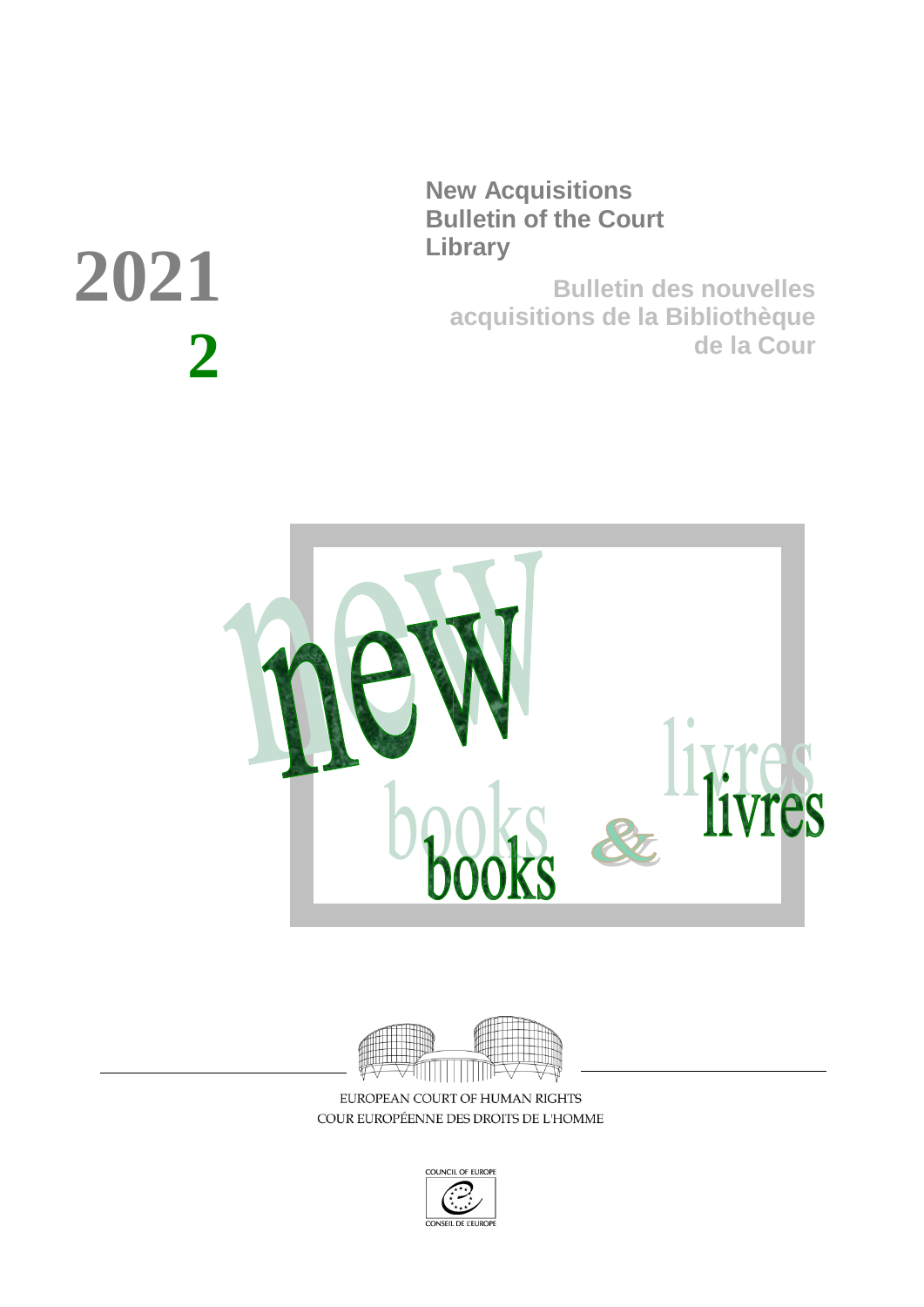# 2021

# 2

**New Acquisitions Bulletin of the Court Library**

**Bulletin des nouvelles acquisitions de la Bibliothèque de la Cour**

new books & livres

EUROPEAN COURT OF HUMAN RIGHTS
COUR EUROPÉENNE DES DROITS DE L'HOMME

COUNCIL OF EUROPE
CONSEIL DE L'EUROPE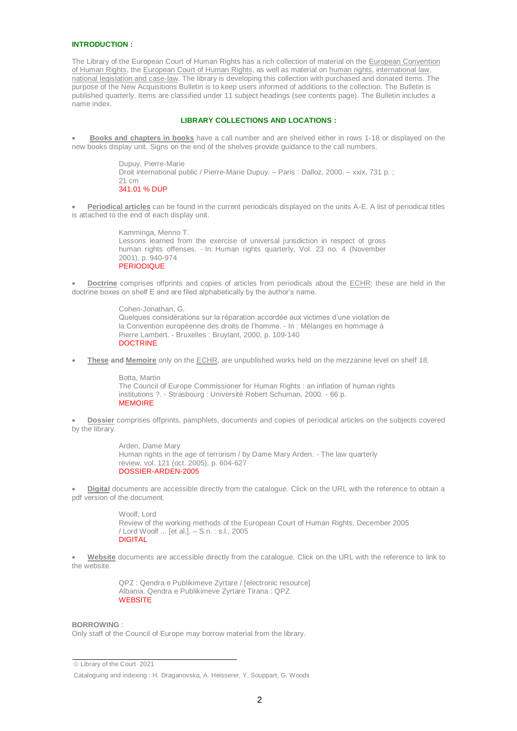**INTRODUCTION :**

The Library of the European Court of Human Rights has a rich collection of material on the European Convention of Human Rights, the European Court of Human Rights, as well as material on human rights, international law, national legislation and case-law. The library is developing this collection with purchased and donated items. The purpose of the New Acquisitions Bulletin is to keep users informed of additions to the collection. The Bulletin is published quarterly. Items are classified under 11 subject headings (see contents page). The Bulletin includes a name index.

**LIBRARY COLLECTIONS AND LOCATIONS :**

- **Books and chapters in books** have a call number and are shelved either in rows 1-18 or displayed on the new books display unit. Signs on the end of the shelves provide guidance to the call numbers.

  Dupuy, Pierre-Marie
  Droit international public / Pierre-Marie Dupuy. – Paris : Dalloz, 2000. – xxix, 731 p. ; 21 cm
  341.01 % DUP

- **Periodical articles** can be found in the current periodicals displayed on the units A-E. A list of periodical titles is attached to the end of each display unit.

  Kamminga, Menno T.
  Lessons learned from the exercise of universal jurisdiction in respect of gross human rights offenses. - In: Human rights quarterly, Vol. 23 no. 4 (November 2001), p. 940-974
  PERIODIQUE

- **Doctrine** comprises offprints and copies of articles from periodicals about the ECHR; these are held in the doctrine boxes on shelf E and are filed alphabetically by the author's name.

  Cohen-Jonathan, G.
  Quelques considérations sur la réparation accordée aux victimes d'une violation de la Convention européenne des droits de l'homme. - In : Mélanges en hommage à Pierre Lambert. - Bruxelles : Bruylant, 2000, p. 109-140
  DOCTRINE

- **These** and **Memoire** only on the ECHR, are unpublished works held on the mezzanine level on shelf 18.

  Botta, Martin
  The Council of Europe Commissioner for Human Rights : an inflation of human rights institutions ?. - Strasbourg : Université Robert Schuman, 2000. - 66 p.
  MEMOIRE

- **Dossier** comprises offprints, pamphlets, documents and copies of periodical articles on the subjects covered by the library.

  Arden, Dame Mary
  Human rights in the age of terrorism / by Dame Mary Arden. - The law quarterly review, vol. 121 (oct. 2005), p. 604-627
  DOSSIER-ARDEN-2005

- **Digital** documents are accessible directly from the catalogue. Click on the URL with the reference to obtain a pdf version of the document.

  Woolf, Lord
  Review of the working methods of the European Court of Human Rights, December 2005 / Lord Woolf ... [et al.]. – S.n. : s.l., 2005
  DIGITAL

- **Website** documents are accessible directly from the catalogue. Click on the URL with the reference to link to the website.

  QPZ : Qendra e Publikimeve Zyrtare / [electronic resource]
  Albania. Qendra e Publikimeve Zyrtare Tirana : QPZ
  WEBSITE

**BORROWING** :
Only staff of the Council of Europe may borrow material from the library.

© Library of the Court 2021

Cataloguing and indexing : H. Draganovska, A. Heisserer, Y. Souppart, G. Woods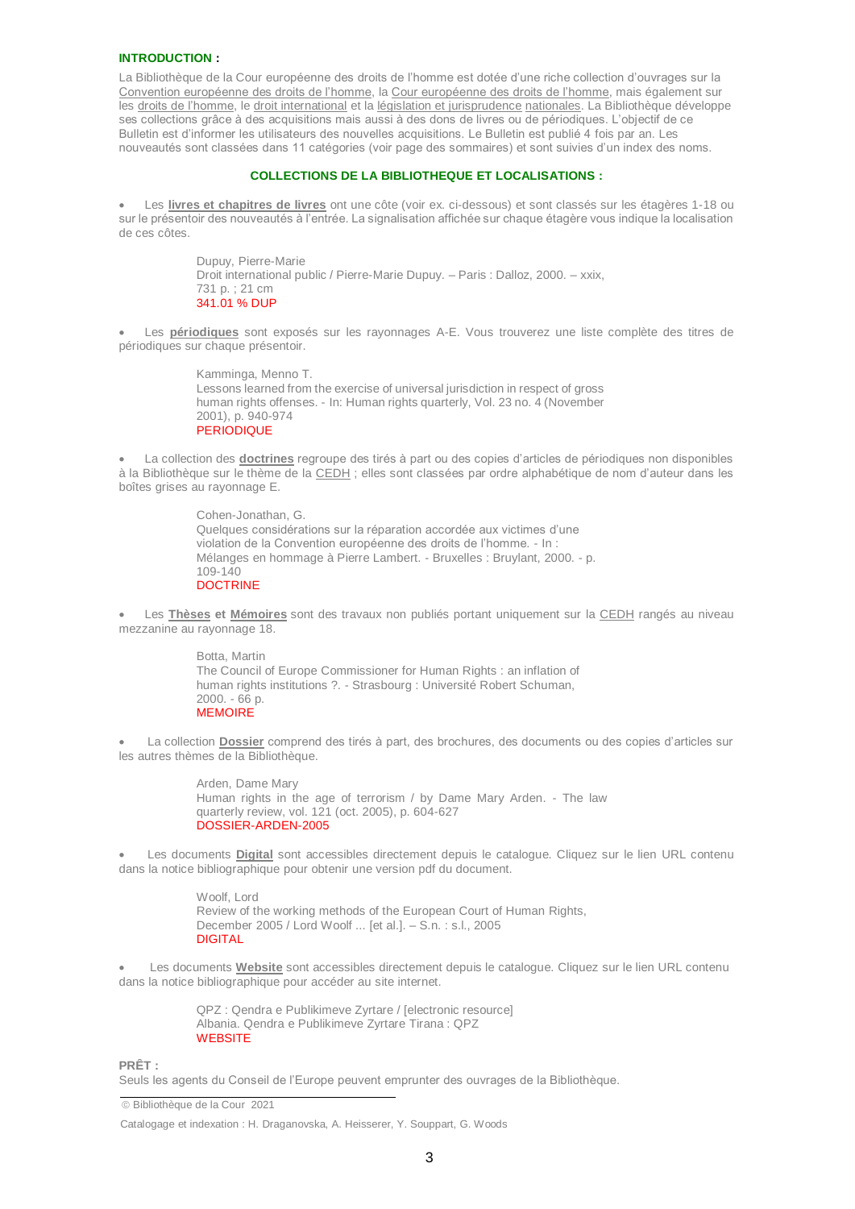## INTRODUCTION :

La Bibliothèque de la Cour européenne des droits de l'homme est dotée d'une riche collection d'ouvrages sur la Convention européenne des droits de l'homme, la Cour européenne des droits de l'homme, mais également sur les droits de l'homme, le droit international et la législation et jurisprudence nationales. La Bibliothèque développe ses collections grâce à des acquisitions mais aussi à des dons de livres ou de périodiques. L'objectif de ce Bulletin est d'informer les utilisateurs des nouvelles acquisitions. Le Bulletin est publié 4 fois par an. Les nouveautés sont classées dans 11 catégories (voir page des sommaires) et sont suivies d'un index des noms.

## COLLECTIONS DE LA BIBLIOTHEQUE ET LOCALISATIONS :

- Les **livres et chapitres de livres** ont une côte (voir ex. ci-dessous) et sont classés sur les étagères 1-18 ou sur le présentoir des nouveautés à l'entrée. La signalisation affichée sur chaque étagère vous indique la localisation de ces côtes.

  > Dupuy, Pierre-Marie
  > Droit international public / Pierre-Marie Dupuy. – Paris : Dalloz, 2000. – xxix, 731 p. ; 21 cm
  > 341.01 % DUP

- Les **périodiques** sont exposés sur les rayonnages A-E. Vous trouverez une liste complète des titres de périodiques sur chaque présentoir.

  > Kamminga, Menno T.
  > Lessons learned from the exercise of universal jurisdiction in respect of gross human rights offenses. - In: Human rights quarterly, Vol. 23 no. 4 (November 2001), p. 940-974
  > PERIODIQUE

- La collection des **doctrines** regroupe des tirés à part ou des copies d'articles de périodiques non disponibles à la Bibliothèque sur le thème de la CEDH ; elles sont classées par ordre alphabétique de nom d'auteur dans les boîtes grises au rayonnage E.

  > Cohen-Jonathan, G.
  > Quelques considérations sur la réparation accordée aux victimes d'une violation de la Convention européenne des droits de l'homme. - In : Mélanges en hommage à Pierre Lambert. - Bruxelles : Bruylant, 2000. - p. 109-140
  > DOCTRINE

- Les **Thèses** et **Mémoires** sont des travaux non publiés portant uniquement sur la CEDH rangés au niveau mezzanine au rayonnage 18.

  > Botta, Martin
  > The Council of Europe Commissioner for Human Rights : an inflation of human rights institutions ?. - Strasbourg : Université Robert Schuman, 2000. - 66 p.
  > MEMOIRE

- La collection **Dossier** comprend des tirés à part, des brochures, des documents ou des copies d'articles sur les autres thèmes de la Bibliothèque.

  > Arden, Dame Mary
  > Human rights in the age of terrorism / by Dame Mary Arden. - The law quarterly review, vol. 121 (oct. 2005), p. 604-627
  > DOSSIER-ARDEN-2005

- Les documents **Digital** sont accessibles directement depuis le catalogue. Cliquez sur le lien URL contenu dans la notice bibliographique pour obtenir une version pdf du document.

  > Woolf, Lord
  > Review of the working methods of the European Court of Human Rights, December 2005 / Lord Woolf ... [et al.]. – S.n. : s.l., 2005
  > DIGITAL

- Les documents **Website** sont accessibles directement depuis le catalogue. Cliquez sur le lien URL contenu dans la notice bibliographique pour accéder au site internet.

  > QPZ : Qendra e Publikimeve Zyrtare / [electronic resource]
  > Albania. Qendra e Publikimeve Zyrtare Tirana : QPZ
  > WEBSITE

**PRÊT :**

Seuls les agents du Conseil de l'Europe peuvent emprunter des ouvrages de la Bibliothèque.

© Bibliothèque de la Cour 2021

Catalogage et indexation : H. Draganovska, A. Heisserer, Y. Souppart, G. Woods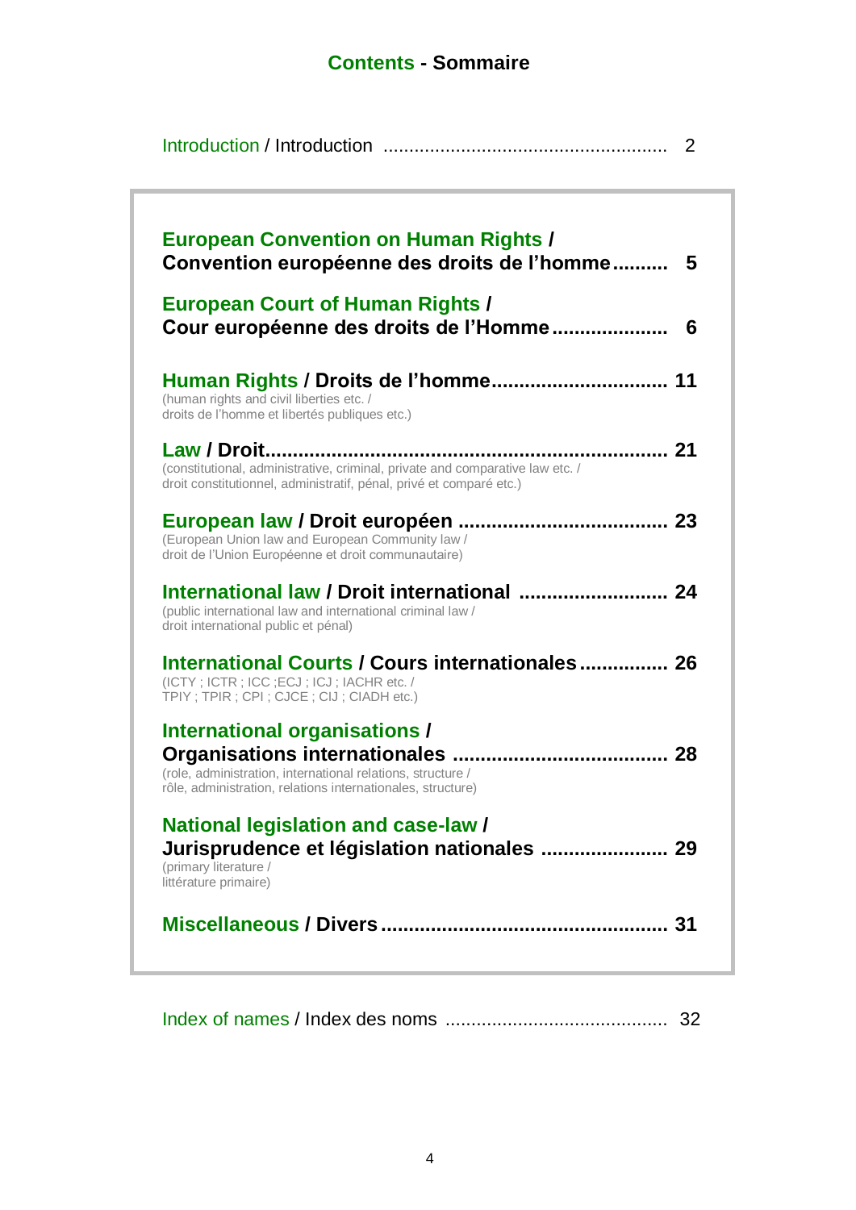# Contents - Sommaire

Introduction / Introduction ...................................................... 2

**European Convention on Human Rights / Convention européenne des droits de l'homme.......... 5**

**European Court of Human Rights / Cour européenne des droits de l'Homme.................... 6**

**Human Rights / Droits de l'homme............................... 11**
(human rights and civil liberties etc. / droits de l'homme et libertés publiques etc.)

**Law / Droit....................................................................... 21**
(constitutional, administrative, criminal, private and comparative law etc. / droit constitutionnel, administratif, pénal, privé et comparé etc.)

**European law / Droit européen ..................................... 23**
(European Union law and European Community law / droit de l'Union Européenne et droit communautaire)

**International law / Droit international .......................... 24**
(public international law and international criminal law / droit international public et pénal)

**International Courts / Cours internationales ................ 26**
(ICTY ; ICTR ; ICC ;ECJ ; ICJ ; IACHR etc. / TPIY ; TPIR ; CPI ; CJCE ; CIJ ; CIADH etc.)

**International organisations / Organisations internationales ...................................... 28**
(role, administration, international relations, structure / rôle, administration, relations internationales, structure)

**National legislation and case-law / Jurisprudence et législation nationales ...................... 29**
(primary literature / littérature primaire)

**Miscellaneous / Divers .................................................. 31**

Index of names / Index des noms .......................................... 32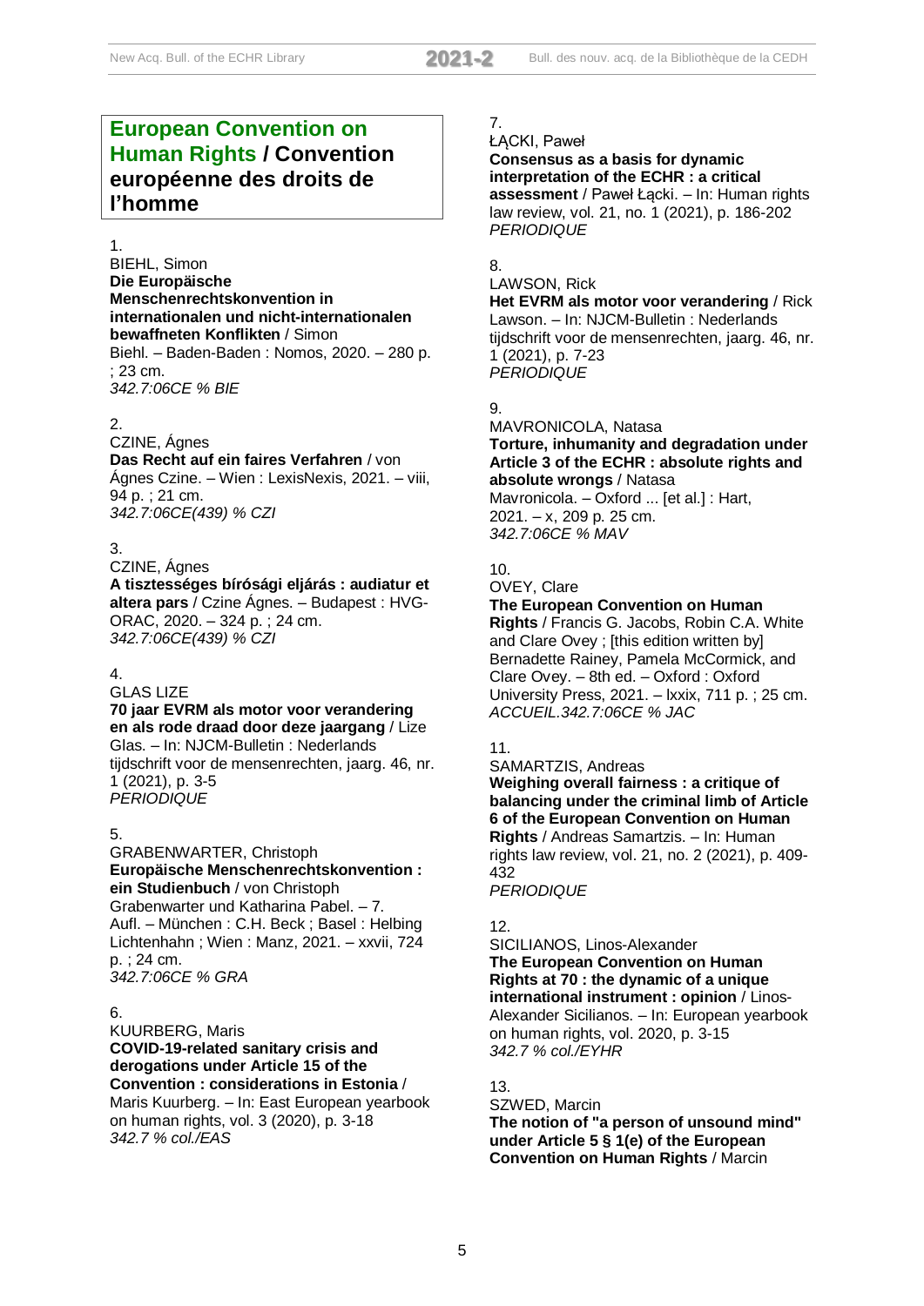## **European Convention on Human Rights / Convention européenne des droits de l'homme**

1.
BIEHL, Simon
**Die Europäische Menschenrechtskonvention in internationalen und nicht-internationalen bewaffneten Konflikten** / Simon Biehl. – Baden-Baden : Nomos, 2020. – 280 p. ; 23 cm.
*342.7:06CE % BIE*

2.
CZINE, Ágnes
**Das Recht auf ein faires Verfahren** / von Ágnes Czine. – Wien : LexisNexis, 2021. – viii, 94 p. ; 21 cm.
*342.7:06CE(439) % CZI*

3.
CZINE, Ágnes
**A tisztességes bírósági eljárás : audiatur et altera pars** / Czine Ágnes. – Budapest : HVG-ORAC, 2020. – 324 p. ; 24 cm.
*342.7:06CE(439) % CZI*

4.
GLAS LIZE
**70 jaar EVRM als motor voor verandering en als rode draad door deze jaargang** / Lize Glas. – In: NJCM-Bulletin : Nederlands tijdschrift voor de mensenrechten, jaarg. 46, nr. 1 (2021), p. 3-5
*PERIODIQUE*

5.
GRABENWARTER, Christoph
**Europäische Menschenrechtskonvention : ein Studienbuch** / von Christoph Grabenwarter und Katharina Pabel. – 7. Aufl. – München : C.H. Beck ; Basel : Helbing Lichtenhahn ; Wien : Manz, 2021. – xxvii, 724 p. ; 24 cm.
*342.7:06CE % GRA*

6.
KUURBERG, Maris
**COVID-19-related sanitary crisis and derogations under Article 15 of the Convention : considerations in Estonia** / Maris Kuurberg. – In: East European yearbook on human rights, vol. 3 (2020), p. 3-18
*342.7 % col./EAS*

7.
ŁĄCKI, Paweł
**Consensus as a basis for dynamic interpretation of the ECHR : a critical assessment** / Paweł Łącki. – In: Human rights law review, vol. 21, no. 1 (2021), p. 186-202
*PERIODIQUE*

8.
LAWSON, Rick
**Het EVRM als motor voor verandering** / Rick Lawson. – In: NJCM-Bulletin : Nederlands tijdschrift voor de mensenrechten, jaarg. 46, nr. 1 (2021), p. 7-23
*PERIODIQUE*

9.
MAVRONICOLA, Natasa
**Torture, inhumanity and degradation under Article 3 of the ECHR : absolute rights and absolute wrongs** / Natasa Mavronicola. – Oxford ... [et al.] : Hart, 2021. – x, 209 p. 25 cm.
*342.7:06CE % MAV*

10.
OVEY, Clare
**The European Convention on Human Rights** / Francis G. Jacobs, Robin C.A. White and Clare Ovey ; [this edition written by] Bernadette Rainey, Pamela McCormick, and Clare Ovey. – 8th ed. – Oxford : Oxford University Press, 2021. – lxxix, 711 p. ; 25 cm.
*ACCUEIL.342.7:06CE % JAC*

11.
SAMARTZIS, Andreas
**Weighing overall fairness : a critique of balancing under the criminal limb of Article 6 of the European Convention on Human Rights** / Andreas Samartzis. – In: Human rights law review, vol. 21, no. 2 (2021), p. 409-432
*PERIODIQUE*

12.
SICILIANOS, Linos-Alexander
**The European Convention on Human Rights at 70 : the dynamic of a unique international instrument : opinion** / Linos-Alexander Sicilianos. – In: European yearbook on human rights, vol. 2020, p. 3-15
*342.7 % col./EYHR*

13.
SZWED, Marcin
**The notion of "a person of unsound mind" under Article 5 § 1(e) of the European Convention on Human Rights** / Marcin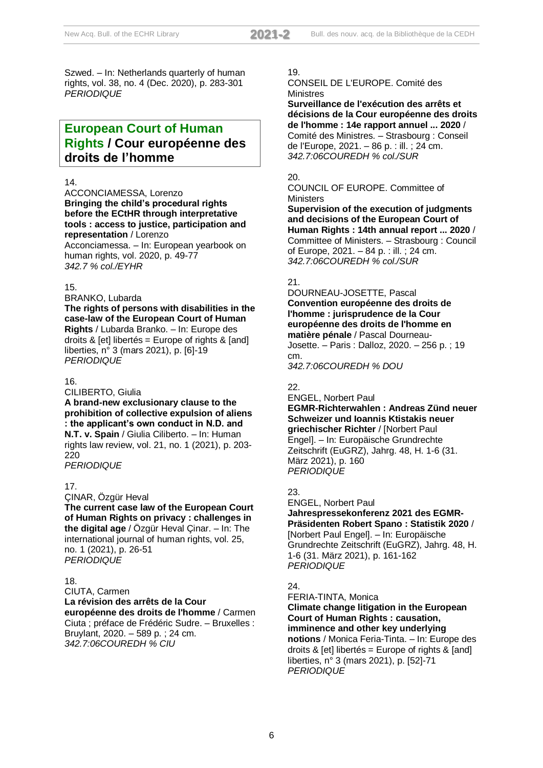Szwed. – In: Netherlands quarterly of human rights, vol. 38, no. 4 (Dec. 2020), p. 283-301
*PERIODIQUE*

## European Court of Human Rights / Cour européenne des droits de l'homme

14.
ACCONCIAMESSA, Lorenzo
**Bringing the child's procedural rights before the ECtHR through interpretative tools : access to justice, participation and representation** / Lorenzo Acconciamessa. – In: European yearbook on human rights, vol. 2020, p. 49-77
*342.7 % col./EYHR*

15.
BRANKO, Lubarda
**The rights of persons with disabilities in the case-law of the European Court of Human Rights** / Lubarda Branko. – In: Europe des droits & [et] libertés = Europe of rights & [and] liberties, n° 3 (mars 2021), p. [6]-19
*PERIODIQUE*

16.
CILIBERTO, Giulia
**A brand-new exclusionary clause to the prohibition of collective expulsion of aliens : the applicant's own conduct in N.D. and N.T. v. Spain** / Giulia Ciliberto. – In: Human rights law review, vol. 21, no. 1 (2021), p. 203-220
*PERIODIQUE*

17.
ÇINAR, Özgür Heval
**The current case law of the European Court of Human Rights on privacy : challenges in the digital age** / Özgür Heval Çinar. – In: The international journal of human rights, vol. 25, no. 1 (2021), p. 26-51
*PERIODIQUE*

18.
CIUTA, Carmen
**La révision des arrêts de la Cour européenne des droits de l'homme** / Carmen Ciuta ; préface de Frédéric Sudre. – Bruxelles : Bruylant, 2020. – 589 p. ; 24 cm.
*342.7:06COUREDH % CIU*

19.
CONSEIL DE L'EUROPE. Comité des Ministres
**Surveillance de l'exécution des arrêts et décisions de la Cour européenne des droits de l'homme : 14e rapport annuel ... 2020** / Comité des Ministres. – Strasbourg : Conseil de l'Europe, 2021. – 86 p. : ill. ; 24 cm.
*342.7:06COUREDH % col./SUR*

20.
COUNCIL OF EUROPE. Committee of Ministers
**Supervision of the execution of judgments and decisions of the European Court of Human Rights : 14th annual report ... 2020** / Committee of Ministers. – Strasbourg : Council of Europe, 2021. – 84 p. : ill. ; 24 cm.
*342.7:06COUREDH % col./SUR*

21.
DOURNEAU-JOSETTE, Pascal
**Convention européenne des droits de l'homme : jurisprudence de la Cour européenne des droits de l'homme en matière pénale** / Pascal Dourneau-Josette. – Paris : Dalloz, 2020. – 256 p. ; 19 cm.
*342.7:06COUREDH % DOU*

22.
ENGEL, Norbert Paul
**EGMR-Richterwahlen : Andreas Zünd neuer Schweizer und Ioannis Ktistakis neuer griechischer Richter** / [Norbert Paul Engel]. – In: Europäische Grundrechte Zeitschrift (EuGRZ), Jahrg. 48, H. 1-6 (31. März 2021), p. 160
*PERIODIQUE*

23.
ENGEL, Norbert Paul
**Jahrespressekonferenz 2021 des EGMR-Präsidenten Robert Spano : Statistik 2020** / [Norbert Paul Engel]. – In: Europäische Grundrechte Zeitschrift (EuGRZ), Jahrg. 48, H. 1-6 (31. März 2021), p. 161-162
*PERIODIQUE*

24.
FERIA-TINTA, Monica
**Climate change litigation in the European Court of Human Rights : causation, imminence and other key underlying notions** / Monica Feria-Tinta. – In: Europe des droits & [et] libertés = Europe of rights & [and] liberties, n° 3 (mars 2021), p. [52]-71
*PERIODIQUE*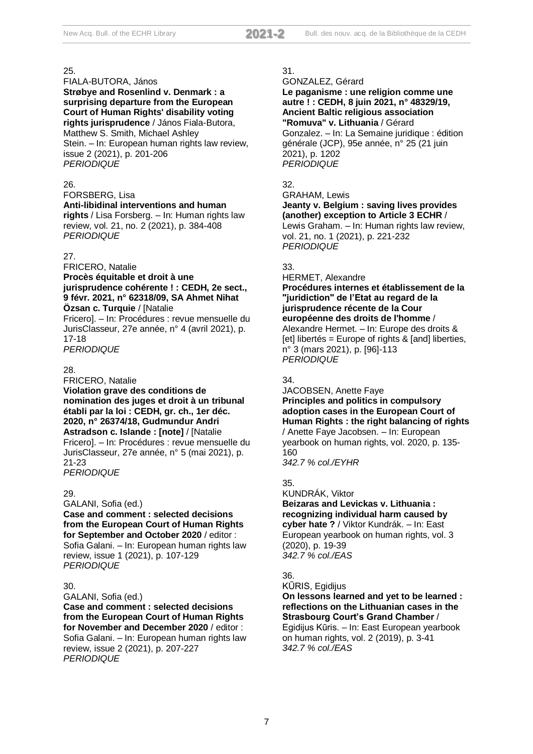25.

FIALA-BUTORA, János

**Strøbye and Rosenlind v. Denmark : a surprising departure from the European Court of Human Rights' disability voting rights jurisprudence** / János Fiala-Butora, Matthew S. Smith, Michael Ashley Stein. – In: European human rights law review, issue 2 (2021), p. 201-206

*PERIODIQUE*

26.

FORSBERG, Lisa

**Anti-libidinal interventions and human rights** / Lisa Forsberg. – In: Human rights law review, vol. 21, no. 2 (2021), p. 384-408

*PERIODIQUE*

27.

FRICERO, Natalie

**Procès équitable et droit à une jurisprudence cohérente ! : CEDH, 2e sect., 9 févr. 2021, n° 62318/09, SA Ahmet Nihat Özsan c. Turquie** / [Natalie Fricero]. – In: Procédures : revue mensuelle du JurisClasseur, 27e année, n° 4 (avril 2021), p. 17-18

*PERIODIQUE*

28.

FRICERO, Natalie

**Violation grave des conditions de nomination des juges et droit à un tribunal établi par la loi : CEDH, gr. ch., 1er déc. 2020, n° 26374/18, Gudmundur Andri Astradson c. Islande : [note]** / [Natalie Fricero]. – In: Procédures : revue mensuelle du JurisClasseur, 27e année, n° 5 (mai 2021), p. 21-23

*PERIODIQUE*

29.

GALANI, Sofia (ed.)

**Case and comment : selected decisions from the European Court of Human Rights for September and October 2020** / editor : Sofia Galani. – In: European human rights law review, issue 1 (2021), p. 107-129

*PERIODIQUE*

30.

GALANI, Sofia (ed.)

**Case and comment : selected decisions from the European Court of Human Rights for November and December 2020** / editor : Sofia Galani. – In: European human rights law review, issue 2 (2021), p. 207-227

*PERIODIQUE*

31.

GONZALEZ, Gérard

**Le paganisme : une religion comme une autre ! : CEDH, 8 juin 2021, n° 48329/19, Ancient Baltic religious association "Romuva" v. Lithuania** / Gérard Gonzalez. – In: La Semaine juridique : édition générale (JCP), 95e année, n° 25 (21 juin 2021), p. 1202

*PERIODIQUE*

32.

GRAHAM, Lewis

**Jeanty v. Belgium : saving lives provides (another) exception to Article 3 ECHR** / Lewis Graham. – In: Human rights law review, vol. 21, no. 1 (2021), p. 221-232

*PERIODIQUE*

33.

HERMET, Alexandre

**Procédures internes et établissement de la "juridiction" de l'Etat au regard de la jurisprudence récente de la Cour européenne des droits de l'homme** / Alexandre Hermet. – In: Europe des droits & [et] libertés = Europe of rights & [and] liberties, n° 3 (mars 2021), p. [96]-113

*PERIODIQUE*

34.

JACOBSEN, Anette Faye

**Principles and politics in compulsory adoption cases in the European Court of Human Rights : the right balancing of rights** / Anette Faye Jacobsen. – In: European yearbook on human rights, vol. 2020, p. 135-160

*342.7 % col./EYHR*

35.

KUNDRÁK, Viktor

**Beizaras and Levickas v. Lithuania : recognizing individual harm caused by cyber hate ?** / Viktor Kundrák. – In: East European yearbook on human rights, vol. 3 (2020), p. 19-39

*342.7 % col./EAS*

36.

KŪRIS, Egidijus

**On lessons learned and yet to be learned : reflections on the Lithuanian cases in the Strasbourg Court's Grand Chamber** / Egidijus Kūris. – In: East European yearbook on human rights, vol. 2 (2019), p. 3-41

*342.7 % col./EAS*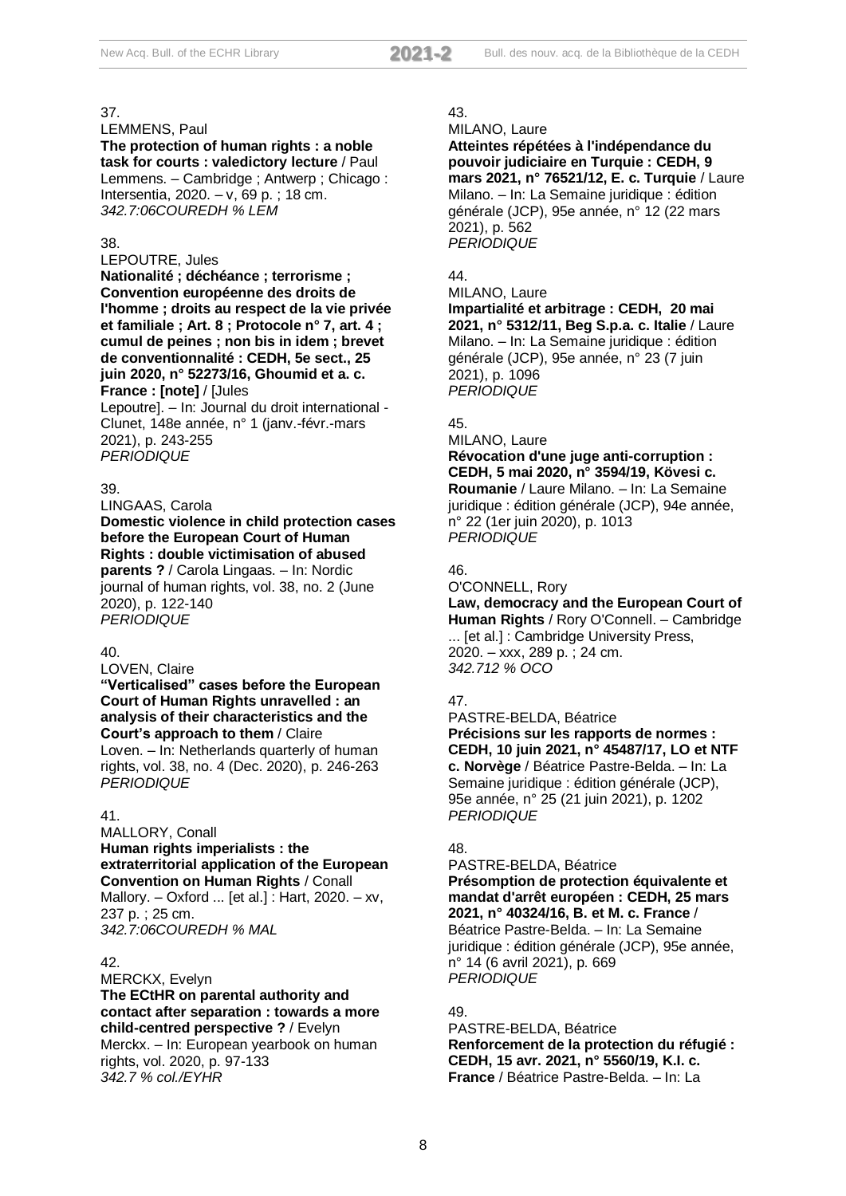37.
LEMMENS, Paul
**The protection of human rights : a noble task for courts : valedictory lecture** / Paul Lemmens. – Cambridge ; Antwerp ; Chicago : Intersentia, 2020. – v, 69 p. ; 18 cm.
*342.7:06COUREDH % LEM*

38.
LEPOUTRE, Jules
**Nationalité ; déchéance ; terrorisme ; Convention européenne des droits de l'homme ; droits au respect de la vie privée et familiale ; Art. 8 ; Protocole n° 7, art. 4 ; cumul de peines ; non bis in idem ; brevet de conventionnalité : CEDH, 5e sect., 25 juin 2020, n° 52273/16, Ghoumid et a. c. France : [note]** / [Jules Lepoutre]. – In: Journal du droit international - Clunet, 148e année, n° 1 (janv.-févr.-mars 2021), p. 243-255
*PERIODIQUE*

39.
LINGAAS, Carola
**Domestic violence in child protection cases before the European Court of Human Rights : double victimisation of abused parents ?** / Carola Lingaas. – In: Nordic journal of human rights, vol. 38, no. 2 (June 2020), p. 122-140
*PERIODIQUE*

40.
LOVEN, Claire
**"Verticalised" cases before the European Court of Human Rights unravelled : an analysis of their characteristics and the Court's approach to them** / Claire Loven. – In: Netherlands quarterly of human rights, vol. 38, no. 4 (Dec. 2020), p. 246-263
*PERIODIQUE*

41.
MALLORY, Conall
**Human rights imperialists : the extraterritorial application of the European Convention on Human Rights** / Conall Mallory. – Oxford ... [et al.] : Hart, 2020. – xv, 237 p. ; 25 cm.
*342.7:06COUREDH % MAL*

42.
MERCKX, Evelyn
**The ECtHR on parental authority and contact after separation : towards a more child-centred perspective ?** / Evelyn Merckx. – In: European yearbook on human rights, vol. 2020, p. 97-133
*342.7 % col./EYHR*

43.
MILANO, Laure
**Atteintes répétées à l'indépendance du pouvoir judiciaire en Turquie : CEDH, 9 mars 2021, n° 76521/12, E. c. Turquie** / Laure Milano. – In: La Semaine juridique : édition générale (JCP), 95e année, n° 12 (22 mars 2021), p. 562
*PERIODIQUE*

44.
MILANO, Laure
**Impartialité et arbitrage : CEDH, 20 mai 2021, n° 5312/11, Beg S.p.a. c. Italie** / Laure Milano. – In: La Semaine juridique : édition générale (JCP), 95e année, n° 23 (7 juin 2021), p. 1096
*PERIODIQUE*

45.
MILANO, Laure
**Révocation d'une juge anti-corruption : CEDH, 5 mai 2020, n° 3594/19, Kövesi c. Roumanie** / Laure Milano. – In: La Semaine juridique : édition générale (JCP), 94e année, n° 22 (1er juin 2020), p. 1013
*PERIODIQUE*

46.
O'CONNELL, Rory
**Law, democracy and the European Court of Human Rights** / Rory O'Connell. – Cambridge ... [et al.] : Cambridge University Press, 2020. – xxx, 289 p. ; 24 cm.
*342.712 % OCO*

47.
PASTRE-BELDA, Béatrice
**Précisions sur les rapports de normes : CEDH, 10 juin 2021, n° 45487/17, LO et NTF c. Norvège** / Béatrice Pastre-Belda. – In: La Semaine juridique : édition générale (JCP), 95e année, n° 25 (21 juin 2021), p. 1202
*PERIODIQUE*

48.
PASTRE-BELDA, Béatrice
**Présomption de protection équivalente et mandat d'arrêt européen : CEDH, 25 mars 2021, n° 40324/16, B. et M. c. France** / Béatrice Pastre-Belda. – In: La Semaine juridique : édition générale (JCP), 95e année, n° 14 (6 avril 2021), p. 669
*PERIODIQUE*

49.
PASTRE-BELDA, Béatrice
**Renforcement de la protection du réfugié : CEDH, 15 avr. 2021, n° 5560/19, K.I. c. France** / Béatrice Pastre-Belda. – In: La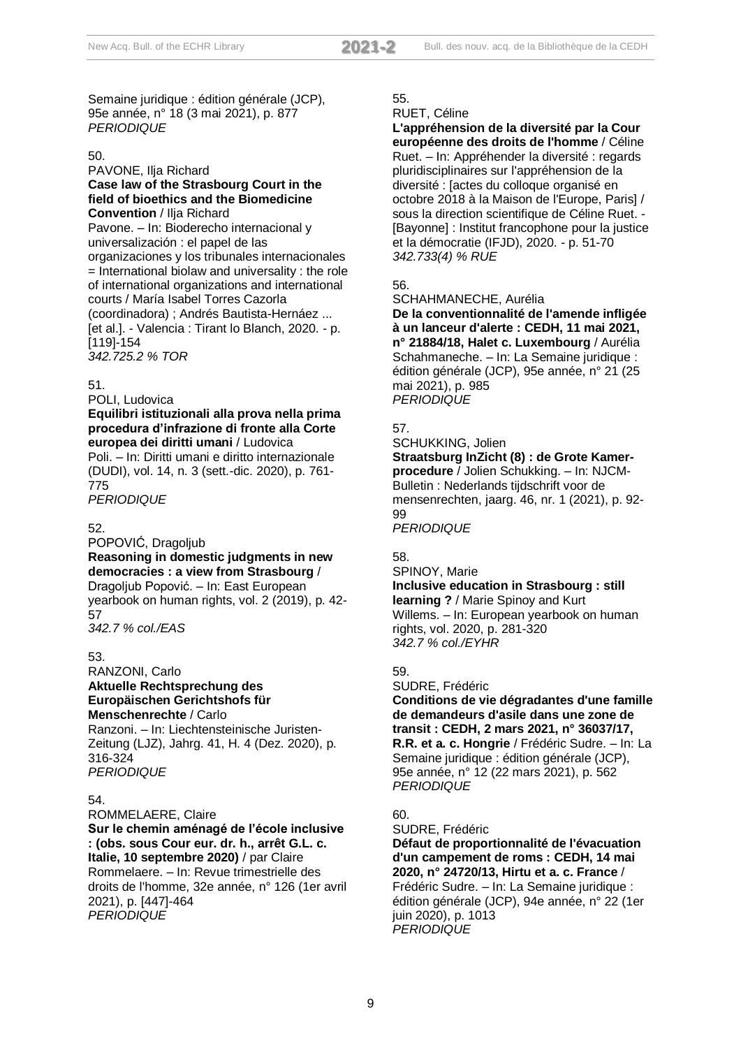Semaine juridique : édition générale (JCP), 95e année, n° 18 (3 mai 2021), p. 877
*PERIODIQUE*

50.
PAVONE, Ilja Richard
**Case law of the Strasbourg Court in the field of bioethics and the Biomedicine Convention** / Ilja Richard Pavone. – In: Bioderecho internacional y universalización : el papel de las organizaciones y los tribunales internacionales = International biolaw and universality : the role of international organizations and international courts / María Isabel Torres Cazorla (coordinadora) ; Andrés Bautista-Hernáez ... [et al.]. - Valencia : Tirant lo Blanch, 2020. - p. [119]-154
*342.725.2 % TOR*

51.
POLI, Ludovica
**Equilibri istituzionali alla prova nella prima procedura d'infrazione di fronte alla Corte europea dei diritti umani** / Ludovica Poli. – In: Diritti umani e diritto internazionale (DUDI), vol. 14, n. 3 (sett.-dic. 2020), p. 761-775
*PERIODIQUE*

52.
POPOVIĆ, Dragoljub
**Reasoning in domestic judgments in new democracies : a view from Strasbourg** / Dragoljub Popović. – In: East European yearbook on human rights, vol. 2 (2019), p. 42-57
*342.7 % col./EAS*

53.
RANZONI, Carlo
**Aktuelle Rechtsprechung des Europäischen Gerichtshofs für Menschenrechte** / Carlo Ranzoni. – In: Liechtensteinische Juristen-Zeitung (LJZ), Jahrg. 41, H. 4 (Dez. 2020), p. 316-324
*PERIODIQUE*

54.
ROMMELAERE, Claire
**Sur le chemin aménagé de l'école inclusive : (obs. sous Cour eur. dr. h., arrêt G.L. c. Italie, 10 septembre 2020)** / par Claire Rommelaere. – In: Revue trimestrielle des droits de l'homme, 32e année, n° 126 (1er avril 2021), p. [447]-464
*PERIODIQUE*

55.
RUET, Céline
**L'appréhension de la diversité par la Cour européenne des droits de l'homme** / Céline Ruet. – In: Appréhender la diversité : regards pluridisciplinaires sur l'appréhension de la diversité : [actes du colloque organisé en octobre 2018 à la Maison de l'Europe, Paris] / sous la direction scientifique de Céline Ruet. - [Bayonne] : Institut francophone pour la justice et la démocratie (IFJD), 2020. - p. 51-70
*342.733(4) % RUE*

56.
SCHAHMANECHE, Aurélia
**De la conventionnalité de l'amende infligée à un lanceur d'alerte : CEDH, 11 mai 2021, n° 21884/18, Halet c. Luxembourg** / Aurélia Schahmaneche. – In: La Semaine juridique : édition générale (JCP), 95e année, n° 21 (25 mai 2021), p. 985
*PERIODIQUE*

57.
SCHUKKING, Jolien
**Straatsburg InZicht (8) : de Grote Kamer-procedure** / Jolien Schukking. – In: NJCM-Bulletin : Nederlands tijdschrift voor de mensenrechten, jaarg. 46, nr. 1 (2021), p. 92-99
*PERIODIQUE*

58.
SPINOY, Marie
**Inclusive education in Strasbourg : still learning ?** / Marie Spinoy and Kurt Willems. – In: European yearbook on human rights, vol. 2020, p. 281-320
*342.7 % col./EYHR*

59.
SUDRE, Frédéric
**Conditions de vie dégradantes d'une famille de demandeurs d'asile dans une zone de transit : CEDH, 2 mars 2021, n° 36037/17, R.R. et a. c. Hongrie** / Frédéric Sudre. – In: La Semaine juridique : édition générale (JCP), 95e année, n° 12 (22 mars 2021), p. 562
*PERIODIQUE*

60.
SUDRE, Frédéric
**Défaut de proportionnalité de l'évacuation d'un campement de roms : CEDH, 14 mai 2020, n° 24720/13, Hirtu et a. c. France** / Frédéric Sudre. – In: La Semaine juridique : édition générale (JCP), 94e année, n° 22 (1er juin 2020), p. 1013
*PERIODIQUE*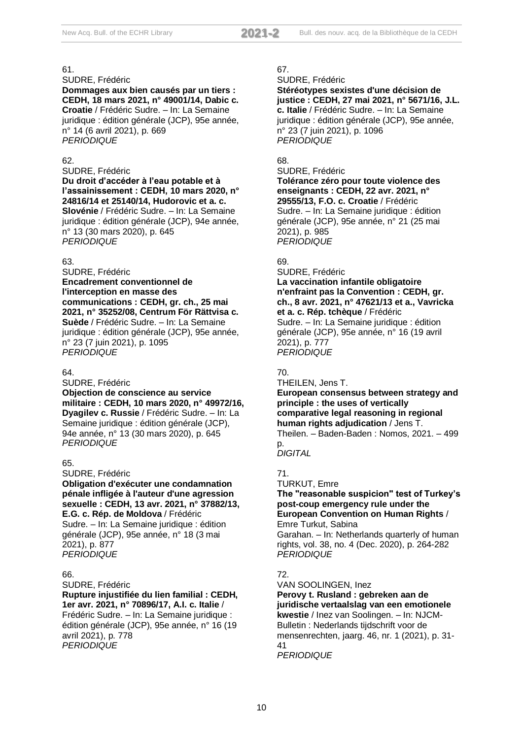61.
SUDRE, Frédéric
**Dommages aux bien causés par un tiers : CEDH, 18 mars 2021, n° 49001/14, Dabic c. Croatie** / Frédéric Sudre. – In: La Semaine juridique : édition générale (JCP), 95e année, n° 14 (6 avril 2021), p. 669
*PERIODIQUE*

62.
SUDRE, Frédéric
**Du droit d'accéder à l'eau potable et à l'assainissement : CEDH, 10 mars 2020, n° 24816/14 et 25140/14, Hudorovic et a. c. Slovénie** / Frédéric Sudre. – In: La Semaine juridique : édition générale (JCP), 94e année, n° 13 (30 mars 2020), p. 645
*PERIODIQUE*

63.
SUDRE, Frédéric
**Encadrement conventionnel de l'interception en masse des communications : CEDH, gr. ch., 25 mai 2021, n° 35252/08, Centrum För Rättvisa c. Suède** / Frédéric Sudre. – In: La Semaine juridique : édition générale (JCP), 95e année, n° 23 (7 juin 2021), p. 1095
*PERIODIQUE*

64.
SUDRE, Frédéric
**Objection de conscience au service militaire : CEDH, 10 mars 2020, n° 49972/16, Dyagilev c. Russie** / Frédéric Sudre. – In: La Semaine juridique : édition générale (JCP), 94e année, n° 13 (30 mars 2020), p. 645
*PERIODIQUE*

65.
SUDRE, Frédéric
**Obligation d'exécuter une condamnation pénale infligée à l'auteur d'une agression sexuelle : CEDH, 13 avr. 2021, n° 37882/13, E.G. c. Rép. de Moldova** / Frédéric Sudre. – In: La Semaine juridique : édition générale (JCP), 95e année, n° 18 (3 mai 2021), p. 877
*PERIODIQUE*

66.
SUDRE, Frédéric
**Rupture injustifiée du lien familial : CEDH, 1er avr. 2021, n° 70896/17, A.I. c. Italie** / Frédéric Sudre. – In: La Semaine juridique : édition générale (JCP), 95e année, n° 16 (19 avril 2021), p. 778
*PERIODIQUE*

67.
SUDRE, Frédéric
**Stéréotypes sexistes d'une décision de justice : CEDH, 27 mai 2021, n° 5671/16, J.L. c. Italie** / Frédéric Sudre. – In: La Semaine juridique : édition générale (JCP), 95e année, n° 23 (7 juin 2021), p. 1096
*PERIODIQUE*

68.
SUDRE, Frédéric
**Tolérance zéro pour toute violence des enseignants : CEDH, 22 avr. 2021, n° 29555/13, F.O. c. Croatie** / Frédéric Sudre. – In: La Semaine juridique : édition générale (JCP), 95e année, n° 21 (25 mai 2021), p. 985
*PERIODIQUE*

69.
SUDRE, Frédéric
**La vaccination infantile obligatoire n'enfraint pas la Convention : CEDH, gr. ch., 8 avr. 2021, n° 47621/13 et a., Vavricka et a. c. Rép. tchèque** / Frédéric Sudre. – In: La Semaine juridique : édition générale (JCP), 95e année, n° 16 (19 avril 2021), p. 777
*PERIODIQUE*

70.
THEILEN, Jens T.
**European consensus between strategy and principle : the uses of vertically comparative legal reasoning in regional human rights adjudication** / Jens T. Theilen. – Baden-Baden : Nomos, 2021. – 499 p.
*DIGITAL*

71.
TURKUT, Emre
**The "reasonable suspicion" test of Turkey's post-coup emergency rule under the European Convention on Human Rights** / Emre Turkut, Sabina Garahan. – In: Netherlands quarterly of human rights, vol. 38, no. 4 (Dec. 2020), p. 264-282
*PERIODIQUE*

72.
VAN SOOLINGEN, Inez
**Perovy t. Rusland : gebreken aan de juridische vertaalslag van een emotionele kwestie** / Inez van Soolingen. – In: NJCM-Bulletin : Nederlands tijdschrift voor de mensenrechten, jaarg. 46, nr. 1 (2021), p. 31-41
*PERIODIQUE*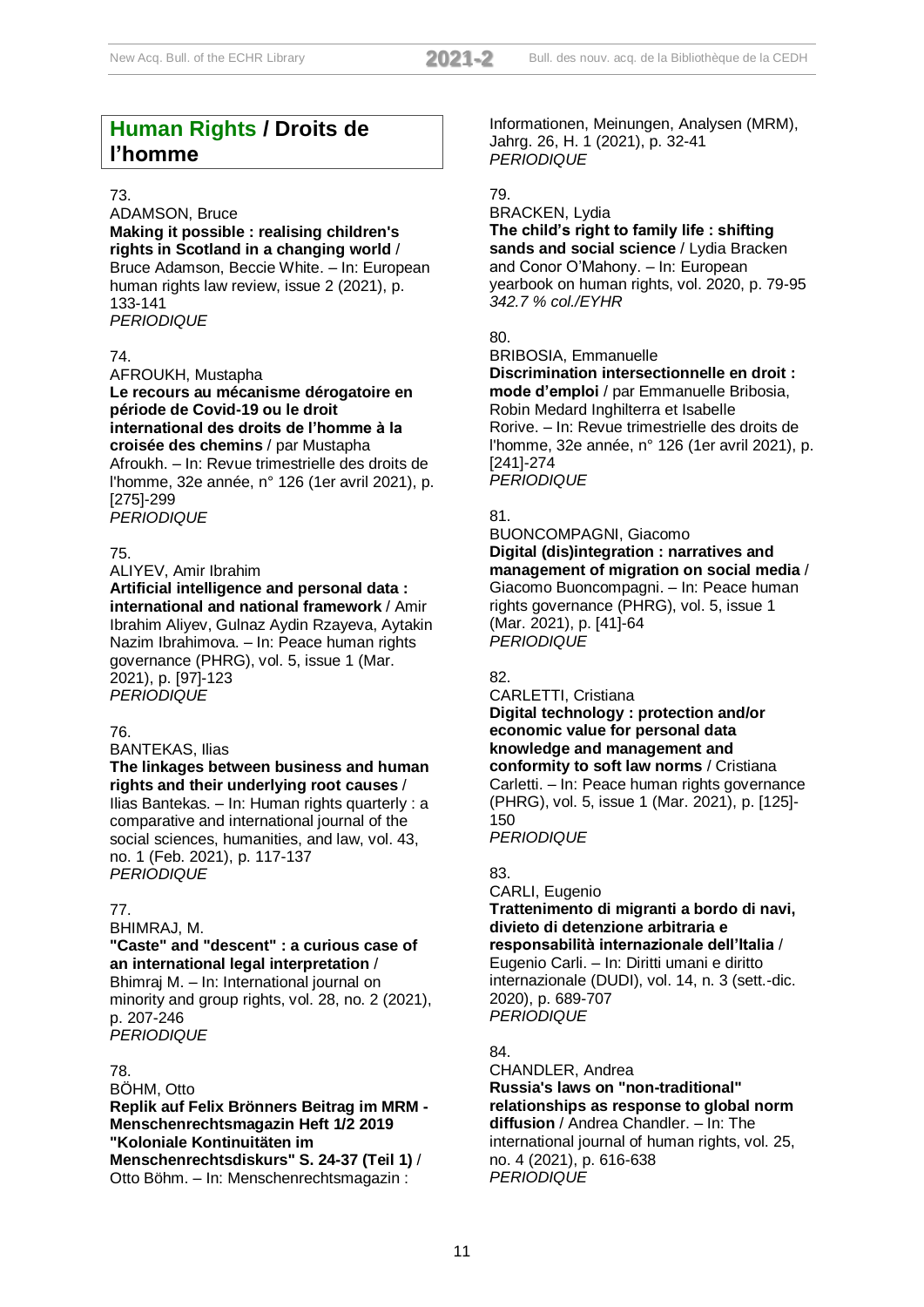## Human Rights / Droits de l'homme

73.
ADAMSON, Bruce
**Making it possible : realising children's rights in Scotland in a changing world** / Bruce Adamson, Beccie White. – In: European human rights law review, issue 2 (2021), p. 133-141
*PERIODIQUE*

74.
AFROUKH, Mustapha
**Le recours au mécanisme dérogatoire en période de Covid-19 ou le droit international des droits de l'homme à la croisée des chemins** / par Mustapha Afroukh. – In: Revue trimestrielle des droits de l'homme, 32e année, n° 126 (1er avril 2021), p. [275]-299
*PERIODIQUE*

75.
ALIYEV, Amir Ibrahim
**Artificial intelligence and personal data : international and national framework** / Amir Ibrahim Aliyev, Gulnaz Aydin Rzayeva, Aytakin Nazim Ibrahimova. – In: Peace human rights governance (PHRG), vol. 5, issue 1 (Mar. 2021), p. [97]-123
*PERIODIQUE*

76.
BANTEKAS, Ilias
**The linkages between business and human rights and their underlying root causes** / Ilias Bantekas. – In: Human rights quarterly : a comparative and international journal of the social sciences, humanities, and law, vol. 43, no. 1 (Feb. 2021), p. 117-137
*PERIODIQUE*

77.
BHIMRAJ, M.
**"Caste" and "descent" : a curious case of an international legal interpretation** / Bhimraj M. – In: International journal on minority and group rights, vol. 28, no. 2 (2021), p. 207-246
*PERIODIQUE*

78.
BÖHM, Otto
**Replik auf Felix Brönners Beitrag im MRM - Menschenrechtsmagazin Heft 1/2 2019 "Koloniale Kontinuitäten im Menschenrechtsdiskurs" S. 24-37 (Teil 1)** / Otto Böhm. – In: Menschenrechtsmagazin : Informationen, Meinungen, Analysen (MRM), Jahrg. 26, H. 1 (2021), p. 32-41
*PERIODIQUE*

79.
BRACKEN, Lydia
**The child's right to family life : shifting sands and social science** / Lydia Bracken and Conor O'Mahony. – In: European yearbook on human rights, vol. 2020, p. 79-95
*342.7 % col./EYHR*

80.
BRIBOSIA, Emmanuelle
**Discrimination intersectionnelle en droit : mode d'emploi** / par Emmanuelle Bribosia, Robin Medard Inghilterra et Isabelle Rorive. – In: Revue trimestrielle des droits de l'homme, 32e année, n° 126 (1er avril 2021), p. [241]-274
*PERIODIQUE*

81.
BUONCOMPAGNI, Giacomo
**Digital (dis)integration : narratives and management of migration on social media** / Giacomo Buoncompagni. – In: Peace human rights governance (PHRG), vol. 5, issue 1 (Mar. 2021), p. [41]-64
*PERIODIQUE*

82.
CARLETTI, Cristiana
**Digital technology : protection and/or economic value for personal data knowledge and management and conformity to soft law norms** / Cristiana Carletti. – In: Peace human rights governance (PHRG), vol. 5, issue 1 (Mar. 2021), p. [125]-150
*PERIODIQUE*

83.
CARLI, Eugenio
**Trattenimento di migranti a bordo di navi, divieto di detenzione arbitraria e responsabilità internazionale dell'Italia** / Eugenio Carli. – In: Diritti umani e diritto internazionale (DUDI), vol. 14, n. 3 (sett.-dic. 2020), p. 689-707
*PERIODIQUE*

84.
CHANDLER, Andrea
**Russia's laws on "non-traditional" relationships as response to global norm diffusion** / Andrea Chandler. – In: The international journal of human rights, vol. 25, no. 4 (2021), p. 616-638
*PERIODIQUE*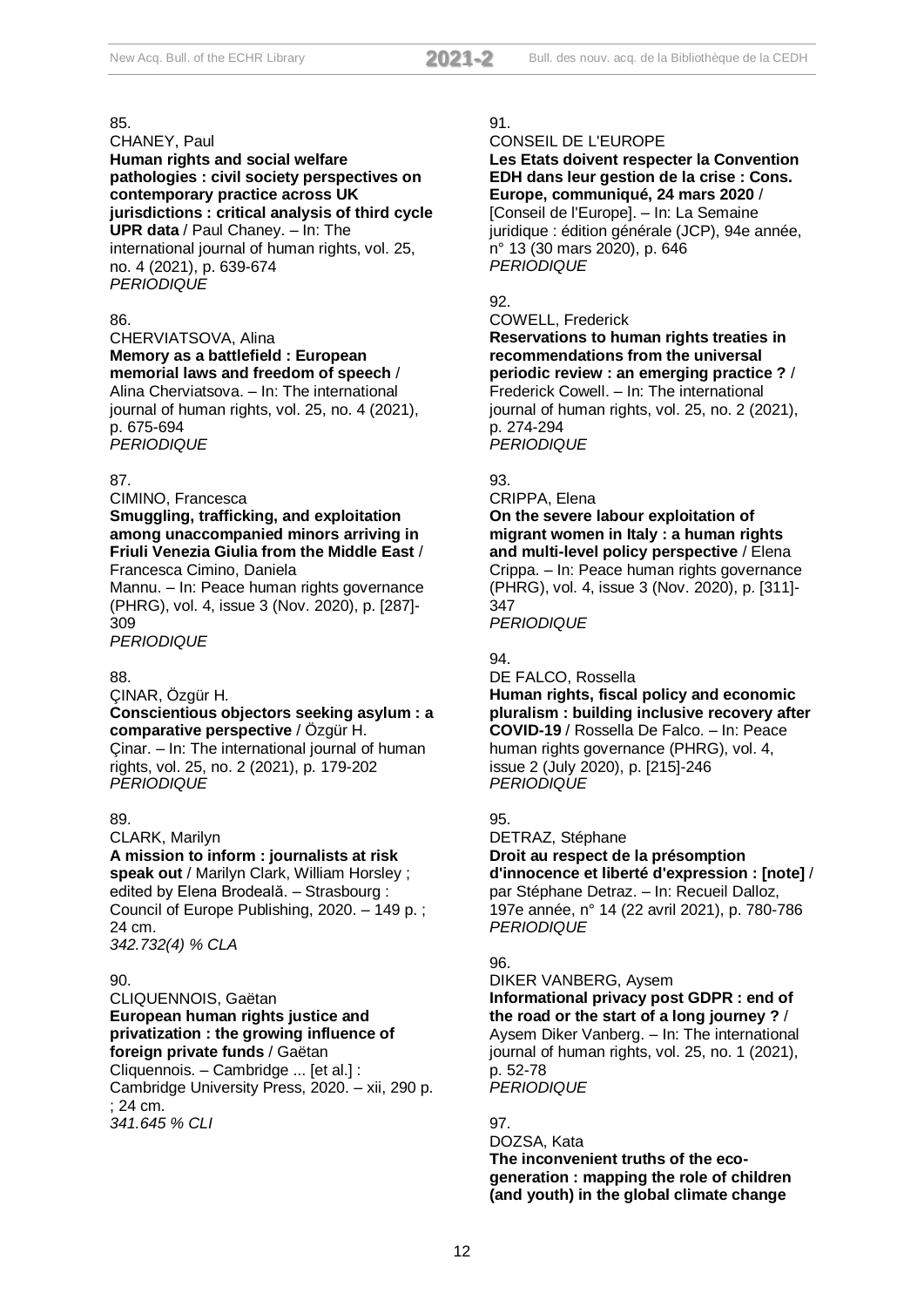85.
CHANEY, Paul
**Human rights and social welfare pathologies : civil society perspectives on contemporary practice across UK jurisdictions : critical analysis of third cycle UPR data** / Paul Chaney. – In: The international journal of human rights, vol. 25, no. 4 (2021), p. 639-674
*PERIODIQUE*

86.
CHERVIATSOVA, Alina
**Memory as a battlefield : European memorial laws and freedom of speech** / Alina Cherviatsova. – In: The international journal of human rights, vol. 25, no. 4 (2021), p. 675-694
*PERIODIQUE*

87.
CIMINO, Francesca
**Smuggling, trafficking, and exploitation among unaccompanied minors arriving in Friuli Venezia Giulia from the Middle East** / Francesca Cimino, Daniela Mannu. – In: Peace human rights governance (PHRG), vol. 4, issue 3 (Nov. 2020), p. [287]-309
*PERIODIQUE*

88.
ÇINAR, Özgür H.
**Conscientious objectors seeking asylum : a comparative perspective** / Özgür H. Çinar. – In: The international journal of human rights, vol. 25, no. 2 (2021), p. 179-202
*PERIODIQUE*

89.
CLARK, Marilyn
**A mission to inform : journalists at risk speak out** / Marilyn Clark, William Horsley ; edited by Elena Brodeală. – Strasbourg : Council of Europe Publishing, 2020. – 149 p. ; 24 cm.
*342.732(4) % CLA*

90.
CLIQUENNOIS, Gaëtan
**European human rights justice and privatization : the growing influence of foreign private funds** / Gaëtan Cliquennois. – Cambridge ... [et al.] : Cambridge University Press, 2020. – xii, 290 p. ; 24 cm.
*341.645 % CLI*

91.
CONSEIL DE L'EUROPE
**Les Etats doivent respecter la Convention EDH dans leur gestion de la crise : Cons. Europe, communiqué, 24 mars 2020** / [Conseil de l'Europe]. – In: La Semaine juridique : édition générale (JCP), 94e année, n° 13 (30 mars 2020), p. 646
*PERIODIQUE*

92.
COWELL, Frederick
**Reservations to human rights treaties in recommendations from the universal periodic review : an emerging practice ?** / Frederick Cowell. – In: The international journal of human rights, vol. 25, no. 2 (2021), p. 274-294
*PERIODIQUE*

93.
CRIPPA, Elena
**On the severe labour exploitation of migrant women in Italy : a human rights and multi-level policy perspective** / Elena Crippa. – In: Peace human rights governance (PHRG), vol. 4, issue 3 (Nov. 2020), p. [311]-347
*PERIODIQUE*

94.
DE FALCO, Rossella
**Human rights, fiscal policy and economic pluralism : building inclusive recovery after COVID-19** / Rossella De Falco. – In: Peace human rights governance (PHRG), vol. 4, issue 2 (July 2020), p. [215]-246
*PERIODIQUE*

95.
DETRAZ, Stéphane
**Droit au respect de la présomption d'innocence et liberté d'expression : [note]** / par Stéphane Detraz. – In: Recueil Dalloz, 197e année, n° 14 (22 avril 2021), p. 780-786
*PERIODIQUE*

96.
DIKER VANBERG, Aysem
**Informational privacy post GDPR : end of the road or the start of a long journey ?** / Aysem Diker Vanberg. – In: The international journal of human rights, vol. 25, no. 1 (2021), p. 52-78
*PERIODIQUE*

97.
DOZSA, Kata
**The inconvenient truths of the eco-generation : mapping the role of children (and youth) in the global climate change**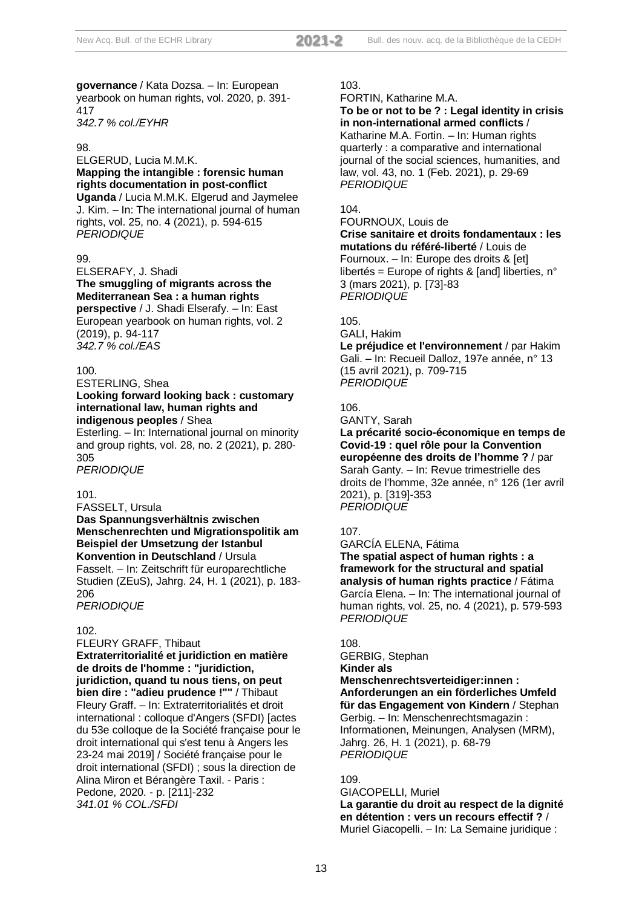**governance** / Kata Dozsa. – In: European yearbook on human rights, vol. 2020, p. 391-417
*342.7 % col./EYHR*

98.
ELGERUD, Lucia M.M.K.
**Mapping the intangible : forensic human rights documentation in post-conflict Uganda** / Lucia M.M.K. Elgerud and Jaymelee J. Kim. – In: The international journal of human rights, vol. 25, no. 4 (2021), p. 594-615
*PERIODIQUE*

99.
ELSERAFY, J. Shadi
**The smuggling of migrants across the Mediterranean Sea : a human rights perspective** / J. Shadi Elserafy. – In: East European yearbook on human rights, vol. 2 (2019), p. 94-117
*342.7 % col./EAS*

100.
ESTERLING, Shea
**Looking forward looking back : customary international law, human rights and indigenous peoples** / Shea Esterling. – In: International journal on minority and group rights, vol. 28, no. 2 (2021), p. 280-305
*PERIODIQUE*

101.
FASSELT, Ursula
**Das Spannungsverhältnis zwischen Menschenrechten und Migrationspolitik am Beispiel der Umsetzung der Istanbul Konvention in Deutschland** / Ursula Fasselt. – In: Zeitschrift für europarechtliche Studien (ZEuS), Jahrg. 24, H. 1 (2021), p. 183-206
*PERIODIQUE*

102.
FLEURY GRAFF, Thibaut
**Extraterritorialité et juridiction en matière de droits de l'homme : "juridiction, juridiction, quand tu nous tiens, on peut bien dire : "adieu prudence !""** / Thibaut Fleury Graff. – In: Extraterritorialités et droit international : colloque d'Angers (SFDI) [actes du 53e colloque de la Société française pour le droit international qui s'est tenu à Angers les 23-24 mai 2019] / Société française pour le droit international (SFDI) ; sous la direction de Alina Miron et Bérangère Taxil. - Paris : Pedone, 2020. - p. [211]-232
*341.01 % COL./SFDI*

103.
FORTIN, Katharine M.A.
**To be or not to be ? : Legal identity in crisis in non-international armed conflicts** / Katharine M.A. Fortin. – In: Human rights quarterly : a comparative and international journal of the social sciences, humanities, and law, vol. 43, no. 1 (Feb. 2021), p. 29-69
*PERIODIQUE*

104.
FOURNOUX, Louis de
**Crise sanitaire et droits fondamentaux : les mutations du référé-liberté** / Louis de Fournoux. – In: Europe des droits & [et] libertés = Europe of rights & [and] liberties, n° 3 (mars 2021), p. [73]-83
*PERIODIQUE*

105.
GALI, Hakim
**Le préjudice et l'environnement** / par Hakim Gali. – In: Recueil Dalloz, 197e année, n° 13 (15 avril 2021), p. 709-715
*PERIODIQUE*

106.
GANTY, Sarah
**La précarité socio-économique en temps de Covid-19 : quel rôle pour la Convention européenne des droits de l'homme ?** / par Sarah Ganty. – In: Revue trimestrielle des droits de l'homme, 32e année, n° 126 (1er avril 2021), p. [319]-353
*PERIODIQUE*

107.
GARCÍA ELENA, Fátima
**The spatial aspect of human rights : a framework for the structural and spatial analysis of human rights practice** / Fátima García Elena. – In: The international journal of human rights, vol. 25, no. 4 (2021), p. 579-593
*PERIODIQUE*

108.
GERBIG, Stephan
**Kinder als Menschenrechtsverteidiger:innen : Anforderungen an ein förderliches Umfeld für das Engagement von Kindern** / Stephan Gerbig. – In: Menschenrechtsmagazin : Informationen, Meinungen, Analysen (MRM), Jahrg. 26, H. 1 (2021), p. 68-79
*PERIODIQUE*

109.
GIACOPELLI, Muriel
**La garantie du droit au respect de la dignité en détention : vers un recours effectif ?** / Muriel Giacopelli. – In: La Semaine juridique :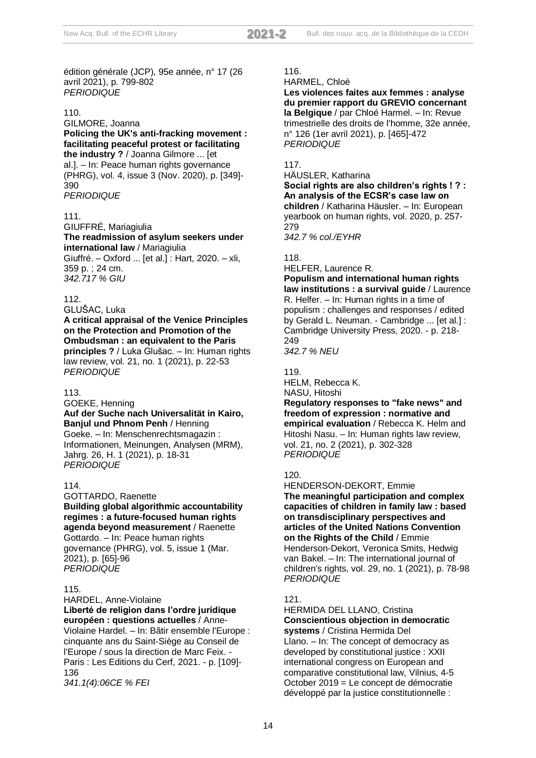édition générale (JCP), 95e année, n° 17 (26 avril 2021), p. 799-802
*PERIODIQUE*

110.
GILMORE, Joanna
**Policing the UK's anti-fracking movement : facilitating peaceful protest or facilitating the industry ?** / Joanna Gilmore ... [et al.]. – In: Peace human rights governance (PHRG), vol. 4, issue 3 (Nov. 2020), p. [349]-390
*PERIODIQUE*

111.
GIUFFRÉ, Mariagiulia
**The readmission of asylum seekers under international law** / Mariagiulia Giuffré. – Oxford ... [et al.] : Hart, 2020. – xli, 359 p. ; 24 cm.
*342.717 % GIU*

112.
GLUŠAC, Luka
**A critical appraisal of the Venice Principles on the Protection and Promotion of the Ombudsman : an equivalent to the Paris principles ?** / Luka Glušac. – In: Human rights law review, vol. 21, no. 1 (2021), p. 22-53
*PERIODIQUE*

113.
GOEKE, Henning
**Auf der Suche nach Universalität in Kairo, Banjul und Phnom Penh** / Henning Goeke. – In: Menschenrechtsmagazin : Informationen, Meinungen, Analysen (MRM), Jahrg. 26, H. 1 (2021), p. 18-31
*PERIODIQUE*

114.
GOTTARDO, Raenette
**Building global algorithmic accountability regimes : a future-focused human rights agenda beyond measurement** / Raenette Gottardo. – In: Peace human rights governance (PHRG), vol. 5, issue 1 (Mar. 2021), p. [65]-96
*PERIODIQUE*

115.
HARDEL, Anne-Violaine
**Liberté de religion dans l'ordre juridique européen : questions actuelles** / Anne-Violaine Hardel. – In: Bâtir ensemble l'Europe : cinquante ans du Saint-Siège au Conseil de l'Europe / sous la direction de Marc Feix. - Paris : Les Editions du Cerf, 2021. - p. [109]-136
*341.1(4):06CE % FEI*

116.
HARMEL, Chloé
**Les violences faites aux femmes : analyse du premier rapport du GREVIO concernant la Belgique** / par Chloé Harmel. – In: Revue trimestrielle des droits de l'homme, 32e année, n° 126 (1er avril 2021), p. [465]-472
*PERIODIQUE*

117.
HÄUSLER, Katharina
**Social rights are also children's rights ! ? : An analysis of the ECSR's case law on children** / Katharina Häusler. – In: European yearbook on human rights, vol. 2020, p. 257-279
*342.7 % col./EYHR*

118.
HELFER, Laurence R.
**Populism and international human rights law institutions : a survival guide** / Laurence R. Helfer. – In: Human rights in a time of populism : challenges and responses / edited by Gerald L. Neuman. - Cambridge ... [et al.] : Cambridge University Press, 2020. - p. 218-249
*342.7 % NEU*

119.
HELM, Rebecca K.
NASU, Hitoshi
**Regulatory responses to "fake news" and freedom of expression : normative and empirical evaluation** / Rebecca K. Helm and Hitoshi Nasu. – In: Human rights law review, vol. 21, no. 2 (2021), p. 302-328
*PERIODIQUE*

120.
HENDERSON-DEKORT, Emmie
**The meaningful participation and complex capacities of children in family law : based on transdisciplinary perspectives and articles of the United Nations Convention on the Rights of the Child** / Emmie Henderson-Dekort, Veronica Smits, Hedwig van Bakel. – In: The international journal of children's rights, vol. 29, no. 1 (2021), p. 78-98
*PERIODIQUE*

121.
HERMIDA DEL LLANO, Cristina
**Conscientious objection in democratic systems** / Cristina Hermida Del Llano. – In: The concept of democracy as developed by constitutional justice : XXII international congress on European and comparative constitutional law, Vilnius, 4-5 October 2019 = Le concept de démocratie développé par la justice constitutionnelle :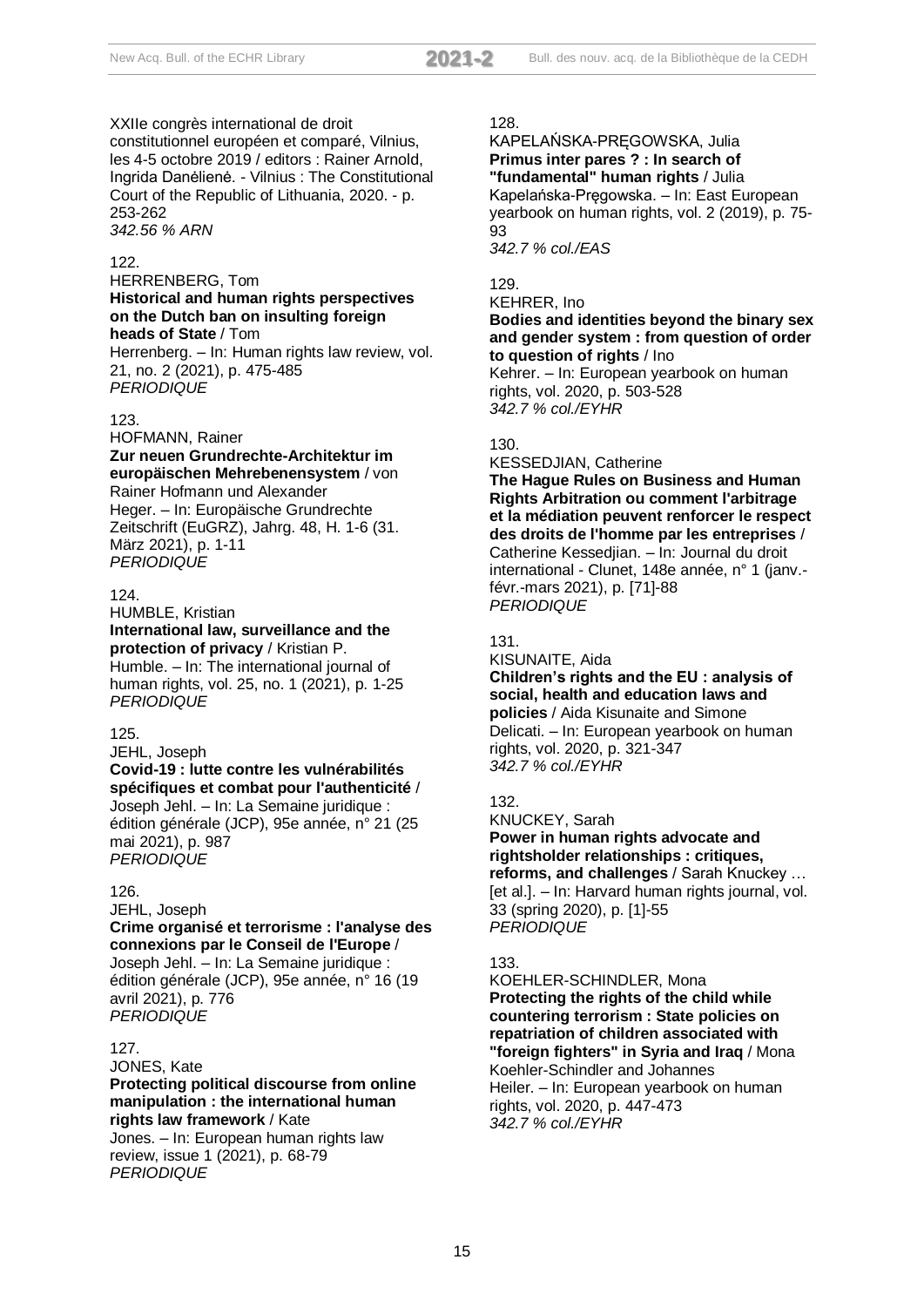XXIIe congrès international de droit constitutionnel européen et comparé, Vilnius, les 4-5 octobre 2019 / editors : Rainer Arnold, Ingrida Danėlienė. - Vilnius : The Constitutional Court of the Republic of Lithuania, 2020. - p. 253-262
*342.56 % ARN*

122.
HERRENBERG, Tom
**Historical and human rights perspectives on the Dutch ban on insulting foreign heads of State** / Tom Herrenberg. – In: Human rights law review, vol. 21, no. 2 (2021), p. 475-485
*PERIODIQUE*

123.
HOFMANN, Rainer
**Zur neuen Grundrechte-Architektur im europäischen Mehrebenensystem** / von Rainer Hofmann und Alexander Heger. – In: Europäische Grundrechte Zeitschrift (EuGRZ), Jahrg. 48, H. 1-6 (31. März 2021), p. 1-11
*PERIODIQUE*

124.
HUMBLE, Kristian
**International law, surveillance and the protection of privacy** / Kristian P. Humble. – In: The international journal of human rights, vol. 25, no. 1 (2021), p. 1-25
*PERIODIQUE*

125.
JEHL, Joseph
**Covid-19 : lutte contre les vulnérabilités spécifiques et combat pour l'authenticité** / Joseph Jehl. – In: La Semaine juridique : édition générale (JCP), 95e année, n° 21 (25 mai 2021), p. 987
*PERIODIQUE*

126.
JEHL, Joseph
**Crime organisé et terrorisme : l'analyse des connexions par le Conseil de l'Europe** / Joseph Jehl. – In: La Semaine juridique : édition générale (JCP), 95e année, n° 16 (19 avril 2021), p. 776
*PERIODIQUE*

127.
JONES, Kate
**Protecting political discourse from online manipulation : the international human rights law framework** / Kate Jones. – In: European human rights law review, issue 1 (2021), p. 68-79
*PERIODIQUE*

128.
KAPELAŃSKA-PRĘGOWSKA, Julia
**Primus inter pares ? : In search of "fundamental" human rights** / Julia Kapelańska-Pręgowska. – In: East European yearbook on human rights, vol. 2 (2019), p. 75-93
*342.7 % col./EAS*

129.
KEHRER, Ino
**Bodies and identities beyond the binary sex and gender system : from question of order to question of rights** / Ino Kehrer. – In: European yearbook on human rights, vol. 2020, p. 503-528
*342.7 % col./EYHR*

130.
KESSEDJIAN, Catherine
**The Hague Rules on Business and Human Rights Arbitration ou comment l'arbitrage et la médiation peuvent renforcer le respect des droits de l'homme par les entreprises** / Catherine Kessedjian. – In: Journal du droit international - Clunet, 148e année, n° 1 (janv.-févr.-mars 2021), p. [71]-88
*PERIODIQUE*

131.
KISUNAITE, Aida
**Children's rights and the EU : analysis of social, health and education laws and policies** / Aida Kisunaite and Simone Delicati. – In: European yearbook on human rights, vol. 2020, p. 321-347
*342.7 % col./EYHR*

132.
KNUCKEY, Sarah
**Power in human rights advocate and rightsholder relationships : critiques, reforms, and challenges** / Sarah Knuckey … [et al.]. – In: Harvard human rights journal, vol. 33 (spring 2020), p. [1]-55
*PERIODIQUE*

133.
KOEHLER-SCHINDLER, Mona
**Protecting the rights of the child while countering terrorism : State policies on repatriation of children associated with "foreign fighters" in Syria and Iraq** / Mona Koehler-Schindler and Johannes Heiler. – In: European yearbook on human rights, vol. 2020, p. 447-473
*342.7 % col./EYHR*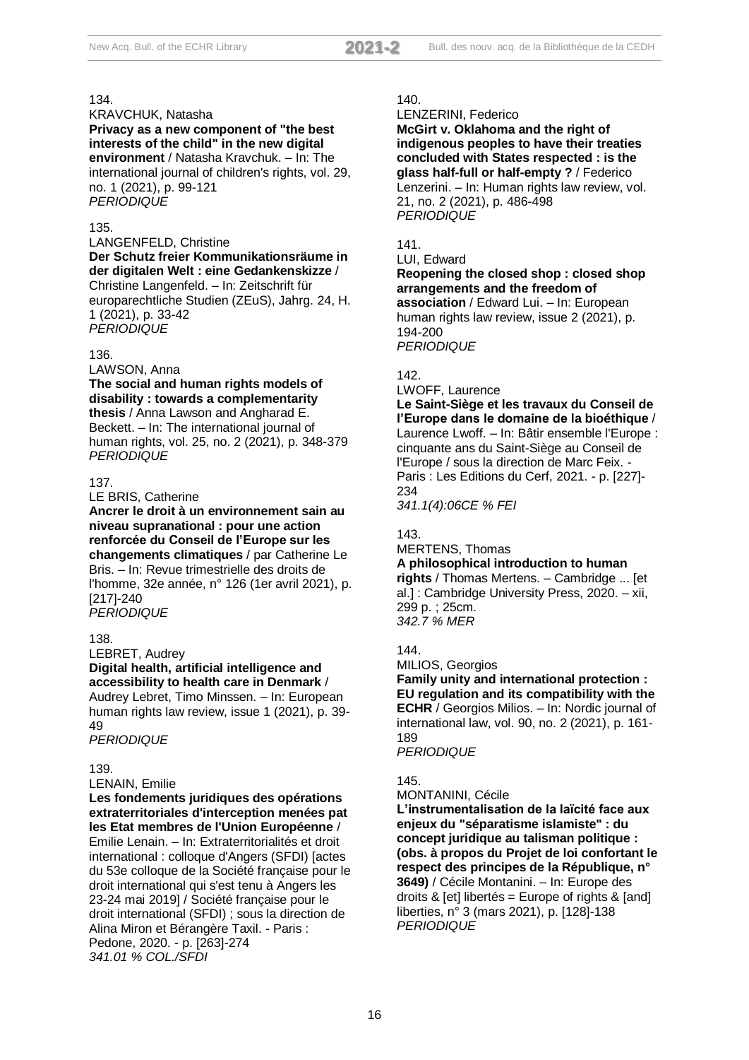134.
KRAVCHUK, Natasha
**Privacy as a new component of "the best interests of the child" in the new digital environment** / Natasha Kravchuk. – In: The international journal of children's rights, vol. 29, no. 1 (2021), p. 99-121
*PERIODIQUE*

135.
LANGENFELD, Christine
**Der Schutz freier Kommunikationsräume in der digitalen Welt : eine Gedankenskizze** / Christine Langenfeld. – In: Zeitschrift für europarechtliche Studien (ZEuS), Jahrg. 24, H. 1 (2021), p. 33-42
*PERIODIQUE*

136.
LAWSON, Anna
**The social and human rights models of disability : towards a complementarity thesis** / Anna Lawson and Angharad E. Beckett. – In: The international journal of human rights, vol. 25, no. 2 (2021), p. 348-379
*PERIODIQUE*

137.
LE BRIS, Catherine
**Ancrer le droit à un environnement sain au niveau supranational : pour une action renforcée du Conseil de l'Europe sur les changements climatiques** / par Catherine Le Bris. – In: Revue trimestrielle des droits de l'homme, 32e année, n° 126 (1er avril 2021), p. [217]-240
*PERIODIQUE*

138.
LEBRET, Audrey
**Digital health, artificial intelligence and accessibility to health care in Denmark** / Audrey Lebret, Timo Minssen. – In: European human rights law review, issue 1 (2021), p. 39-49
*PERIODIQUE*

139.
LENAIN, Emilie
**Les fondements juridiques des opérations extraterritoriales d'interception menées pat les Etat membres de l'Union Européenne** / Emilie Lenain. – In: Extraterritorialités et droit international : colloque d'Angers (SFDI) [actes du 53e colloque de la Société française pour le droit international qui s'est tenu à Angers les 23-24 mai 2019] / Société française pour le droit international (SFDI) ; sous la direction de Alina Miron et Bérangère Taxil. - Paris : Pedone, 2020. - p. [263]-274
*341.01 % COL./SFDI*

140.
LENZERINI, Federico
**McGirt v. Oklahoma and the right of indigenous peoples to have their treaties concluded with States respected : is the glass half-full or half-empty ?** / Federico Lenzerini. – In: Human rights law review, vol. 21, no. 2 (2021), p. 486-498
*PERIODIQUE*

141.
LUI, Edward
**Reopening the closed shop : closed shop arrangements and the freedom of association** / Edward Lui. – In: European human rights law review, issue 2 (2021), p. 194-200
*PERIODIQUE*

142.
LWOFF, Laurence
**Le Saint-Siège et les travaux du Conseil de l'Europe dans le domaine de la bioéthique** / Laurence Lwoff. – In: Bâtir ensemble l'Europe : cinquante ans du Saint-Siège au Conseil de l'Europe / sous la direction de Marc Feix. - Paris : Les Editions du Cerf, 2021. - p. [227]-234
*341.1(4):06CE % FEI*

143.
MERTENS, Thomas
**A philosophical introduction to human rights** / Thomas Mertens. – Cambridge ... [et al.] : Cambridge University Press, 2020. – xii, 299 p. ; 25cm.
*342.7 % MER*

144.
MILIOS, Georgios
**Family unity and international protection : EU regulation and its compatibility with the ECHR** / Georgios Milios. – In: Nordic journal of international law, vol. 90, no. 2 (2021), p. 161-189
*PERIODIQUE*

145.
MONTANINI, Cécile
**L'instrumentalisation de la laïcité face aux enjeux du "séparatisme islamiste" : du concept juridique au talisman politique : (obs. à propos du Projet de loi confortant le respect des principes de la République, n° 3649)** / Cécile Montanini. – In: Europe des droits & [et] libertés = Europe of rights & [and] liberties, n° 3 (mars 2021), p. [128]-138
*PERIODIQUE*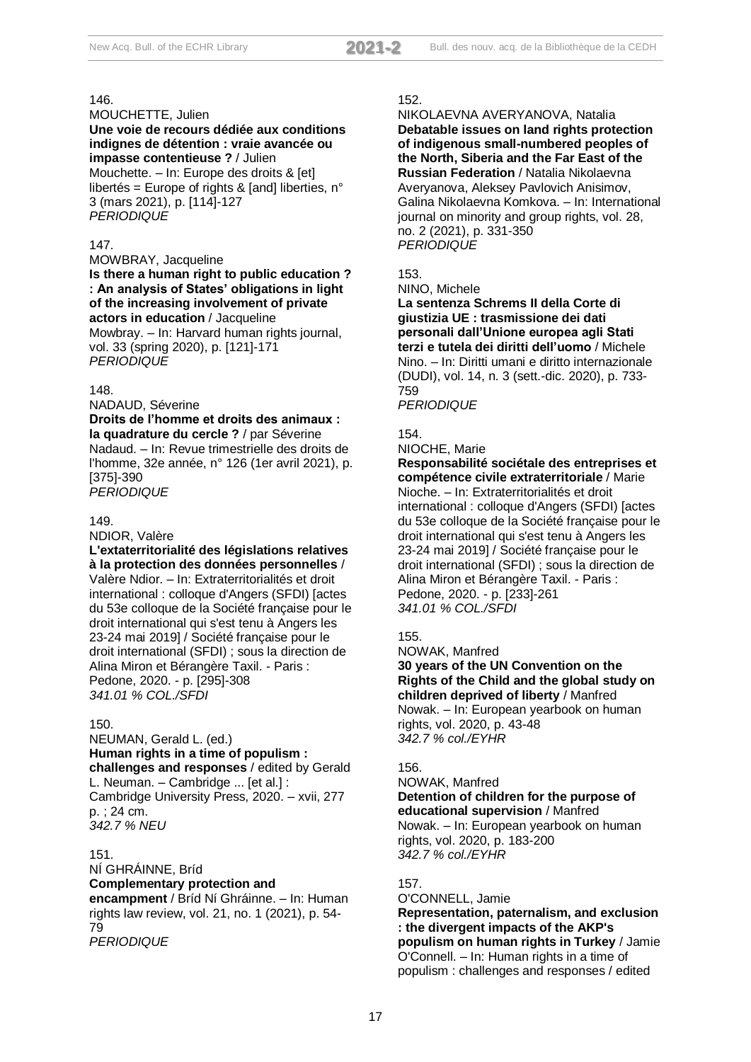146.
MOUCHETTE, Julien
**Une voie de recours dédiée aux conditions indignes de détention : vraie avancée ou impasse contentieuse ?** / Julien Mouchette. – In: Europe des droits & [et] libertés = Europe of rights & [and] liberties, n° 3 (mars 2021), p. [114]-127
*PERIODIQUE*

147.
MOWBRAY, Jacqueline
**Is there a human right to public education ? : An analysis of States' obligations in light of the increasing involvement of private actors in education** / Jacqueline Mowbray. – In: Harvard human rights journal, vol. 33 (spring 2020), p. [121]-171
*PERIODIQUE*

148.
NADAUD, Séverine
**Droits de l'homme et droits des animaux : la quadrature du cercle ?** / par Séverine Nadaud. – In: Revue trimestrielle des droits de l'homme, 32e année, n° 126 (1er avril 2021), p. [375]-390
*PERIODIQUE*

149.
NDIOR, Valère
**L'extaterritorialité des législations relatives à la protection des données personnelles** / Valère Ndior. – In: Extraterritorialités et droit international : colloque d'Angers (SFDI) [actes du 53e colloque de la Société française pour le droit international qui s'est tenu à Angers les 23-24 mai 2019] / Société française pour le droit international (SFDI) ; sous la direction de Alina Miron et Bérangère Taxil. - Paris : Pedone, 2020. - p. [295]-308
*341.01 % COL./SFDI*

150.
NEUMAN, Gerald L. (ed.)
**Human rights in a time of populism : challenges and responses** / edited by Gerald L. Neuman. – Cambridge ... [et al.] : Cambridge University Press, 2020. – xvii, 277 p. ; 24 cm.
*342.7 % NEU*

151.
NÍ GHRÁINNE, Bríd
**Complementary protection and encampment** / Bríd Ní Ghráinne. – In: Human rights law review, vol. 21, no. 1 (2021), p. 54-79
*PERIODIQUE*

152.
NIKOLAEVNA AVERYANOVA, Natalia
**Debatable issues on land rights protection of indigenous small-numbered peoples of the North, Siberia and the Far East of the Russian Federation** / Natalia Nikolaevna Averyanova, Aleksey Pavlovich Anisimov, Galina Nikolaevna Komkova. – In: International journal on minority and group rights, vol. 28, no. 2 (2021), p. 331-350
*PERIODIQUE*

153.
NINO, Michele
**La sentenza Schrems II della Corte di giustizia UE : trasmissione dei dati personali dall'Unione europea agli Stati terzi e tutela dei diritti dell'uomo** / Michele Nino. – In: Diritti umani e diritto internazionale (DUDI), vol. 14, n. 3 (sett.-dic. 2020), p. 733-759
*PERIODIQUE*

154.
NIOCHE, Marie
**Responsabilité sociétale des entreprises et compétence civile extraterritoriale** / Marie Nioche. – In: Extraterritorialités et droit international : colloque d'Angers (SFDI) [actes du 53e colloque de la Société française pour le droit international qui s'est tenu à Angers les 23-24 mai 2019] / Société française pour le droit international (SFDI) ; sous la direction de Alina Miron et Bérangère Taxil. - Paris : Pedone, 2020. - p. [233]-261
*341.01 % COL./SFDI*

155.
NOWAK, Manfred
**30 years of the UN Convention on the Rights of the Child and the global study on children deprived of liberty** / Manfred Nowak. – In: European yearbook on human rights, vol. 2020, p. 43-48
*342.7 % col./EYHR*

156.
NOWAK, Manfred
**Detention of children for the purpose of educational supervision** / Manfred Nowak. – In: European yearbook on human rights, vol. 2020, p. 183-200
*342.7 % col./EYHR*

157.
O'CONNELL, Jamie
**Representation, paternalism, and exclusion : the divergent impacts of the AKP's populism on human rights in Turkey** / Jamie O'Connell. – In: Human rights in a time of populism : challenges and responses / edited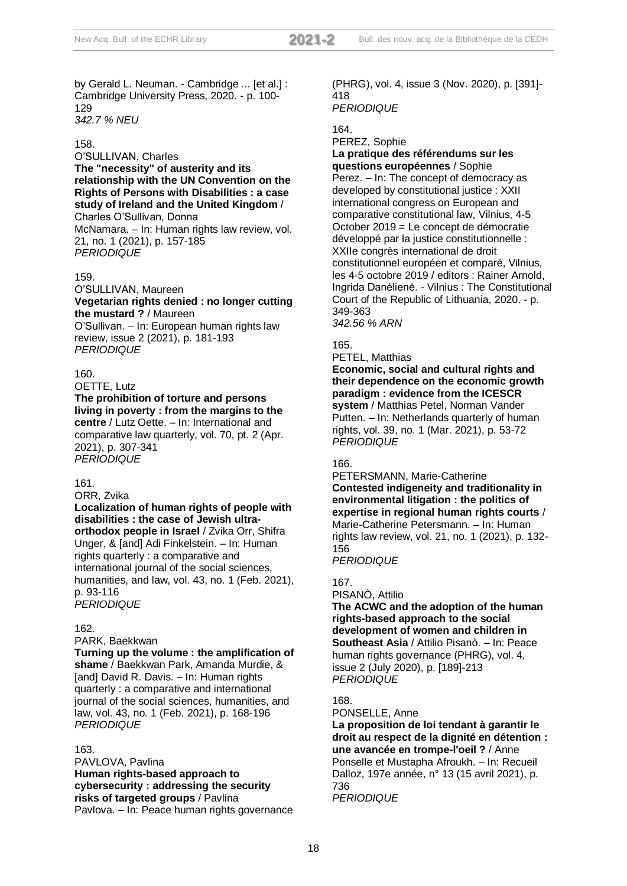by Gerald L. Neuman. - Cambridge ... [et al.] : Cambridge University Press, 2020. - p. 100-129
*342.7 % NEU*

158.
O'SULLIVAN, Charles
**The "necessity" of austerity and its relationship with the UN Convention on the Rights of Persons with Disabilities : a case study of Ireland and the United Kingdom** / Charles O'Sullivan, Donna McNamara. – In: Human rights law review, vol. 21, no. 1 (2021), p. 157-185
*PERIODIQUE*

159.
O'SULLIVAN, Maureen
**Vegetarian rights denied : no longer cutting the mustard ?** / Maureen O'Sullivan. – In: European human rights law review, issue 2 (2021), p. 181-193
*PERIODIQUE*

160.
OETTE, Lutz
**The prohibition of torture and persons living in poverty : from the margins to the centre** / Lutz Oette. – In: International and comparative law quarterly, vol. 70, pt. 2 (Apr. 2021), p. 307-341
*PERIODIQUE*

161.
ORR, Zvika
**Localization of human rights of people with disabilities : the case of Jewish ultra-orthodox people in Israel** / Zvika Orr, Shifra Unger, & [and] Adi Finkelstein. – In: Human rights quarterly : a comparative and international journal of the social sciences, humanities, and law, vol. 43, no. 1 (Feb. 2021), p. 93-116
*PERIODIQUE*

162.
PARK, Baekkwan
**Turning up the volume : the amplification of shame** / Baekkwan Park, Amanda Murdie, & [and] David R. Davis. – In: Human rights quarterly : a comparative and international journal of the social sciences, humanities, and law, vol. 43, no. 1 (Feb. 2021), p. 168-196
*PERIODIQUE*

163.
PAVLOVA, Pavlina
**Human rights-based approach to cybersecurity : addressing the security risks of targeted groups** / Pavlina Pavlova. – In: Peace human rights governance (PHRG), vol. 4, issue 3 (Nov. 2020), p. [391]-418
*PERIODIQUE*

164.
PEREZ, Sophie
**La pratique des référendums sur les questions européennes** / Sophie Perez. – In: The concept of democracy as developed by constitutional justice : XXII international congress on European and comparative constitutional law, Vilnius, 4-5 October 2019 = Le concept de démocratie développé par la justice constitutionnelle : XXIIe congrès international de droit constitutionnel européen et comparé, Vilnius, les 4-5 octobre 2019 / editors : Rainer Arnold, Ingrida Danėlienė. - Vilnius : The Constitutional Court of the Republic of Lithuania, 2020. - p. 349-363
*342.56 % ARN*

165.
PETEL, Matthias
**Economic, social and cultural rights and their dependence on the economic growth paradigm : evidence from the ICESCR system** / Matthias Petel, Norman Vander Putten. – In: Netherlands quarterly of human rights, vol. 39, no. 1 (Mar. 2021), p. 53-72
*PERIODIQUE*

166.
PETERSMANN, Marie-Catherine
**Contested indigeneity and traditionality in environmental litigation : the politics of expertise in regional human rights courts** / Marie-Catherine Petersmann. – In: Human rights law review, vol. 21, no. 1 (2021), p. 132-156
*PERIODIQUE*

167.
PISANÒ, Attilio
**The ACWC and the adoption of the human rights-based approach to the social development of women and children in Southeast Asia** / Attilio Pisanò. – In: Peace human rights governance (PHRG), vol. 4, issue 2 (July 2020), p. [189]-213
*PERIODIQUE*

168.
PONSELLE, Anne
**La proposition de loi tendant à garantir le droit au respect de la dignité en détention : une avancée en trompe-l'oeil ?** / Anne Ponselle et Mustapha Afroukh. – In: Recueil Dalloz, 197e année, n° 13 (15 avril 2021), p. 736
*PERIODIQUE*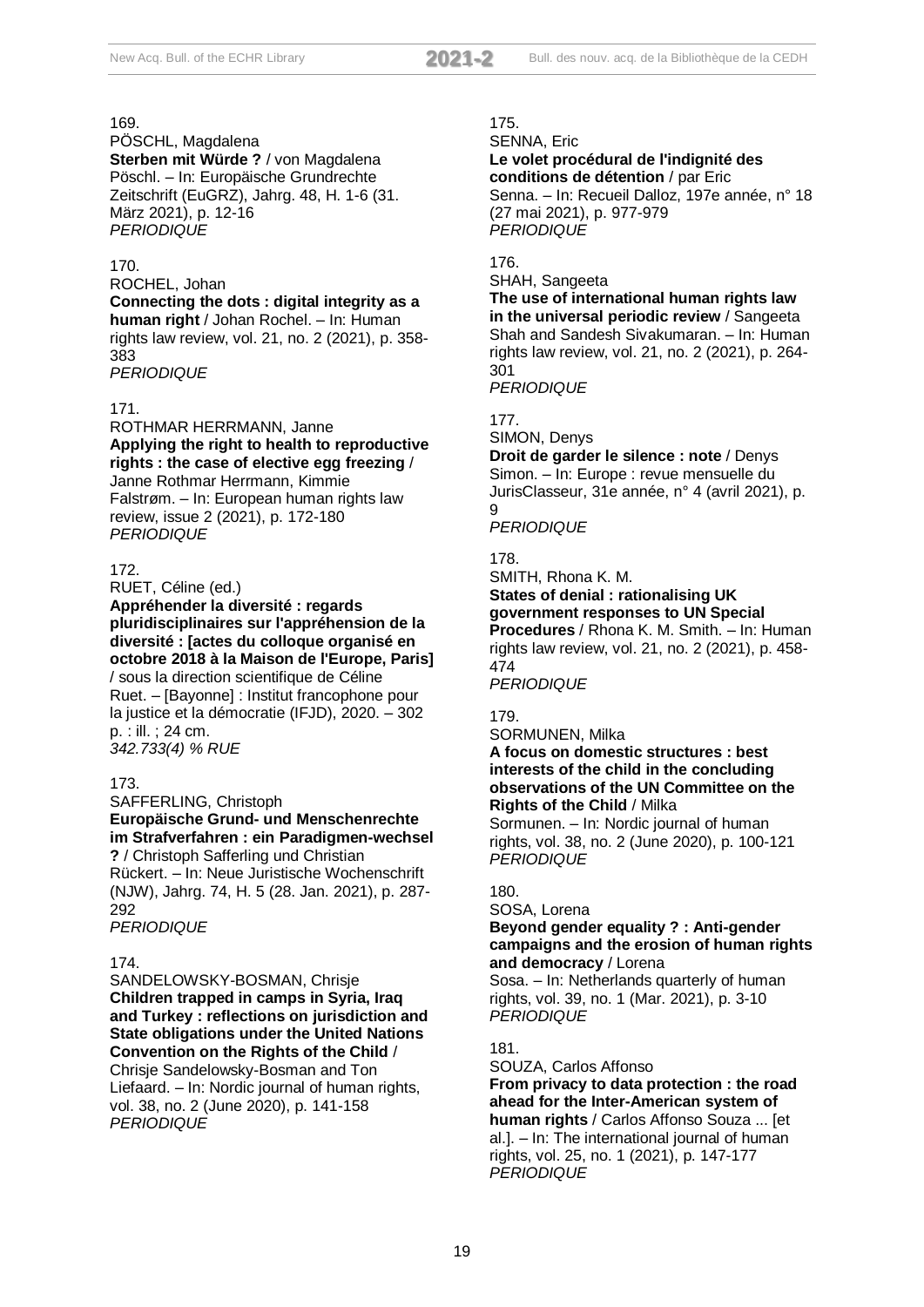169.
PÖSCHL, Magdalena
**Sterben mit Würde ?** / von Magdalena Pöschl. – In: Europäische Grundrechte Zeitschrift (EuGRZ), Jahrg. 48, H. 1-6 (31. März 2021), p. 12-16
*PERIODIQUE*

170.
ROCHEL, Johan
**Connecting the dots : digital integrity as a human right** / Johan Rochel. – In: Human rights law review, vol. 21, no. 2 (2021), p. 358-383
*PERIODIQUE*

171.
ROTHMAR HERRMANN, Janne
**Applying the right to health to reproductive rights : the case of elective egg freezing** / Janne Rothmar Herrmann, Kimmie Falstrøm. – In: European human rights law review, issue 2 (2021), p. 172-180
*PERIODIQUE*

172.
RUET, Céline (ed.)
**Appréhender la diversité : regards pluridisciplinaires sur l'appréhension de la diversité : [actes du colloque organisé en octobre 2018 à la Maison de l'Europe, Paris]** / sous la direction scientifique de Céline Ruet. – [Bayonne] : Institut francophone pour la justice et la démocratie (IFJD), 2020. – 302 p. : ill. ; 24 cm.
*342.733(4) % RUE*

173.
SAFFERLING, Christoph
**Europäische Grund- und Menschenrechte im Strafverfahren : ein Paradigmen-wechsel ?** / Christoph Safferling und Christian Rückert. – In: Neue Juristische Wochenschrift (NJW), Jahrg. 74, H. 5 (28. Jan. 2021), p. 287-292
*PERIODIQUE*

174.
SANDELOWSKY-BOSMAN, Chrisje
**Children trapped in camps in Syria, Iraq and Turkey : reflections on jurisdiction and State obligations under the United Nations Convention on the Rights of the Child** / Chrisje Sandelowsky-Bosman and Ton Liefaard. – In: Nordic journal of human rights, vol. 38, no. 2 (June 2020), p. 141-158
*PERIODIQUE*

175.
SENNA, Eric
**Le volet procédural de l'indignité des conditions de détention** / par Eric Senna. – In: Recueil Dalloz, 197e année, n° 18 (27 mai 2021), p. 977-979
*PERIODIQUE*

176.
SHAH, Sangeeta
**The use of international human rights law in the universal periodic review** / Sangeeta Shah and Sandesh Sivakumaran. – In: Human rights law review, vol. 21, no. 2 (2021), p. 264-301
*PERIODIQUE*

177.
SIMON, Denys
**Droit de garder le silence : note** / Denys Simon. – In: Europe : revue mensuelle du JurisClasseur, 31e année, n° 4 (avril 2021), p. 9
*PERIODIQUE*

178.
SMITH, Rhona K. M.
**States of denial : rationalising UK government responses to UN Special Procedures** / Rhona K. M. Smith. – In: Human rights law review, vol. 21, no. 2 (2021), p. 458-474
*PERIODIQUE*

179.
SORMUNEN, Milka
**A focus on domestic structures : best interests of the child in the concluding observations of the UN Committee on the Rights of the Child** / Milka Sormunen. – In: Nordic journal of human rights, vol. 38, no. 2 (June 2020), p. 100-121
*PERIODIQUE*

180.
SOSA, Lorena
**Beyond gender equality ? : Anti-gender campaigns and the erosion of human rights and democracy** / Lorena Sosa. – In: Netherlands quarterly of human rights, vol. 39, no. 1 (Mar. 2021), p. 3-10
*PERIODIQUE*

181.
SOUZA, Carlos Affonso
**From privacy to data protection : the road ahead for the Inter-American system of human rights** / Carlos Affonso Souza ... [et al.]. – In: The international journal of human rights, vol. 25, no. 1 (2021), p. 147-177
*PERIODIQUE*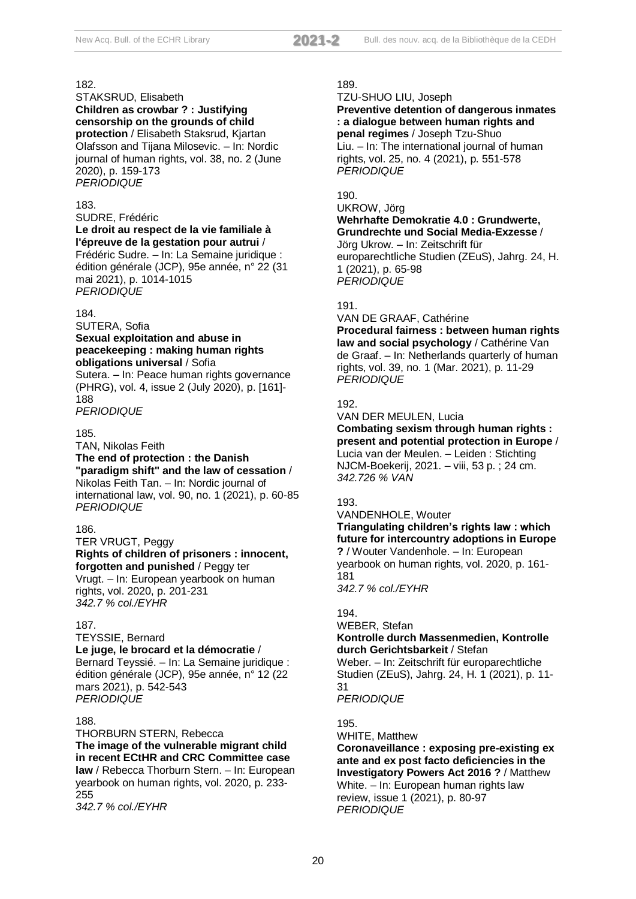182.
STAKSRUD, Elisabeth
**Children as crowbar ? : Justifying censorship on the grounds of child protection** / Elisabeth Staksrud, Kjartan Olafsson and Tijana Milosevic. – In: Nordic journal of human rights, vol. 38, no. 2 (June 2020), p. 159-173
*PERIODIQUE*

183.
SUDRE, Frédéric
**Le droit au respect de la vie familiale à l'épreuve de la gestation pour autrui** / Frédéric Sudre. – In: La Semaine juridique : édition générale (JCP), 95e année, n° 22 (31 mai 2021), p. 1014-1015
*PERIODIQUE*

184.
SUTERA, Sofia
**Sexual exploitation and abuse in peacekeeping : making human rights obligations universal** / Sofia Sutera. – In: Peace human rights governance (PHRG), vol. 4, issue 2 (July 2020), p. [161]-188
*PERIODIQUE*

185.
TAN, Nikolas Feith
**The end of protection : the Danish "paradigm shift" and the law of cessation** / Nikolas Feith Tan. – In: Nordic journal of international law, vol. 90, no. 1 (2021), p. 60-85
*PERIODIQUE*

186.
TER VRUGT, Peggy
**Rights of children of prisoners : innocent, forgotten and punished** / Peggy ter Vrugt. – In: European yearbook on human rights, vol. 2020, p. 201-231
*342.7 % col./EYHR*

187.
TEYSSIE, Bernard
**Le juge, le brocard et la démocratie** / Bernard Teyssié. – In: La Semaine juridique : édition générale (JCP), 95e année, n° 12 (22 mars 2021), p. 542-543
*PERIODIQUE*

188.
THORBURN STERN, Rebecca
**The image of the vulnerable migrant child in recent ECtHR and CRC Committee case law** / Rebecca Thorburn Stern. – In: European yearbook on human rights, vol. 2020, p. 233-255
*342.7 % col./EYHR*

189.
TZU-SHUO LIU, Joseph
**Preventive detention of dangerous inmates : a dialogue between human rights and penal regimes** / Joseph Tzu-Shuo Liu. – In: The international journal of human rights, vol. 25, no. 4 (2021), p. 551-578
*PERIODIQUE*

190.
UKROW, Jörg
**Wehrhafte Demokratie 4.0 : Grundwerte, Grundrechte und Social Media-Exzesse** / Jörg Ukrow. – In: Zeitschrift für europarechtliche Studien (ZEuS), Jahrg. 24, H. 1 (2021), p. 65-98
*PERIODIQUE*

191.
VAN DE GRAAF, Cathérine
**Procedural fairness : between human rights law and social psychology** / Cathérine Van de Graaf. – In: Netherlands quarterly of human rights, vol. 39, no. 1 (Mar. 2021), p. 11-29
*PERIODIQUE*

192.
VAN DER MEULEN, Lucia
**Combating sexism through human rights : present and potential protection in Europe** / Lucia van der Meulen. – Leiden : Stichting NJCM-Boekerij, 2021. – viii, 53 p. ; 24 cm.
*342.726 % VAN*

193.
VANDENHOLE, Wouter
**Triangulating children's rights law : which future for intercountry adoptions in Europe ?** / Wouter Vandenhole. – In: European yearbook on human rights, vol. 2020, p. 161-181
*342.7 % col./EYHR*

194.
WEBER, Stefan
**Kontrolle durch Massenmedien, Kontrolle durch Gerichtsbarkeit** / Stefan Weber. – In: Zeitschrift für europarechtliche Studien (ZEuS), Jahrg. 24, H. 1 (2021), p. 11-31
*PERIODIQUE*

195.
WHITE, Matthew
**Coronaveillance : exposing pre-existing ex ante and ex post facto deficiencies in the Investigatory Powers Act 2016 ?** / Matthew White. – In: European human rights law review, issue 1 (2021), p. 80-97
*PERIODIQUE*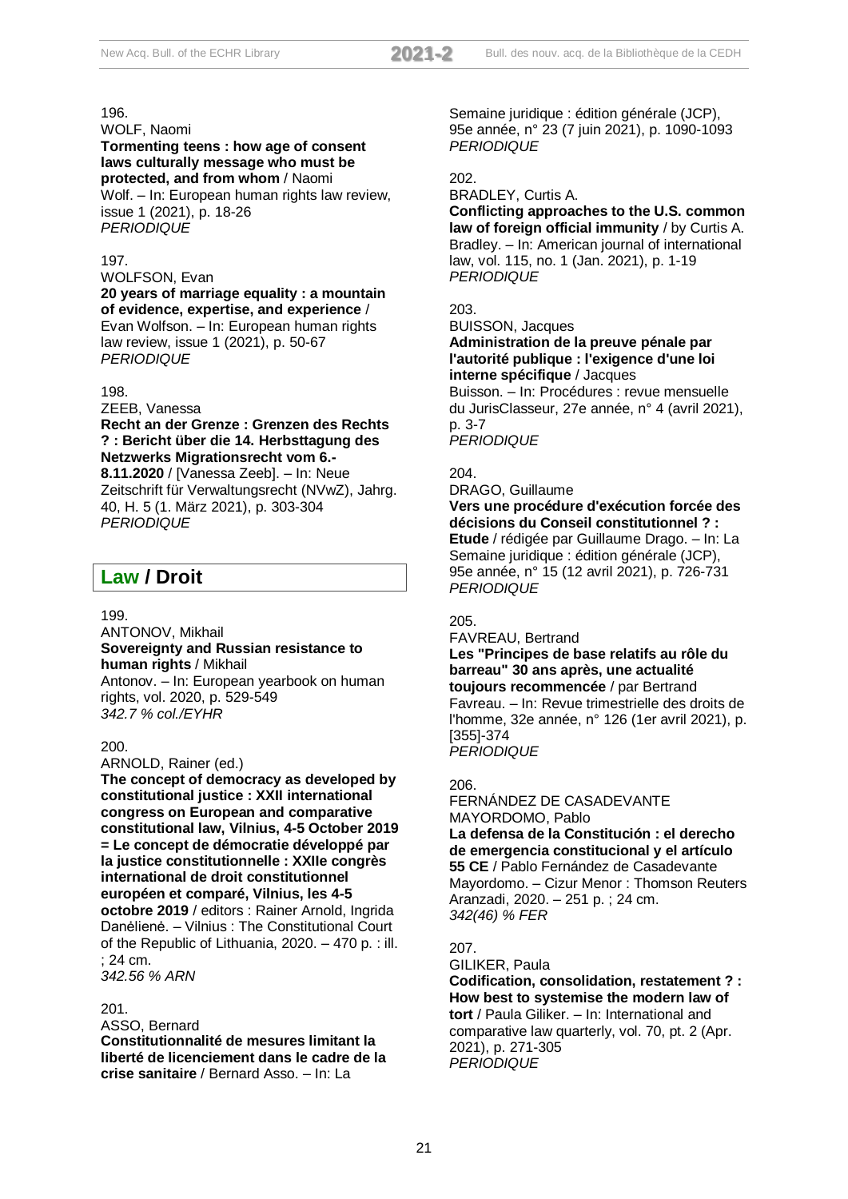196.
WOLF, Naomi
**Tormenting teens : how age of consent laws culturally message who must be protected, and from whom** / Naomi Wolf. – In: European human rights law review, issue 1 (2021), p. 18-26
*PERIODIQUE*

197.
WOLFSON, Evan
**20 years of marriage equality : a mountain of evidence, expertise, and experience** / Evan Wolfson. – In: European human rights law review, issue 1 (2021), p. 50-67
*PERIODIQUE*

198.
ZEEB, Vanessa
**Recht an der Grenze : Grenzen des Rechts ? : Bericht über die 14. Herbsttagung des Netzwerks Migrationsrecht vom 6.-8.11.2020** / [Vanessa Zeeb]. – In: Neue Zeitschrift für Verwaltungsrecht (NVwZ), Jahrg. 40, H. 5 (1. März 2021), p. 303-304
*PERIODIQUE*

## Law / Droit

199.
ANTONOV, Mikhail
**Sovereignty and Russian resistance to human rights** / Mikhail Antonov. – In: European yearbook on human rights, vol. 2020, p. 529-549
*342.7 % col./EYHR*

200.
ARNOLD, Rainer (ed.)
**The concept of democracy as developed by constitutional justice : XXII international congress on European and comparative constitutional law, Vilnius, 4-5 October 2019 = Le concept de démocratie développé par la justice constitutionnelle : XXIIe congrès international de droit constitutionnel européen et comparé, Vilnius, les 4-5 octobre 2019** / editors : Rainer Arnold, Ingrida Danėlienė. – Vilnius : The Constitutional Court of the Republic of Lithuania, 2020. – 470 p. : ill. ; 24 cm.
*342.56 % ARN*

201.
ASSO, Bernard
**Constitutionnalité de mesures limitant la liberté de licenciement dans le cadre de la crise sanitaire** / Bernard Asso. – In: La Semaine juridique : édition générale (JCP), 95e année, n° 23 (7 juin 2021), p. 1090-1093
*PERIODIQUE*

202.
BRADLEY, Curtis A.
**Conflicting approaches to the U.S. common law of foreign official immunity** / by Curtis A. Bradley. – In: American journal of international law, vol. 115, no. 1 (Jan. 2021), p. 1-19
*PERIODIQUE*

203.
BUISSON, Jacques
**Administration de la preuve pénale par l'autorité publique : l'exigence d'une loi interne spécifique** / Jacques Buisson. – In: Procédures : revue mensuelle du JurisClasseur, 27e année, n° 4 (avril 2021), p. 3-7
*PERIODIQUE*

204.
DRAGO, Guillaume
**Vers une procédure d'exécution forcée des décisions du Conseil constitutionnel ? : Etude** / rédigée par Guillaume Drago. – In: La Semaine juridique : édition générale (JCP), 95e année, n° 15 (12 avril 2021), p. 726-731
*PERIODIQUE*

205.
FAVREAU, Bertrand
**Les "Principes de base relatifs au rôle du barreau" 30 ans après, une actualité toujours recommencée** / par Bertrand Favreau. – In: Revue trimestrielle des droits de l'homme, 32e année, n° 126 (1er avril 2021), p. [355]-374
*PERIODIQUE*

206.
FERNÁNDEZ DE CASADEVANTE MAYORDOMO, Pablo
**La defensa de la Constitución : el derecho de emergencia constitucional y el artículo 55 CE** / Pablo Fernández de Casadevante Mayordomo. – Cizur Menor : Thomson Reuters Aranzadi, 2020. – 251 p. ; 24 cm.
*342(46) % FER*

207.
GILIKER, Paula
**Codification, consolidation, restatement ? : How best to systemise the modern law of tort** / Paula Giliker. – In: International and comparative law quarterly, vol. 70, pt. 2 (Apr. 2021), p. 271-305
*PERIODIQUE*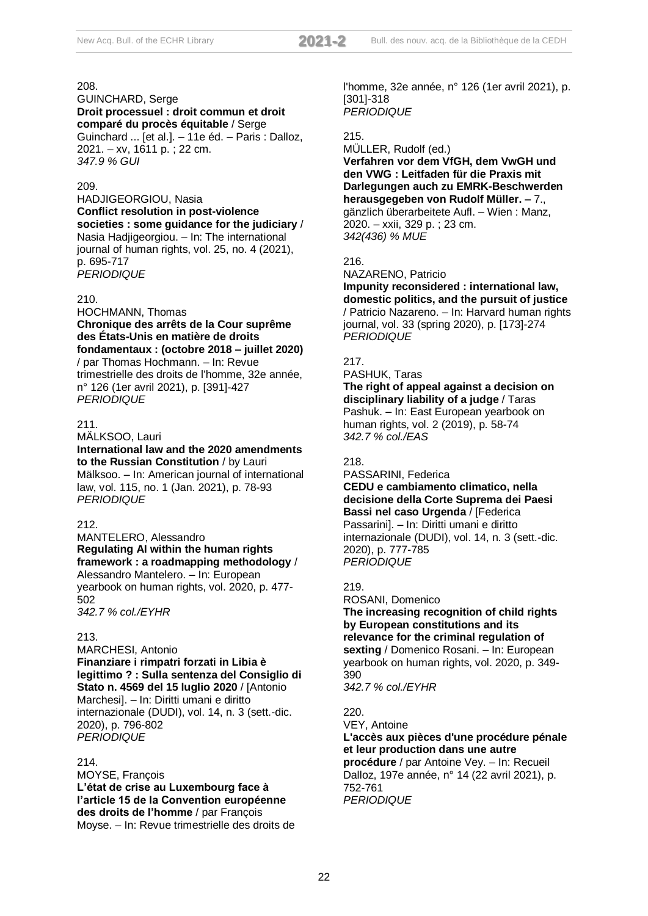208.
GUINCHARD, Serge
**Droit processuel : droit commun et droit comparé du procès équitable** / Serge Guinchard ... [et al.]. – 11e éd. – Paris : Dalloz, 2021. – xv, 1611 p. ; 22 cm.
*347.9 % GUI*

209.
HADJIGEORGIOU, Nasia
**Conflict resolution in post-violence societies : some guidance for the judiciary** / Nasia Hadjigeorgiou. – In: The international journal of human rights, vol. 25, no. 4 (2021), p. 695-717
*PERIODIQUE*

210.
HOCHMANN, Thomas
**Chronique des arrêts de la Cour suprême des États-Unis en matière de droits fondamentaux : (octobre 2018 – juillet 2020)** / par Thomas Hochmann. – In: Revue trimestrielle des droits de l'homme, 32e année, n° 126 (1er avril 2021), p. [391]-427
*PERIODIQUE*

211.
MÄLKSOO, Lauri
**International law and the 2020 amendments to the Russian Constitution** / by Lauri Mälksoo. – In: American journal of international law, vol. 115, no. 1 (Jan. 2021), p. 78-93
*PERIODIQUE*

212.
MANTELERO, Alessandro
**Regulating AI within the human rights framework : a roadmapping methodology** / Alessandro Mantelero. – In: European yearbook on human rights, vol. 2020, p. 477-502
*342.7 % col./EYHR*

213.
MARCHESI, Antonio
**Finanziare i rimpatri forzati in Libia è legittimo ? : Sulla sentenza del Consiglio di Stato n. 4569 del 15 luglio 2020** / [Antonio Marchesi]. – In: Diritti umani e diritto internazionale (DUDI), vol. 14, n. 3 (sett.-dic. 2020), p. 796-802
*PERIODIQUE*

214.
MOYSE, François
**L'état de crise au Luxembourg face à l'article 15 de la Convention européenne des droits de l'homme** / par François Moyse. – In: Revue trimestrielle des droits de l'homme, 32e année, n° 126 (1er avril 2021), p. [301]-318
*PERIODIQUE*

215.
MÜLLER, Rudolf (ed.)
**Verfahren vor dem VfGH, dem VwGH und den VWG : Leitfaden für die Praxis mit Darlegungen auch zu EMRK-Beschwerden herausgegeben von Rudolf Müller. –** 7., gänzlich überarbeitete Aufl. – Wien : Manz, 2020. – xxii, 329 p. ; 23 cm.
*342(436) % MUE*

216.
NAZARENO, Patricio
**Impunity reconsidered : international law, domestic politics, and the pursuit of justice** / Patricio Nazareno. – In: Harvard human rights journal, vol. 33 (spring 2020), p. [173]-274
*PERIODIQUE*

217.
PASHUK, Taras
**The right of appeal against a decision on disciplinary liability of a judge** / Taras Pashuk. – In: East European yearbook on human rights, vol. 2 (2019), p. 58-74
*342.7 % col./EAS*

218.
PASSARINI, Federica
**CEDU e cambiamento climatico, nella decisione della Corte Suprema dei Paesi Bassi nel caso Urgenda** / [Federica Passarini]. – In: Diritti umani e diritto internazionale (DUDI), vol. 14, n. 3 (sett.-dic. 2020), p. 777-785
*PERIODIQUE*

219.
ROSANI, Domenico
**The increasing recognition of child rights by European constitutions and its relevance for the criminal regulation of sexting** / Domenico Rosani. – In: European yearbook on human rights, vol. 2020, p. 349-390
*342.7 % col./EYHR*

220.
VEY, Antoine
**L'accès aux pièces d'une procédure pénale et leur production dans une autre procédure** / par Antoine Vey. – In: Recueil Dalloz, 197e année, n° 14 (22 avril 2021), p. 752-761
*PERIODIQUE*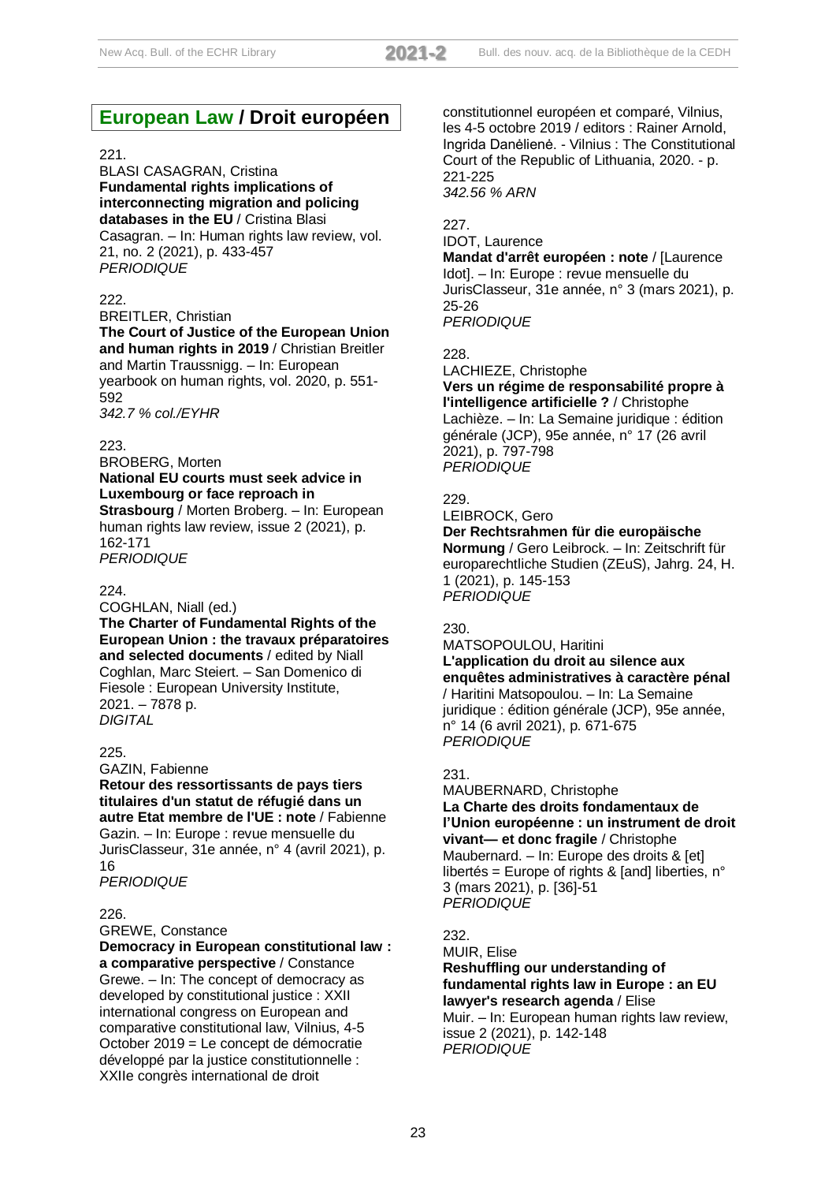# European Law / Droit européen

221.
BLASI CASAGRAN, Cristina
**Fundamental rights implications of interconnecting migration and policing databases in the EU** / Cristina Blasi Casagran. – In: Human rights law review, vol. 21, no. 2 (2021), p. 433-457
*PERIODIQUE*

222.
BREITLER, Christian
**The Court of Justice of the European Union and human rights in 2019** / Christian Breitler and Martin Traussnigg. – In: European yearbook on human rights, vol. 2020, p. 551-592
*342.7 % col./EYHR*

223.
BROBERG, Morten
**National EU courts must seek advice in Luxembourg or face reproach in Strasbourg** / Morten Broberg. – In: European human rights law review, issue 2 (2021), p. 162-171
*PERIODIQUE*

224.
COGHLAN, Niall (ed.)
**The Charter of Fundamental Rights of the European Union : the travaux préparatoires and selected documents** / edited by Niall Coghlan, Marc Steiert. – San Domenico di Fiesole : European University Institute, 2021. – 7878 p.
*DIGITAL*

225.
GAZIN, Fabienne
**Retour des ressortissants de pays tiers titulaires d'un statut de réfugié dans un autre Etat membre de l'UE : note** / Fabienne Gazin. – In: Europe : revue mensuelle du JurisClasseur, 31e année, n° 4 (avril 2021), p. 16
*PERIODIQUE*

226.
GREWE, Constance
**Democracy in European constitutional law : a comparative perspective** / Constance Grewe. – In: The concept of democracy as developed by constitutional justice : XXII international congress on European and comparative constitutional law, Vilnius, 4-5 October 2019 = Le concept de démocratie développé par la justice constitutionnelle : XXIIe congrès international de droit constitutionnel européen et comparé, Vilnius, les 4-5 octobre 2019 / editors : Rainer Arnold, Ingrida Danėlienė. - Vilnius : The Constitutional Court of the Republic of Lithuania, 2020. - p. 221-225
*342.56 % ARN*

227.
IDOT, Laurence
**Mandat d'arrêt européen : note** / [Laurence Idot]. – In: Europe : revue mensuelle du JurisClasseur, 31e année, n° 3 (mars 2021), p. 25-26
*PERIODIQUE*

228.
LACHIEZE, Christophe
**Vers un régime de responsabilité propre à l'intelligence artificielle ?** / Christophe Lachièze. – In: La Semaine juridique : édition générale (JCP), 95e année, n° 17 (26 avril 2021), p. 797-798
*PERIODIQUE*

229.
LEIBROCK, Gero
**Der Rechtsrahmen für die europäische Normung** / Gero Leibrock. – In: Zeitschrift für europarechtliche Studien (ZEuS), Jahrg. 24, H. 1 (2021), p. 145-153
*PERIODIQUE*

230.
MATSOPOULOU, Haritini
**L'application du droit au silence aux enquêtes administratives à caractère pénal** / Haritini Matsopoulou. – In: La Semaine juridique : édition générale (JCP), 95e année, n° 14 (6 avril 2021), p. 671-675
*PERIODIQUE*

231.
MAUBERNARD, Christophe
**La Charte des droits fondamentaux de l'Union européenne : un instrument de droit vivant— et donc fragile** / Christophe Maubernard. – In: Europe des droits & [et] libertés = Europe of rights & [and] liberties, n° 3 (mars 2021), p. [36]-51
*PERIODIQUE*

232.
MUIR, Elise
**Reshuffling our understanding of fundamental rights law in Europe : an EU lawyer's research agenda** / Elise Muir. – In: European human rights law review, issue 2 (2021), p. 142-148
*PERIODIQUE*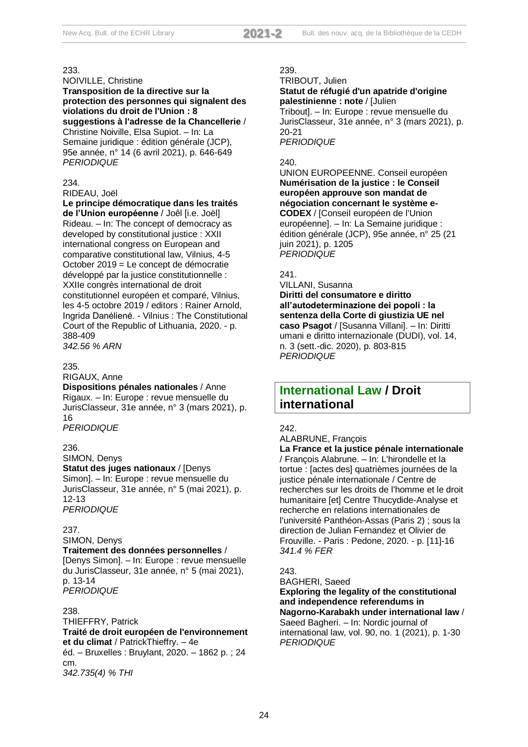233.
NOIVILLE, Christine
**Transposition de la directive sur la protection des personnes qui signalent des violations du droit de l'Union : 8 suggestions à l'adresse de la Chancellerie** / Christine Noiville, Elsa Supiot. – In: La Semaine juridique : édition générale (JCP), 95e année, n° 14 (6 avril 2021), p. 646-649
*PERIODIQUE*

234.
RIDEAU, Joël
**Le principe démocratique dans les traités de l'Union européenne** / Joêl [i.e. Joël] Rideau. – In: The concept of democracy as developed by constitutional justice : XXII international congress on European and comparative constitutional law, Vilnius, 4-5 October 2019 = Le concept de démocratie développé par la justice constitutionnelle : XXIIe congrès international de droit constitutionnel européen et comparé, Vilnius, les 4-5 octobre 2019 / editors : Rainer Arnold, Ingrida Danėlienė. - Vilnius : The Constitutional Court of the Republic of Lithuania, 2020. - p. 388-409
*342.56 % ARN*

235.
RIGAUX, Anne
**Dispositions pénales nationales** / Anne Rigaux. – In: Europe : revue mensuelle du JurisClasseur, 31e année, n° 3 (mars 2021), p. 16
*PERIODIQUE*

236.
SIMON, Denys
**Statut des juges nationaux** / [Denys Simon]. – In: Europe : revue mensuelle du JurisClasseur, 31e année, n° 5 (mai 2021), p. 12-13
*PERIODIQUE*

237.
SIMON, Denys
**Traitement des données personnelles** / [Denys Simon]. – In: Europe : revue mensuelle du JurisClasseur, 31e année, n° 5 (mai 2021), p. 13-14
*PERIODIQUE*

238.
THIEFFRY, Patrick
**Traité de droit européen de l'environnement et du climat** / PatrickThieffry. – 4e éd. – Bruxelles : Bruylant, 2020. – 1862 p. ; 24 cm.
*342.735(4) % THI*

239.
TRIBOUT, Julien
**Statut de réfugié d'un apatride d'origine palestinienne : note** / [Julien Tribout]. – In: Europe : revue mensuelle du JurisClasseur, 31e année, n° 3 (mars 2021), p. 20-21
*PERIODIQUE*

240.
UNION EUROPEENNE. Conseil européen
**Numérisation de la justice : le Conseil européen approuve son mandat de négociation concernant le système e-CODEX** / [Conseil européen de l'Union européenne]. – In: La Semaine juridique : édition générale (JCP), 95e année, n° 25 (21 juin 2021), p. 1205
*PERIODIQUE*

241.
VILLANI, Susanna
**Diritti del consumatore e diritto all'autodeterminazione dei popoli : la sentenza della Corte di giustizia UE nel caso Psagot** / [Susanna Villani]. – In: Diritti umani e diritto internazionale (DUDI), vol. 14, n. 3 (sett.-dic. 2020), p. 803-815
*PERIODIQUE*

## International Law / Droit international

242.
ALABRUNE, François
**La France et la justice pénale internationale** / François Alabrune. – In: L'hirondelle et la tortue : [actes des] quatrièmes journées de la justice pénale internationale / Centre de recherches sur les droits de l'homme et le droit humanitaire [et] Centre Thucydide-Analyse et recherche en relations internationales de l'université Panthéon-Assas (Paris 2) ; sous la direction de Julian Fernandez et Olivier de Frouville. - Paris : Pedone, 2020. - p. [11]-16
*341.4 % FER*

243.
BAGHERI, Saeed
**Exploring the legality of the constitutional and independence referendums in Nagorno-Karabakh under international law** / Saeed Bagheri. – In: Nordic journal of international law, vol. 90, no. 1 (2021), p. 1-30
*PERIODIQUE*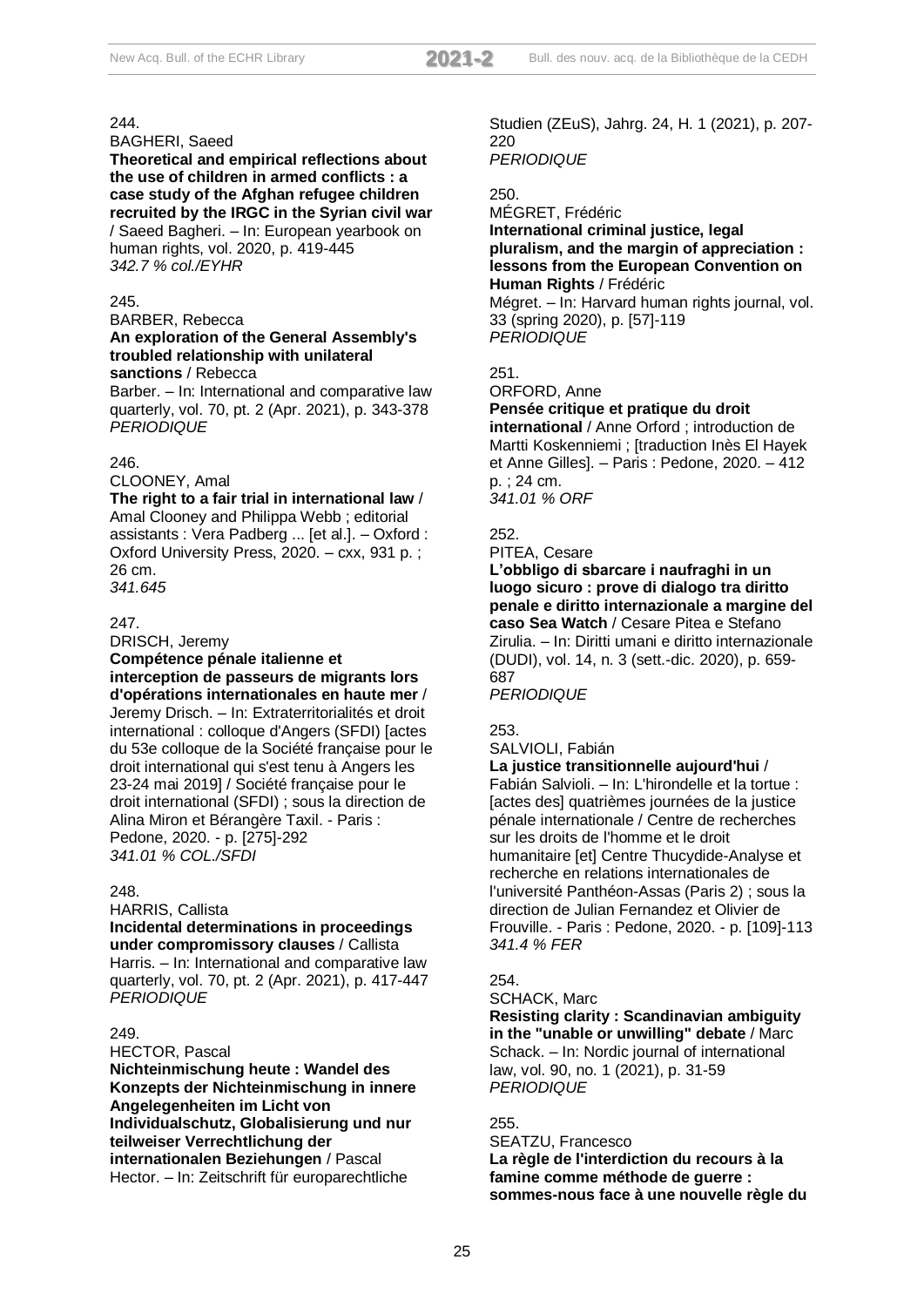244.
BAGHERI, Saeed
**Theoretical and empirical reflections about the use of children in armed conflicts : a case study of the Afghan refugee children recruited by the IRGC in the Syrian civil war** / Saeed Bagheri. – In: European yearbook on human rights, vol. 2020, p. 419-445
*342.7 % col./EYHR*

245.
BARBER, Rebecca
**An exploration of the General Assembly's troubled relationship with unilateral sanctions** / Rebecca Barber. – In: International and comparative law quarterly, vol. 70, pt. 2 (Apr. 2021), p. 343-378
*PERIODIQUE*

246.
CLOONEY, Amal
**The right to a fair trial in international law** / Amal Clooney and Philippa Webb ; editorial assistants : Vera Padberg ... [et al.]. – Oxford : Oxford University Press, 2020. – cxx, 931 p. ; 26 cm.
*341.645*

247.
DRISCH, Jeremy
**Compétence pénale italienne et interception de passeurs de migrants lors d'opérations internationales en haute mer** / Jeremy Drisch. – In: Extraterritorialités et droit international : colloque d'Angers (SFDI) [actes du 53e colloque de la Société française pour le droit international qui s'est tenu à Angers les 23-24 mai 2019] / Société française pour le droit international (SFDI) ; sous la direction de Alina Miron et Bérangère Taxil. - Paris : Pedone, 2020. - p. [275]-292
*341.01 % COL./SFDI*

248.
HARRIS, Callista
**Incidental determinations in proceedings under compromissory clauses** / Callista Harris. – In: International and comparative law quarterly, vol. 70, pt. 2 (Apr. 2021), p. 417-447
*PERIODIQUE*

249.
HECTOR, Pascal
**Nichteinmischung heute : Wandel des Konzepts der Nichteinmischung in innere Angelegenheiten im Licht von Individualschutz, Globalisierung und nur teilweiser Verrechtlichung der internationalen Beziehungen** / Pascal Hector. – In: Zeitschrift für europarechtliche Studien (ZEuS), Jahrg. 24, H. 1 (2021), p. 207-220
*PERIODIQUE*

250.
MÉGRET, Frédéric
**International criminal justice, legal pluralism, and the margin of appreciation : lessons from the European Convention on Human Rights** / Frédéric Mégret. – In: Harvard human rights journal, vol. 33 (spring 2020), p. [57]-119
*PERIODIQUE*

251.
ORFORD, Anne
**Pensée critique et pratique du droit international** / Anne Orford ; introduction de Martti Koskenniemi ; [traduction Inès El Hayek et Anne Gilles]. – Paris : Pedone, 2020. – 412 p. ; 24 cm.
*341.01 % ORF*

252.
PITEA, Cesare
**L'obbligo di sbarcare i naufraghi in un luogo sicuro : prove di dialogo tra diritto penale e diritto internazionale a margine del caso Sea Watch** / Cesare Pitea e Stefano Zirulia. – In: Diritti umani e diritto internazionale (DUDI), vol. 14, n. 3 (sett.-dic. 2020), p. 659-687
*PERIODIQUE*

253.
SALVIOLI, Fabián
**La justice transitionnelle aujourd'hui** / Fabián Salvioli. – In: L'hirondelle et la tortue : [actes des] quatrièmes journées de la justice pénale internationale / Centre de recherches sur les droits de l'homme et le droit humanitaire [et] Centre Thucydide-Analyse et recherche en relations internationales de l'université Panthéon-Assas (Paris 2) ; sous la direction de Julian Fernandez et Olivier de Frouville. - Paris : Pedone, 2020. - p. [109]-113
*341.4 % FER*

254.
SCHACK, Marc
**Resisting clarity : Scandinavian ambiguity in the "unable or unwilling" debate** / Marc Schack. – In: Nordic journal of international law, vol. 90, no. 1 (2021), p. 31-59
*PERIODIQUE*

255.
SEATZU, Francesco
**La règle de l'interdiction du recours à la famine comme méthode de guerre : sommes-nous face à une nouvelle règle du**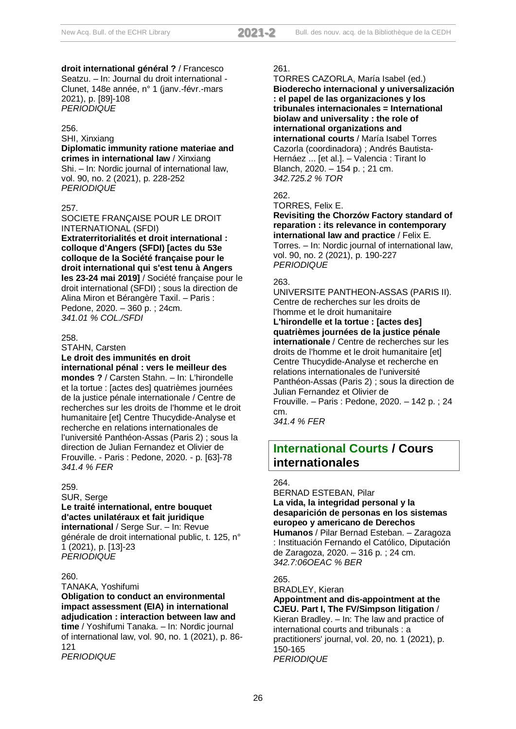**droit international général ?** / Francesco Seatzu. – In: Journal du droit international - Clunet, 148e année, n° 1 (janv.-févr.-mars 2021), p. [89]-108
*PERIODIQUE*

256.
SHI, Xinxiang
**Diplomatic immunity ratione materiae and crimes in international law** / Xinxiang Shi. – In: Nordic journal of international law, vol. 90, no. 2 (2021), p. 228-252
*PERIODIQUE*

257.
SOCIETE FRANÇAISE POUR LE DROIT INTERNATIONAL (SFDI)
**Extraterritorialités et droit international : colloque d'Angers (SFDI) [actes du 53e colloque de la Société française pour le droit international qui s'est tenu à Angers les 23-24 mai 2019]** / Société française pour le droit international (SFDI) ; sous la direction de Alina Miron et Bérangère Taxil. – Paris : Pedone, 2020. – 360 p. ; 24cm.
*341.01 % COL./SFDI*

258.
STAHN, Carsten
**Le droit des immunités en droit international pénal : vers le meilleur des mondes ?** / Carsten Stahn. – In: L'hirondelle et la tortue : [actes des] quatrièmes journées de la justice pénale internationale / Centre de recherches sur les droits de l'homme et le droit humanitaire [et] Centre Thucydide-Analyse et recherche en relations internationales de l'université Panthéon-Assas (Paris 2) ; sous la direction de Julian Fernandez et Olivier de Frouville. - Paris : Pedone, 2020. - p. [63]-78
*341.4 % FER*

259.
SUR, Serge
**Le traité international, entre bouquet d'actes unilatéraux et fait juridique international** / Serge Sur. – In: Revue générale de droit international public, t. 125, n° 1 (2021), p. [13]-23
*PERIODIQUE*

260.
TANAKA, Yoshifumi
**Obligation to conduct an environmental impact assessment (EIA) in international adjudication : interaction between law and time** / Yoshifumi Tanaka. – In: Nordic journal of international law, vol. 90, no. 1 (2021), p. 86-121
*PERIODIQUE*

261.
TORRES CAZORLA, María Isabel (ed.)
**Bioderecho internacional y universalización : el papel de las organizaciones y los tribunales internacionales = International biolaw and universality : the role of international organizations and international courts** / María Isabel Torres Cazorla (coordinadora) ; Andrés Bautista-Hernáez ... [et al.]. – Valencia : Tirant lo Blanch, 2020. – 154 p. ; 21 cm.
*342.725.2 % TOR*

262.
TORRES, Felix E.
**Revisiting the Chorzów Factory standard of reparation : its relevance in contemporary international law and practice** / Felix E. Torres. – In: Nordic journal of international law, vol. 90, no. 2 (2021), p. 190-227
*PERIODIQUE*

263.
UNIVERSITE PANTHEON-ASSAS (PARIS II). Centre de recherches sur les droits de l'homme et le droit humanitaire
**L'hirondelle et la tortue : [actes des] quatrièmes journées de la justice pénale internationale** / Centre de recherches sur les droits de l'homme et le droit humanitaire [et] Centre Thucydide-Analyse et recherche en relations internationales de l'université Panthéon-Assas (Paris 2) ; sous la direction de Julian Fernandez et Olivier de Frouville. – Paris : Pedone, 2020. – 142 p. ; 24 cm.
*341.4 % FER*

## International Courts / Cours internationales

264.
BERNAD ESTEBAN, Pilar
**La vida, la integridad personal y la desaparición de personas en los sistemas europeo y americano de Derechos Humanos** / Pilar Bernad Esteban. – Zaragoza : Instituación Fernando el Católico, Diputación de Zaragoza, 2020. – 316 p. ; 24 cm.
*342.7:06OEAC % BER*

265.
BRADLEY, Kieran
**Appointment and dis-appointment at the CJEU. Part I, The FV/Simpson litigation** / Kieran Bradley. – In: The law and practice of international courts and tribunals : a practitioners' journal, vol. 20, no. 1 (2021), p. 150-165
*PERIODIQUE*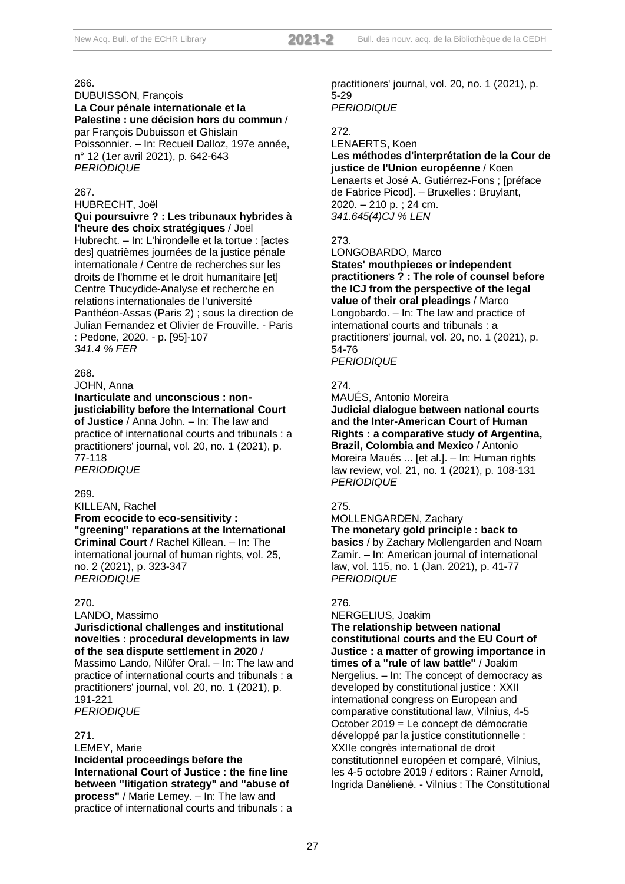266.
DUBUISSON, François
**La Cour pénale internationale et la Palestine : une décision hors du commun** / par François Dubuisson et Ghislain Poissonnier. – In: Recueil Dalloz, 197e année, n° 12 (1er avril 2021), p. 642-643
*PERIODIQUE*

267.
HUBRECHT, Joël
**Qui poursuivre ? : Les tribunaux hybrides à l'heure des choix stratégiques** / Joël Hubrecht. – In: L'hirondelle et la tortue : [actes des] quatrièmes journées de la justice pénale internationale / Centre de recherches sur les droits de l'homme et le droit humanitaire [et] Centre Thucydide-Analyse et recherche en relations internationales de l'université Panthéon-Assas (Paris 2) ; sous la direction de Julian Fernandez et Olivier de Frouville. - Paris : Pedone, 2020. - p. [95]-107
*341.4 % FER*

268.
JOHN, Anna
**Inarticulate and unconscious : non-justiciability before the International Court of Justice** / Anna John. – In: The law and practice of international courts and tribunals : a practitioners' journal, vol. 20, no. 1 (2021), p. 77-118
*PERIODIQUE*

269.
KILLEAN, Rachel
**From ecocide to eco-sensitivity : "greening" reparations at the International Criminal Court** / Rachel Killean. – In: The international journal of human rights, vol. 25, no. 2 (2021), p. 323-347
*PERIODIQUE*

270.
LANDO, Massimo
**Jurisdictional challenges and institutional novelties : procedural developments in law of the sea dispute settlement in 2020** / Massimo Lando, Nilüfer Oral. – In: The law and practice of international courts and tribunals : a practitioners' journal, vol. 20, no. 1 (2021), p. 191-221
*PERIODIQUE*

271.
LEMEY, Marie
**Incidental proceedings before the International Court of Justice : the fine line between "litigation strategy" and "abuse of process"** / Marie Lemey. – In: The law and practice of international courts and tribunals : a practitioners' journal, vol. 20, no. 1 (2021), p. 5-29
*PERIODIQUE*

272.
LENAERTS, Koen
**Les méthodes d'interprétation de la Cour de justice de l'Union européenne** / Koen Lenaerts et José A. Gutiérrez-Fons ; [préface de Fabrice Picod]. – Bruxelles : Bruylant, 2020. – 210 p. ; 24 cm.
*341.645(4)CJ % LEN*

273.
LONGOBARDO, Marco
**States' mouthpieces or independent practitioners ? : The role of counsel before the ICJ from the perspective of the legal value of their oral pleadings** / Marco Longobardo. – In: The law and practice of international courts and tribunals : a practitioners' journal, vol. 20, no. 1 (2021), p. 54-76
*PERIODIQUE*

274.
MAUÉS, Antonio Moreira
**Judicial dialogue between national courts and the Inter-American Court of Human Rights : a comparative study of Argentina, Brazil, Colombia and Mexico** / Antonio Moreira Maués ... [et al.]. – In: Human rights law review, vol. 21, no. 1 (2021), p. 108-131
*PERIODIQUE*

275.
MOLLENGARDEN, Zachary
**The monetary gold principle : back to basics** / by Zachary Mollengarden and Noam Zamir. – In: American journal of international law, vol. 115, no. 1 (Jan. 2021), p. 41-77
*PERIODIQUE*

276.
NERGELIUS, Joakim
**The relationship between national constitutional courts and the EU Court of Justice : a matter of growing importance in times of a "rule of law battle"** / Joakim Nergelius. – In: The concept of democracy as developed by constitutional justice : XXII international congress on European and comparative constitutional law, Vilnius, 4-5 October 2019 = Le concept de démocratie développé par la justice constitutionnelle : XXIIe congrès international de droit constitutionnel européen et comparé, Vilnius, les 4-5 octobre 2019 / editors : Rainer Arnold, Ingrida Danėlienė. - Vilnius : The Constitutional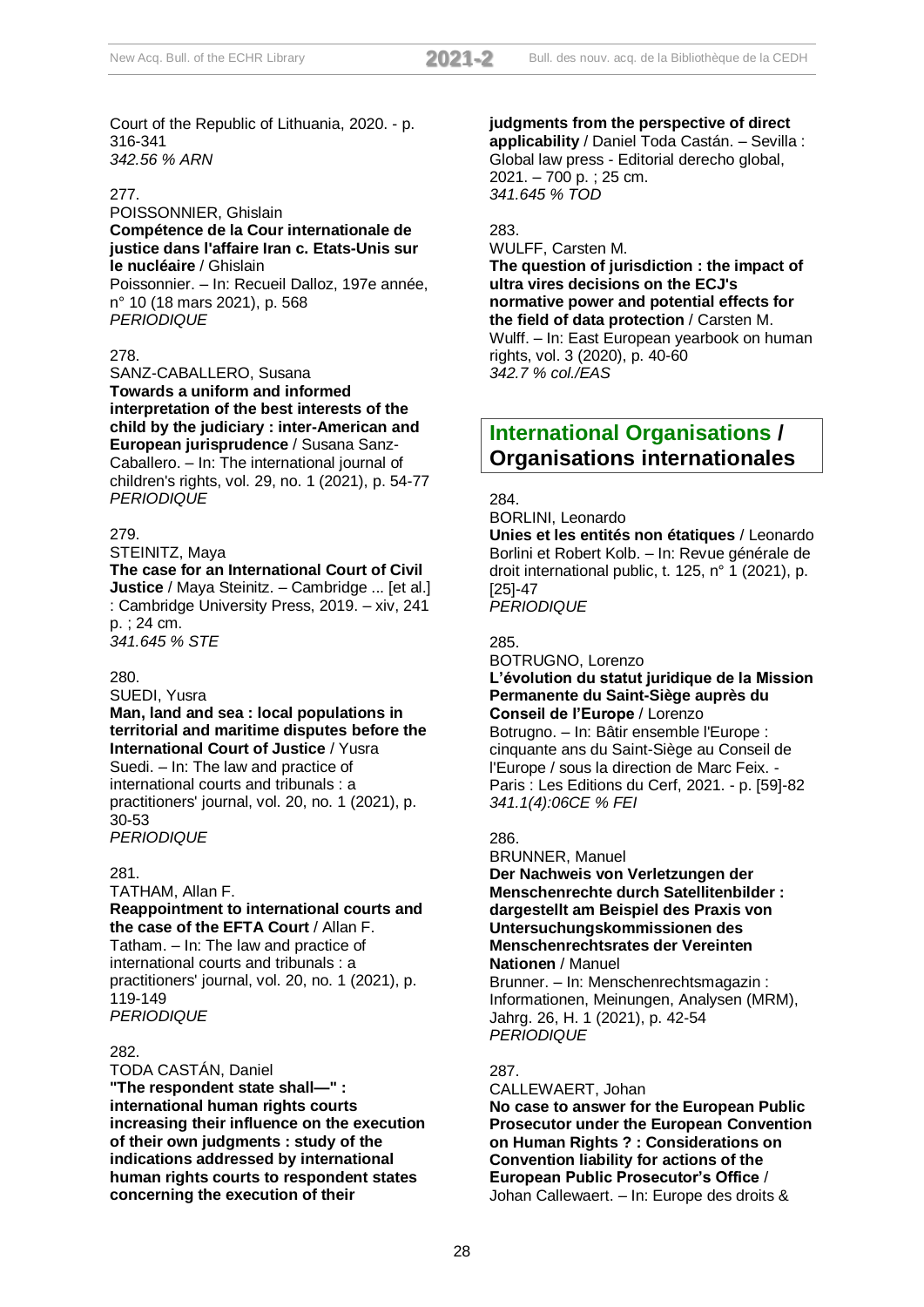Court of the Republic of Lithuania, 2020. - p. 316-341
*342.56 % ARN*

277.
POISSONNIER, Ghislain
**Compétence de la Cour internationale de justice dans l'affaire Iran c. Etats-Unis sur le nucléaire** / Ghislain Poissonnier. – In: Recueil Dalloz, 197e année, n° 10 (18 mars 2021), p. 568
*PERIODIQUE*

278.
SANZ-CABALLERO, Susana
**Towards a uniform and informed interpretation of the best interests of the child by the judiciary : inter-American and European jurisprudence** / Susana Sanz-Caballero. – In: The international journal of children's rights, vol. 29, no. 1 (2021), p. 54-77
*PERIODIQUE*

279.
STEINITZ, Maya
**The case for an International Court of Civil Justice** / Maya Steinitz. – Cambridge ... [et al.] : Cambridge University Press, 2019. – xiv, 241 p. ; 24 cm.
*341.645 % STE*

280.
SUEDI, Yusra
**Man, land and sea : local populations in territorial and maritime disputes before the International Court of Justice** / Yusra Suedi. – In: The law and practice of international courts and tribunals : a practitioners' journal, vol. 20, no. 1 (2021), p. 30-53
*PERIODIQUE*

281.
TATHAM, Allan F.
**Reappointment to international courts and the case of the EFTA Court** / Allan F. Tatham. – In: The law and practice of international courts and tribunals : a practitioners' journal, vol. 20, no. 1 (2021), p. 119-149
*PERIODIQUE*

282.
TODA CASTÁN, Daniel
**"The respondent state shall—" : international human rights courts increasing their influence on the execution of their own judgments : study of the indications addressed by international human rights courts to respondent states concerning the execution of their judgments from the perspective of direct applicability** / Daniel Toda Castán. – Sevilla : Global law press - Editorial derecho global, 2021. – 700 p. ; 25 cm.
*341.645 % TOD*

283.
WULFF, Carsten M.
**The question of jurisdiction : the impact of ultra vires decisions on the ECJ's normative power and potential effects for the field of data protection** / Carsten M. Wulff. – In: East European yearbook on human rights, vol. 3 (2020), p. 40-60
*342.7 % col./EAS*

## International Organisations / Organisations internationales

284.
BORLINI, Leonardo
**Unies et les entités non étatiques** / Leonardo Borlini et Robert Kolb. – In: Revue générale de droit international public, t. 125, n° 1 (2021), p. [25]-47
*PERIODIQUE*

285.
BOTRUGNO, Lorenzo
**L'évolution du statut juridique de la Mission Permanente du Saint-Siège auprès du Conseil de l'Europe** / Lorenzo Botrugno. – In: Bâtir ensemble l'Europe : cinquante ans du Saint-Siège au Conseil de l'Europe / sous la direction de Marc Feix. - Paris : Les Editions du Cerf, 2021. - p. [59]-82
*341.1(4):06CE % FEI*

286.
BRUNNER, Manuel
**Der Nachweis von Verletzungen der Menschenrechte durch Satellitenbilder : dargestellt am Beispiel des Praxis von Untersuchungskommissionen des Menschenrechtsrates der Vereinten Nationen** / Manuel Brunner. – In: Menschenrechtsmagazin : Informationen, Meinungen, Analysen (MRM), Jahrg. 26, H. 1 (2021), p. 42-54
*PERIODIQUE*

287.
CALLEWAERT, Johan
**No case to answer for the European Public Prosecutor under the European Convention on Human Rights ? : Considerations on Convention liability for actions of the European Public Prosecutor's Office** / Johan Callewaert. – In: Europe des droits &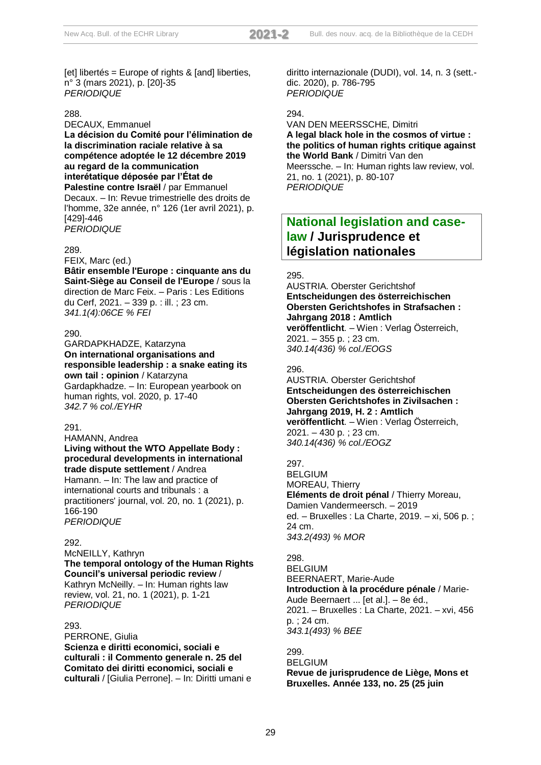[et] libertés = Europe of rights & [and] liberties, n° 3 (mars 2021), p. [20]-35
*PERIODIQUE*

288.
DECAUX, Emmanuel
**La décision du Comité pour l'élimination de la discrimination raciale relative à sa compétence adoptée le 12 décembre 2019 au regard de la communication interétatique déposée par l'État de Palestine contre Israël** / par Emmanuel Decaux. – In: Revue trimestrielle des droits de l'homme, 32e année, n° 126 (1er avril 2021), p. [429]-446
*PERIODIQUE*

289.
FEIX, Marc (ed.)
**Bâtir ensemble l'Europe : cinquante ans du Saint-Siège au Conseil de l'Europe** / sous la direction de Marc Feix. – Paris : Les Editions du Cerf, 2021. – 339 p. : ill. ; 23 cm.
*341.1(4):06CE % FEI*

290.
GARDAPKHADZE, Katarzyna
**On international organisations and responsible leadership : a snake eating its own tail : opinion** / Katarzyna Gardapkhadze. – In: European yearbook on human rights, vol. 2020, p. 17-40
*342.7 % col./EYHR*

291.
HAMANN, Andrea
**Living without the WTO Appellate Body : procedural developments in international trade dispute settlement** / Andrea Hamann. – In: The law and practice of international courts and tribunals : a practitioners' journal, vol. 20, no. 1 (2021), p. 166-190
*PERIODIQUE*

292.
McNEILLY, Kathryn
**The temporal ontology of the Human Rights Council's universal periodic review** / Kathryn McNeilly. – In: Human rights law review, vol. 21, no. 1 (2021), p. 1-21
*PERIODIQUE*

293.
PERRONE, Giulia
**Scienza e diritti economici, sociali e culturali : il Commento generale n. 25 del Comitato dei diritti economici, sociali e culturali** / [Giulia Perrone]. – In: Diritti umani e diritto internazionale (DUDI), vol. 14, n. 3 (sett.-dic. 2020), p. 786-795
*PERIODIQUE*

294.
VAN DEN MEERSSCHE, Dimitri
**A legal black hole in the cosmos of virtue : the politics of human rights critique against the World Bank** / Dimitri Van den Meerssche. – In: Human rights law review, vol. 21, no. 1 (2021), p. 80-107
*PERIODIQUE*

## National legislation and case-law / Jurisprudence et législation nationales

295.
AUSTRIA. Oberster Gerichtshof
**Entscheidungen des österreichischen Obersten Gerichtshofes in Strafsachen : Jahrgang 2018 : Amtlich veröffentlicht**. – Wien : Verlag Österreich, 2021. – 355 p. ; 23 cm.
*340.14(436) % col./EOGS*

296.
AUSTRIA. Oberster Gerichtshof
**Entscheidungen des österreichischen Obersten Gerichtshofes in Zivilsachen : Jahrgang 2019, H. 2 : Amtlich veröffentlicht**. – Wien : Verlag Österreich, 2021. – 430 p. ; 23 cm.
*340.14(436) % col./EOGZ*

297.
BELGIUM
MOREAU, Thierry
**Eléments de droit pénal** / Thierry Moreau, Damien Vandermeersch. – 2019 ed. – Bruxelles : La Charte, 2019. – xi, 506 p. ; 24 cm.
*343.2(493) % MOR*

298.
BELGIUM
BEERNAERT, Marie-Aude
**Introduction à la procédure pénale** / Marie-Aude Beernaert ... [et al.]. – 8e éd., 2021. – Bruxelles : La Charte, 2021. – xvi, 456 p. ; 24 cm.
*343.1(493) % BEE*

299.
BELGIUM
**Revue de jurisprudence de Liège, Mons et Bruxelles. Année 133, no. 25 (25 juin**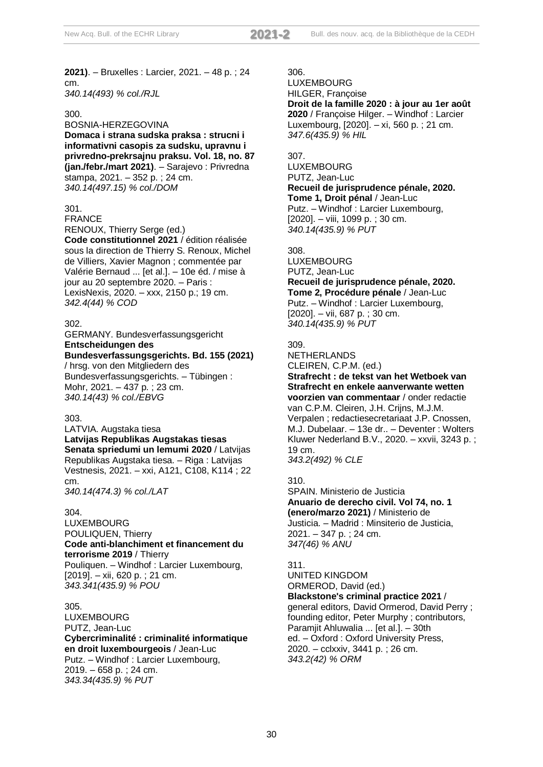**2021)**. – Bruxelles : Larcier, 2021. – 48 p. ; 24 cm.
*340.14(493) % col./RJL*

300.
BOSNIA-HERZEGOVINA
**Domaca i strana sudska praksa : strucni i informativni casopis za sudsku, upravnu i privredno-prekrsajnu praksu. Vol. 18, no. 87 (jan./febr./mart 2021)**. – Sarajevo : Privredna stampa, 2021. – 352 p. ; 24 cm.
*340.14(497.15) % col./DOM*

301.
FRANCE
RENOUX, Thierry Serge (ed.)
**Code constitutionnel 2021** / édition réalisée sous la direction de Thierry S. Renoux, Michel de Villiers, Xavier Magnon ; commentée par Valérie Bernaud ... [et al.]. – 10e éd. / mise à jour au 20 septembre 2020. – Paris : LexisNexis, 2020. – xxx, 2150 p.; 19 cm.
*342.4(44) % COD*

302.
GERMANY. Bundesverfassungsgericht
**Entscheidungen des Bundesverfassungsgerichts. Bd. 155 (2021)** / hrsg. von den Mitgliedern des Bundesverfassungsgerichts. – Tübingen : Mohr, 2021. – 437 p. ; 23 cm.
*340.14(43) % col./EBVG*

303.
LATVIA. Augstaka tiesa
**Latvijas Republikas Augstakas tiesas Senata spriedumi un lemumi 2020** / Latvijas Republikas Augstaka tiesa. – Riga : Latvijas Vestnesis, 2021. – xxi, A121, C108, K114 ; 22 cm.
*340.14(474.3) % col./LAT*

304.
LUXEMBOURG
POULIQUEN, Thierry
**Code anti-blanchiment et financement du terrorisme 2019** / Thierry Pouliquen. – Windhof : Larcier Luxembourg, [2019]. – xii, 620 p. ; 21 cm.
*343.341(435.9) % POU*

305.
LUXEMBOURG
PUTZ, Jean-Luc
**Cybercriminalité : criminalité informatique en droit luxembourgeois** / Jean-Luc Putz. – Windhof : Larcier Luxembourg, 2019. – 658 p. ; 24 cm.
*343.34(435.9) % PUT*

306.
LUXEMBOURG
HILGER, Françoise
**Droit de la famille 2020 : à jour au 1er août 2020** / Françoise Hilger. – Windhof : Larcier Luxembourg, [2020]. – xi, 560 p. ; 21 cm.
*347.6(435.9) % HIL*

307.
LUXEMBOURG
PUTZ, Jean-Luc
**Recueil de jurisprudence pénale, 2020. Tome 1, Droit pénal** / Jean-Luc Putz. – Windhof : Larcier Luxembourg, [2020]. – viii, 1099 p. ; 30 cm.
*340.14(435.9) % PUT*

308.
LUXEMBOURG
PUTZ, Jean-Luc
**Recueil de jurisprudence pénale, 2020. Tome 2, Procédure pénale** / Jean-Luc Putz. – Windhof : Larcier Luxembourg, [2020]. – vii, 687 p. ; 30 cm.
*340.14(435.9) % PUT*

309.
NETHERLANDS
CLEIREN, C.P.M. (ed.)
**Strafrecht : de tekst van het Wetboek van Strafrecht en enkele aanverwante wetten voorzien van commentaar** / onder redactie van C.P.M. Cleiren, J.H. Crijns, M.J.M. Verpalen ; redactiesecretariaat J.P. Cnossen, M.J. Dubelaar. – 13e dr.. – Deventer : Wolters Kluwer Nederland B.V., 2020. – xxvii, 3243 p. ; 19 cm.
*343.2(492) % CLE*

310.
SPAIN. Ministerio de Justicia
**Anuario de derecho civil. Vol 74, no. 1 (enero/marzo 2021)** / Ministerio de Justicia. – Madrid : Minsiterio de Justicia, 2021. – 347 p. ; 24 cm.
*347(46) % ANU*

311.
UNITED KINGDOM
ORMEROD, David (ed.)
**Blackstone's criminal practice 2021** / general editors, David Ormerod, David Perry ; founding editor, Peter Murphy ; contributors, Paramjit Ahluwalia ... [et al.]. – 30th ed. – Oxford : Oxford University Press, 2020. – cclxxiv, 3441 p. ; 26 cm.
*343.2(42) % ORM*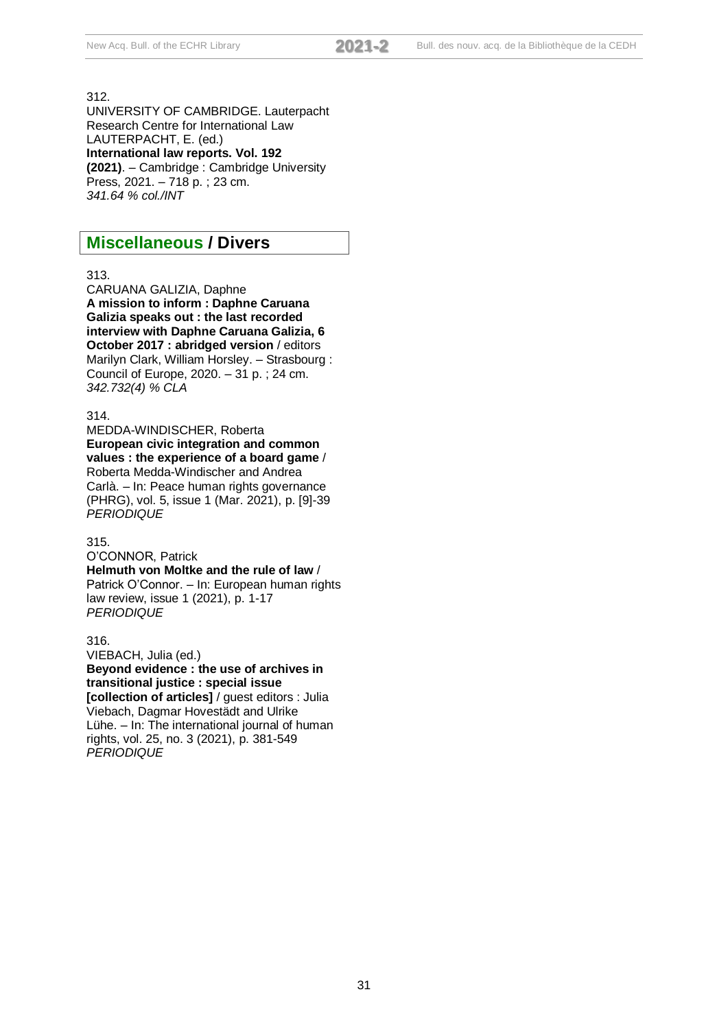312.
UNIVERSITY OF CAMBRIDGE. Lauterpacht Research Centre for International Law
LAUTERPACHT, E. (ed.)
**International law reports. Vol. 192 (2021)**. – Cambridge : Cambridge University Press, 2021. – 718 p. ; 23 cm.
*341.64 % col./INT*

## Miscellaneous / Divers

313.
CARUANA GALIZIA, Daphne
**A mission to inform : Daphne Caruana Galizia speaks out : the last recorded interview with Daphne Caruana Galizia, 6 October 2017 : abridged version** / editors Marilyn Clark, William Horsley. – Strasbourg : Council of Europe, 2020. – 31 p. ; 24 cm.
*342.732(4) % CLA*

314.
MEDDA-WINDISCHER, Roberta
**European civic integration and common values : the experience of a board game** / Roberta Medda-Windischer and Andrea Carlà. – In: Peace human rights governance (PHRG), vol. 5, issue 1 (Mar. 2021), p. [9]-39
*PERIODIQUE*

315.
O'CONNOR, Patrick
**Helmuth von Moltke and the rule of law** / Patrick O'Connor. – In: European human rights law review, issue 1 (2021), p. 1-17
*PERIODIQUE*

316.
VIEBACH, Julia (ed.)
**Beyond evidence : the use of archives in transitional justice : special issue [collection of articles]** / guest editors : Julia Viebach, Dagmar Hovestädt and Ulrike Lühe. – In: The international journal of human rights, vol. 25, no. 3 (2021), p. 381-549
*PERIODIQUE*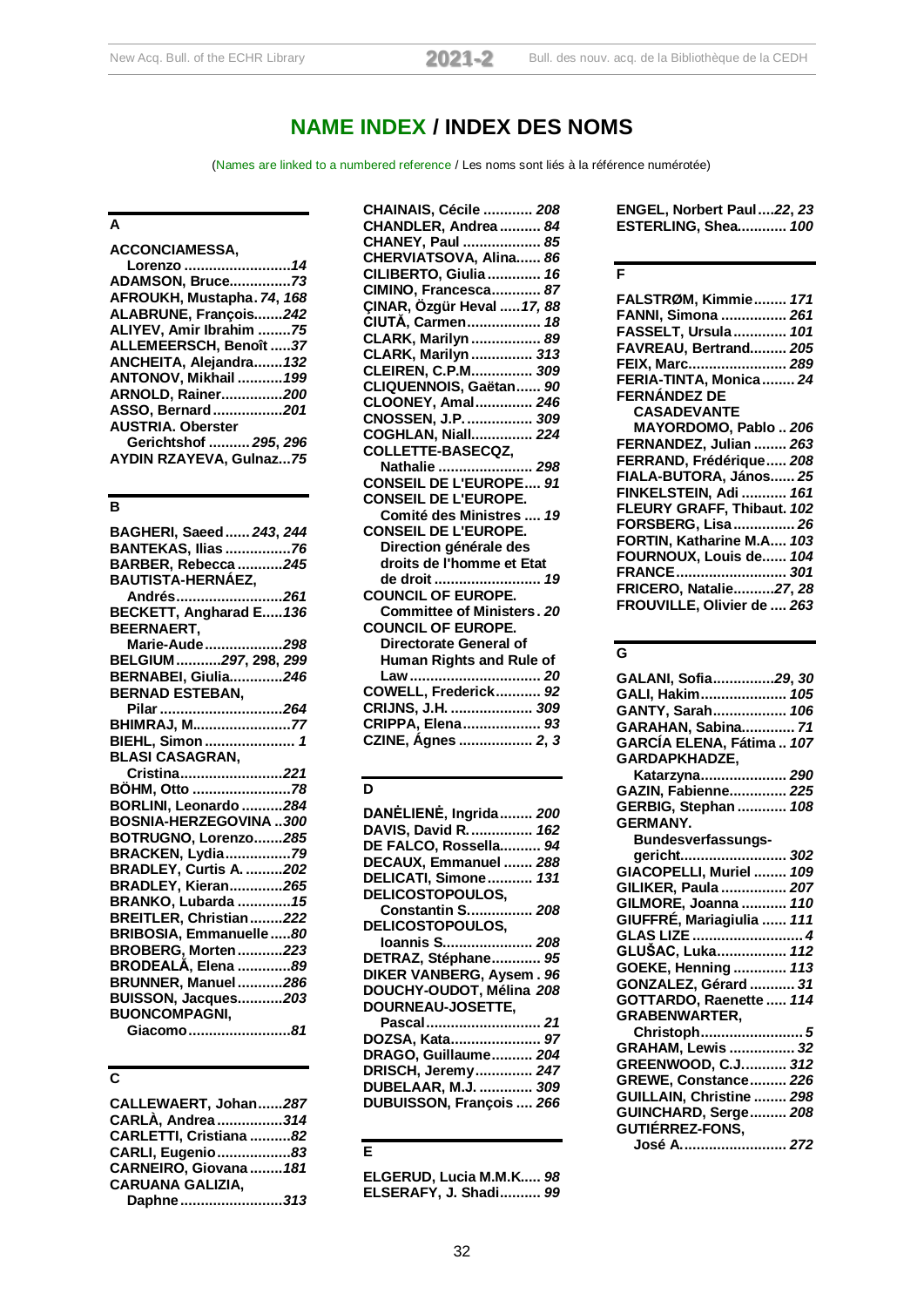# NAME INDEX / INDEX DES NOMS

(Names are linked to a numbered reference / Les noms sont liés à la référence numérotée)

## A

**ACCONCIAMESSA, Lorenzo** ........................ ***14***
**ADAMSON, Bruce**............... ***73***
**AFROUKH, Mustapha**. ***74, 168***
**ALABRUNE, François**....... ***242***
**ALIYEV, Amir Ibrahim** ........ ***75***
**ALLEMEERSCH, Benoît** ..... ***37***
**ANCHEITA, Alejandra**....... ***132***
**ANTONOV, Mikhail** ........... ***199***
**ARNOLD, Rainer**............... ***200***
**ASSO, Bernard** ................. ***201***
**AUSTRIA. Oberster Gerichtshof** .......... ***295, 296***
**AYDIN RZAYEVA, Gulnaz**... ***75***

## B

**BAGHERI, Saeed** ...... ***243, 244***
**BANTEKAS, Ilias** ................ ***76***
**BARBER, Rebecca** ........... ***245***
**BAUTISTA-HERNÁEZ, Andrés**.......................... ***261***
**BECKETT, Angharad E**..... ***136***
**BEERNAERT, Marie-Aude** ................... ***298***
**BELGIUM**........... ***297***, **298**, ***299***
**BERNABEI, Giulia**............. ***246***
**BERNAD ESTEBAN, Pilar** .............................. ***264***
**BHIMRAJ, M**........................ ***77***
**BIEHL, Simon** ...................... ***1***
**BLASI CASAGRAN, Cristina**......................... ***221***
**BÖHM, Otto** ........................ ***78***
**BORLINI, Leonardo** .......... ***284***
**BOSNIA-HERZEGOVINA** .. ***300***
**BOTRUGNO, Lorenzo**....... ***285***
**BRACKEN, Lydia**................ ***79***
**BRADLEY, Curtis A.** ......... ***202***
**BRADLEY, Kieran**............. ***265***
**BRANKO, Lubarda** ............. ***15***
**BREITLER, Christian**........ ***222***
**BRIBOSIA, Emmanuelle** ..... ***80***
**BROBERG, Morten**........... ***223***
**BRODEALĂ, Elena** ............. ***89***
**BRUNNER, Manuel** ........... ***286***
**BUISSON, Jacques**........... ***203***
**BUONCOMPAGNI, Giacomo**......................... ***81***

## C

**CALLEWAERT, Johan**...... ***287***
**CARLÀ, Andrea** ................ ***314***
**CARLETTI, Cristiana** .......... ***82***
**CARLI, Eugenio** .................. ***83***
**CARNEIRO, Giovana** ........ ***181***
**CARUANA GALIZIA, Daphne** ......................... ***313***
**CHAINAIS, Cécile** ............ ***208***
**CHANDLER, Andrea** .......... ***84***
**CHANEY, Paul** ................... ***85***
**CHERVIATSOVA, Alina**...... ***86***
**CILIBERTO, Giulia** ............. ***16***
**CIMINO, Francesca**............ ***87***
**ÇINAR, Özgür Heval** ..... ***17, 88***
**CIUTĂ, Carmen**.................. ***18***
**CLARK, Marilyn** ................. ***89***
**CLARK, Marilyn** ............... ***313***
**CLEIREN, C.P.M**............... ***309***
**CLIQUENNOIS, Gaëtan**...... ***90***
**CLOONEY, Amal**.............. ***246***
**CNOSSEN, J.P.** ................ ***309***
**COGHLAN, Niall**............... ***224***
**COLLETTE-BASECQZ, Nathalie** ....................... ***298***
**CONSEIL DE L'EUROPE**.... ***91***
**CONSEIL DE L'EUROPE. Comité des Ministres** .... ***19***
**CONSEIL DE L'EUROPE. Direction générale des droits de l'homme et Etat de droit** .......................... ***19***
**COUNCIL OF EUROPE. Committee of Ministers**. ***20***
**COUNCIL OF EUROPE. Directorate General of Human Rights and Rule of Law** ................................ ***20***
**COWELL, Frederick**........... ***92***
**CRIJNS, J.H.** .................... ***309***
**CRIPPA, Elena**................... ***93***
**CZINE, Ágnes** .................. ***2, 3***

## D

**DANĖLIENĖ, Ingrida**........ ***200***
**DAVIS, David R.** ............... ***162***
**DE FALCO, Rossella**.......... ***94***
**DECAUX, Emmanuel** ....... ***288***
**DELICATI, Simone**........... ***131***
**DELICOSTOPOULOS, Constantin S.**............... ***208***
**DELICOSTOPOULOS, Ioannis S.**..................... ***208***
**DETRAZ, Stéphane**............ ***95***
**DIKER VANBERG, Aysem** . ***96***
**DOUCHY-OUDOT, Mélina** ***208***
**DOURNEAU-JOSETTE, Pascal**............................ ***21***
**DOZSA, Kata**...................... ***97***
**DRAGO, Guillaume**.......... ***204***
**DRISCH, Jeremy**.............. ***247***
**DUBELAAR, M.J.** ............. ***309***
**DUBUISSON, François** .... ***266***

## E

**ELGERUD, Lucia M.M.K.**.... ***98***
**ELSERAFY, J. Shadi**.......... ***99***
**ENGEL, Norbert Paul**.... ***22, 23***
**ESTERLING, Shea**............ ***100***

## F

**FALSTRØM, Kimmie**........ ***171***
**FANNI, Simona** ................ ***261***
**FASSELT, Ursula**............. ***101***
**FAVREAU, Bertrand**......... ***205***
**FEIX, Marc**........................ ***289***
**FERIA-TINTA, Monica**........ ***24***
**FERNÁNDEZ DE CASADEVANTE MAYORDOMO, Pablo** .. ***206***
**FERNANDEZ, Julian** ........ ***263***
**FERRAND, Frédérique**..... ***208***
**FIALA-BUTORA, János**...... ***25***
**FINKELSTEIN, Adi** ........... ***161***
**FLEURY GRAFF, Thibaut**. ***102***
**FORSBERG, Lisa** ............... ***26***
**FORTIN, Katharine M.A.**... ***103***
**FOURNOUX, Louis de**...... ***104***
**FRANCE**........................... ***301***
**FRICERO, Natalie**.......... ***27, 28***
**FROUVILLE, Olivier de** .... ***263***

## G

**GALANI, Sofia**............... ***29, 30***
**GALI, Hakim**..................... ***105***
**GANTY, Sarah**.................. ***106***
**GARAHAN, Sabina**............. ***71***
**GARCÍA ELENA, Fátima** .. ***107***
**GARDAPKHADZE, Katarzyna**..................... ***290***
**GAZIN, Fabienne**.............. ***225***
**GERBIG, Stephan** ............ ***108***
**GERMANY. Bundesverfassungs-gericht**.......................... ***302***
**GIACOPELLI, Muriel** ........ ***109***
**GILIKER, Paula** ................ ***207***
**GILMORE, Joanna** ........... ***110***
**GIUFFRÉ, Mariagiulia** ...... ***111***
**GLAS LIZE** ........................... ***4***
**GLUŠAC, Luka**................. ***112***
**GOEKE, Henning** ............. ***113***
**GONZALEZ, Gérard** ........... ***31***
**GOTTARDO, Raenette** ..... ***114***
**GRABENWARTER, Christoph**.......................... ***5***
**GRAHAM, Lewis** ................ ***32***
**GREENWOOD, C.J.**........... ***312***
**GREWE, Constance**......... ***226***
**GUILLAIN, Christine** ........ ***298***
**GUINCHARD, Serge**......... ***208***
**GUTIÉRREZ-FONS, José A.**.......................... ***272***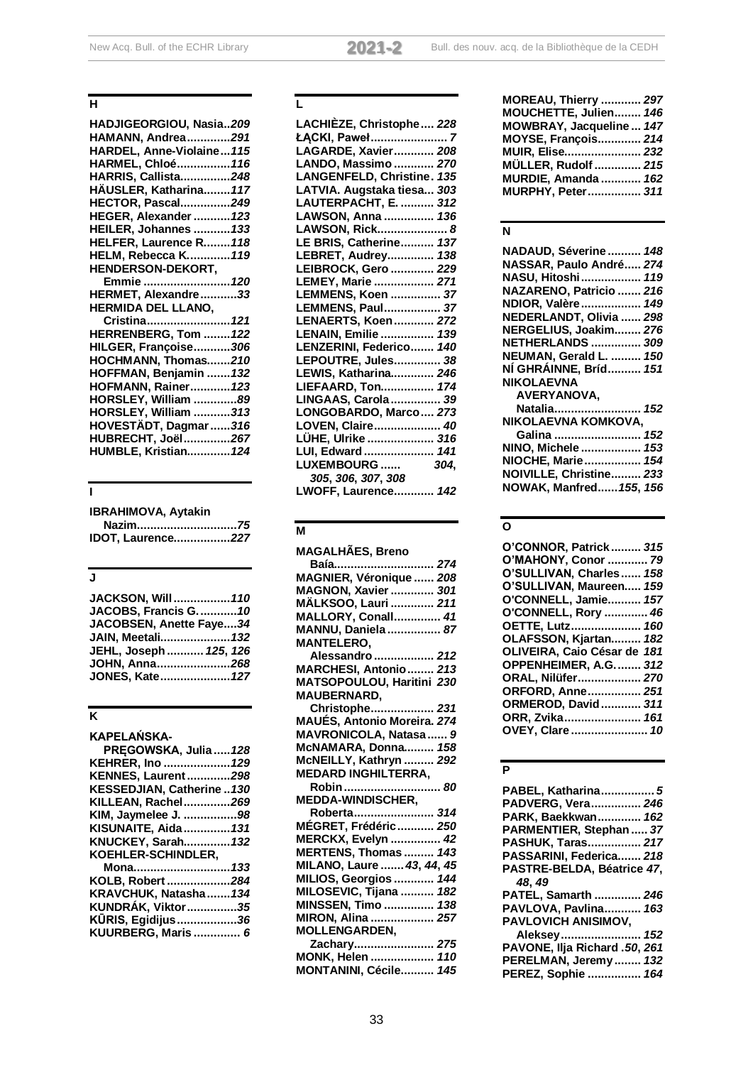## H

**HADJIGEORGIOU, Nasia**..*209*
**HAMANN, Andrea**.............*291*
**HARDEL, Anne-Violaine**...*115*
**HARMEL, Chloé**................*116*
**HARRIS, Callista**...............*248*
**HÄUSLER, Katharina**........*117*
**HECTOR, Pascal**...............*249*
**HEGER, Alexander**...........*123*
**HEILER, Johannes**...........*133*
**HELFER, Laurence R.**.......*118*
**HELM, Rebecca K.**............*119*
**HENDERSON-DEKORT, Emmie**..........................*120*
**HERMET, Alexandre**...........*33*
**HERMIDA DEL LLANO, Cristina**..........................*121*
**HERRENBERG, Tom**........*122*
**HILGER, Françoise**...........*306*
**HOCHMANN, Thomas**.......*210*
**HOFFMAN, Benjamin**.......*132*
**HOFMANN, Rainer**............*123*
**HORSLEY, William**.............*89*
**HORSLEY, William**...........*313*
**HOVESTÄDT, Dagmar**......*316*
**HUBRECHT, Joël**..............*267*
**HUMBLE, Kristian**.............*124*

## I

**IBRAHIMOVA, Aytakin Nazim**..............................*75*
**IDOT, Laurence**.................*227*

## J

**JACKSON, Will**.................*110*
**JACOBS, Francis G.**............*10*
**JACOBSEN, Anette Faye**....*34*
**JAIN, Meetali**.....................*132*
**JEHL, Joseph**........... *125*, *126*
**JOHN, Anna**......................*268*
**JONES, Kate**.....................*127*

## K

**KAPELAŃSKA-PRĘGOWSKA, Julia**.....*128*
**KEHRER, Ino**....................*129*
**KENNES, Laurent**.............*298*
**KESSEDJIAN, Catherine**..*130*
**KILLEAN, Rachel**..............*269*
**KIM, Jaymelee J.**................*98*
**KISUNAITE, Aida**..............*131*
**KNUCKEY, Sarah**..............*132*
**KOEHLER-SCHINDLER, Mona**.............................*133*
**KOLB, Robert**...................*284*
**KRAVCHUK, Natasha**.......*134*
**KUNDRÁK, Viktor**...............*35*
**KŪRIS, Egidijus**..................*36*
**KUURBERG, Maris**.............. *6*

## L

**LACHIÈZE, Christophe**.... *228*
**ŁĄCKI, Paweł**....................... *7*
**LAGARDE, Xavier**............ *208*
**LANDO, Massimo**............ *270*
**LANGENFELD, Christine**. *135*
**LATVIA. Augstaka tiesa**... *303*
**LAUTERPACHT, E.**.......... *312*
**LAWSON, Anna**............... *136*
**LAWSON, Rick**..................... *8*
**LE BRIS, Catherine**.......... *137*
**LEBRET, Audrey**.............. *138*
**LEIBROCK, Gero**............. *229*
**LEMEY, Marie**.................. *271*
**LEMMENS, Koen**............... *37*
**LEMMENS, Paul**................. *37*
**LENAERTS, Koen**............ *272*
**LENAIN, Emilie**................ *139*
**LENZERINI, Federico**....... *140*
**LEPOUTRE, Jules**.............. *38*
**LEWIS, Katharina**............. *246*
**LIEFAARD, Ton**................ *174*
**LINGAAS, Carola**............... *39*
**LONGOBARDO, Marco**.... *273*
**LOVEN, Claire**.................... *40*
**LÜHE, Ulrike**.................... *316*
**LUI, Edward**..................... *141*
**LUXEMBOURG**...... *304*, *305*, *306*, *307*, *308*
**LWOFF, Laurence**............ *142*

## M

**MAGALHÃES, Breno Baía**............................. *274*
**MAGNIER, Véronique**...... *208*
**MAGNON, Xavier**............. *301*
**MÄLKSOO, Lauri**............. *211*
**MALLORY, Conall**.............. *41*
**MANNU, Daniela**................ *87*
**MANTELERO, Alessandro**.................. *212*
**MARCHESI, Antonio**........ *213*
**MATSOPOULOU, Haritini** *230*
**MAUBERNARD, Christophe**................... *231*
**MAUÉS, Antonio Moreira**. *274*
**MAVRONICOLA, Natasa**...... *9*
**McNAMARA, Donna**......... *158*
**McNEILLY, Kathryn**......... *292*
**MEDARD INGHILTERRA, Robin**............................ *80*
**MEDDA-WINDISCHER, Roberta**........................ *314*
**MÉGRET, Frédéric**........... *250*
**MERCKX, Evelyn**............... *42*
**MERTENS, Thomas**......... *143*
**MILANO, Laure**....... *43*, *44*, *45*
**MILIOS, Georgios**............ *144*
**MILOSEVIC, Tijana**.......... *182*
**MINSSEN, Timo**............... *138*
**MIRON, Alina**................... *257*
**MOLLENGARDEN, Zachary**....................... *275*
**MONK, Helen**................... *110*
**MONTANINI, Cécile**.......... *145*
**MOREAU, Thierry**............ *297*
**MOUCHETTE, Julien**........ *146*
**MOWBRAY, Jacqueline**... *147*
**MOYSE, François**............. *214*
**MUIR, Elise**....................... *232*
**MÜLLER, Rudolf**.............. *215*
**MURDIE, Amanda**............ *162*
**MURPHY, Peter**................ *311*

## N

**NADAUD, Séverine**.......... *148*
**NASSAR, Paulo André**..... *274*
**NASU, Hitoshi**.................. *119*
**NAZARENO, Patricio**....... *216*
**NDIOR, Valère**.................. *149*
**NEDERLANDT, Olivia**...... *298*
**NERGELIUS, Joakim**........ *276*
**NETHERLANDS**............... *309*
**NEUMAN, Gerald L.**......... *150*
**NÍ GHRÁINNE, Bríd**.......... *151*
**NIKOLAEVNA AVERYANOVA, Natalia**.......................... *152*
**NIKOLAEVNA KOMKOVA, Galina**.......................... *152*
**NINO, Michele**.................. *153*
**NIOCHE, Marie**................. *154*
**NOIVILLE, Christine**......... *233*
**NOWAK, Manfred**......*155*, *156*

## O

**O'CONNOR, Patrick**......... *315*
**O'MAHONY, Conor**............ *79*
**O'SULLIVAN, Charles**...... *158*
**O'SULLIVAN, Maureen**..... *159*
**O'CONNELL, Jamie**.......... *157*
**O'CONNELL, Rory**............. *46*
**OETTE, Lutz**..................... *160*
**OLAFSSON, Kjartan**......... *182*
**OLIVEIRA, Caio César de** *181*
**OPPENHEIMER, A.G.**........ *312*
**ORAL, Nilüfer**................... *270*
**ORFORD, Anne**................ *251*
**ORMEROD, David**............ *311*
**ORR, Zvika**....................... *161*
**OVEY, Clare**....................... *10*

## P

**PABEL, Katharina**................ *5*
**PADVERG, Vera**............... *246*
**PARK, Baekkwan**............. *162*
**PARMENTIER, Stephan**..... *37*
**PASHUK, Taras**................ *217*
**PASSARINI, Federica**....... *218*
**PASTRE-BELDA, Béatrice** *47*, *48*, *49*
**PATEL, Samarth**.............. *246*
**PAVLOVA, Pavlina**........... *163*
**PAVLOVICH ANISIMOV, Aleksey**........................ *152*
**PAVONE, Ilja Richard** .*50*, *261*
**PERELMAN, Jeremy**........ *132*
**PEREZ, Sophie**................ *164*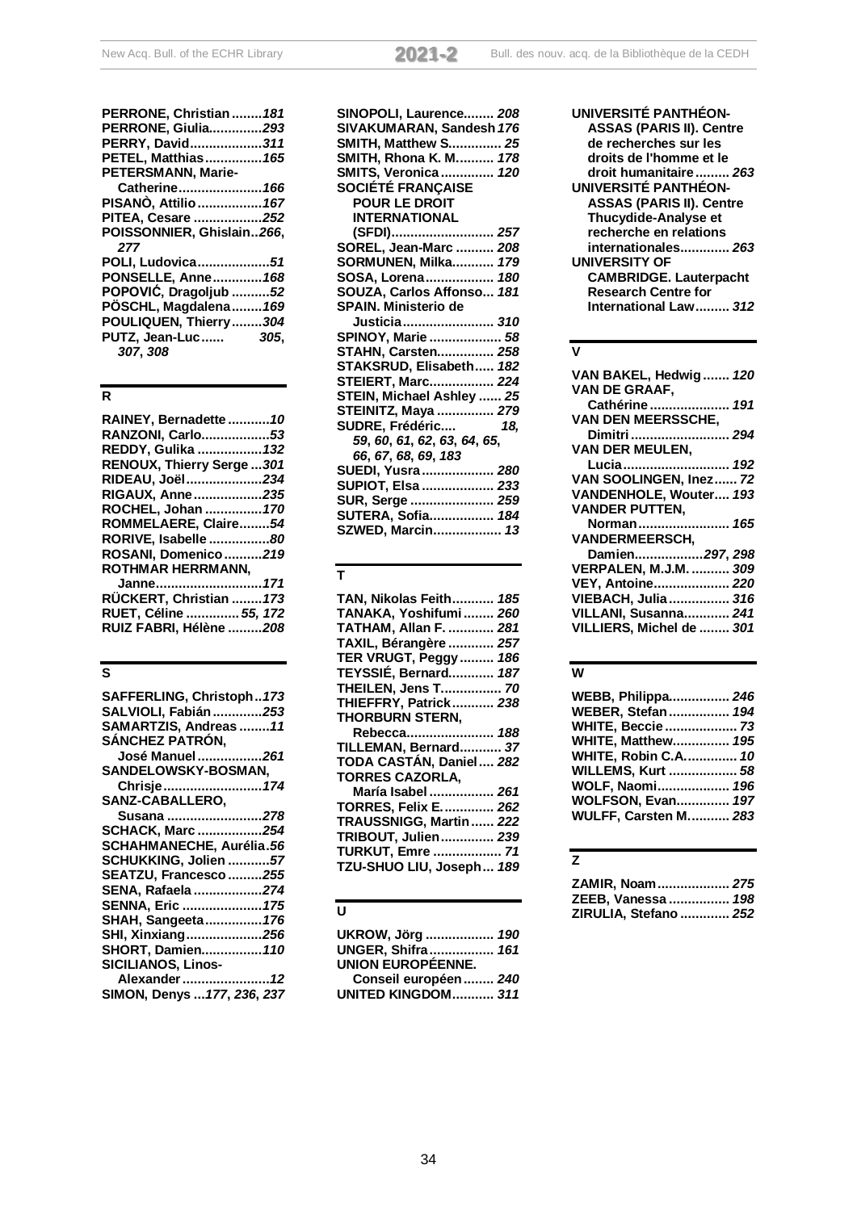PERRONE, Christian ........*181*
PERRONE, Giulia..............*293*
PERRY, David...................*311*
PETEL, Matthias...............*165*
PETERSMANN, Marie-Catherine......................*166*
PISANÒ, Attilio.................*167*
PITEA, Cesare ..................*252*
POISSONNIER, Ghislain..*266*, *277*
POLI, Ludovica...................*51*
PONSELLE, Anne.............*168*
POPOVIĆ, Dragoljub ..........*52*
PÖSCHL, Magdalena........*169*
POULIQUEN, Thierry........*304*
PUTZ, Jean-Luc...... *305*, *307*, *308*

## R

RAINEY, Bernadette ...........*10*
RANZONI, Carlo..................*53*
REDDY, Gulika .................*132*
RENOUX, Thierry Serge ...*301*
RIDEAU, Joël....................*234*
RIGAUX, Anne..................*235*
ROCHEL, Johan ...............*170*
ROMMELAERE, Claire........*54*
RORIVE, Isabelle ................*80*
ROSANI, Domenico ..........*219*
ROTHMAR HERRMANN, Janne............................*171*
RÜCKERT, Christian ........*173*
RUET, Céline ..............*55*, *172*
RUIZ FABRI, Hélène .........*208*

## S

SAFFERLING, Christoph..*173*
SALVIOLI, Fabián .............*253*
SAMARTZIS, Andreas ........*11*
SÁNCHEZ PATRÓN, José Manuel.................*261*
SANDELOWSKY-BOSMAN, Chrisje..........................*174*
SANZ-CABALLERO, Susana .........................*278*
SCHACK, Marc .................*254*
SCHAHMANECHE, Aurélia.*56*
SCHUKKING, Jolien ...........*57*
SEATZU, Francesco .........*255*
SENA, Rafaela ..................*274*
SENNA, Eric .....................*175*
SHAH, Sangeeta...............*176*
SHI, Xinxiang....................*256*
SHORT, Damien................*110*
SICILIANOS, Linos-Alexander.......................*12*
SIMON, Denys ...*177*, *236*, *237*

SINOPOLI, Laurence........ *208*
SIVAKUMARAN, Sandesh *176*
SMITH, Matthew S.............. *25*
SMITH, Rhona K. M.......... *178*
SMITS, Veronica .............. *120*
SOCIÉTÉ FRANÇAISE POUR LE DROIT INTERNATIONAL (SFDI)........................... *257*
SOREL, Jean-Marc .......... *208*
SORMUNEN, Milka........... *179*
SOSA, Lorena.................. *180*
SOUZA, Carlos Affonso... *181*
SPAIN. Ministerio de Justicia........................ *310*
SPINOY, Marie ................... *58*
STAHN, Carsten............... *258*
STAKSRUD, Elisabeth..... *182*
STEIERT, Marc................. *224*
STEIN, Michael Ashley ...... *25*
STEINITZ, Maya ............... *279*
SUDRE, Frédéric.... *18*, *59*, *60*, *61*, *62*, *63*, *64*, *65*, *66*, *67*, *68*, *69*, *183*
SUEDI, Yusra................... *280*
SUPIOT, Elsa ................... *233*
SUR, Serge ...................... *259*
SUTERA, Sofia................. *184*
SZWED, Marcin.................. *13*

## T

TAN, Nikolas Feith........... *185*
TANAKA, Yoshifumi ........ *260*
TATHAM, Allan F. ............ *281*
TAXIL, Bérangère ............ *257*
TER VRUGT, Peggy......... *186*
TEYSSIÉ, Bernard............ *187*
THEILEN, Jens T................ *70*
THIEFFRY, Patrick........... *238*
THORBURN STERN, Rebecca....................... *188*
TILLEMAN, Bernard........... *37*
TODA CASTÁN, Daniel .... *282*
TORRES CAZORLA, María Isabel ................ *261*
TORRES, Felix E.............. *262*
TRAUSSNIGG, Martin ...... *222*
TRIBOUT, Julien............... *239*
TURKUT, Emre .................. *71*
TZU-SHUO LIU, Joseph... *189*

## U

UKROW, Jörg .................. *190*
UNGER, Shifra................. *161*
UNION EUROPÉENNE. Conseil européen........ *240*
UNITED KINGDOM........... *311*

UNIVERSITÉ PANTHÉON-ASSAS (PARIS II). Centre de recherches sur les droits de l'homme et le droit humanitaire......... *263*
UNIVERSITÉ PANTHÉON-ASSAS (PARIS II). Centre Thucydide-Analyse et recherche en relations internationales............. *263*
UNIVERSITY OF CAMBRIDGE. Lauterpacht Research Centre for International Law......... *312*

## V

VAN BAKEL, Hedwig ....... *120*
VAN DE GRAAF, Cathérine..................... *191*
VAN DEN MEERSSCHE, Dimitri.......................... *294*
VAN DER MEULEN, Lucia........................... *192*
VAN SOOLINGEN, Inez...... *72*
VANDENHOLE, Wouter.... *193*
VANDER PUTTEN, Norman........................ *165*
VANDERMEERSCH, Damien..................*297*, *298*
VERPALEN, M.J.M. .......... *309*
VEY, Antoine.................... *220*
VIEBACH, Julia ................ *316*
VILLANI, Susanna............ *241*
VILLIERS, Michel de ........ *301*

## W

WEBB, Philippa................ *246*
WEBER, Stefan ................ *194*
WHITE, Beccie ................... *73*
WHITE, Matthew............... *195*
WHITE, Robin C.A.............. *10*
WILLEMS, Kurt .................. *58*
WOLF, Naomi................... *196*
WOLFSON, Evan.............. *197*
WULFF, Carsten M........... *283*

## Z

ZAMIR, Noam................... *275*
ZEEB, Vanessa ................ *198*
ZIRULIA, Stefano ............. *252*